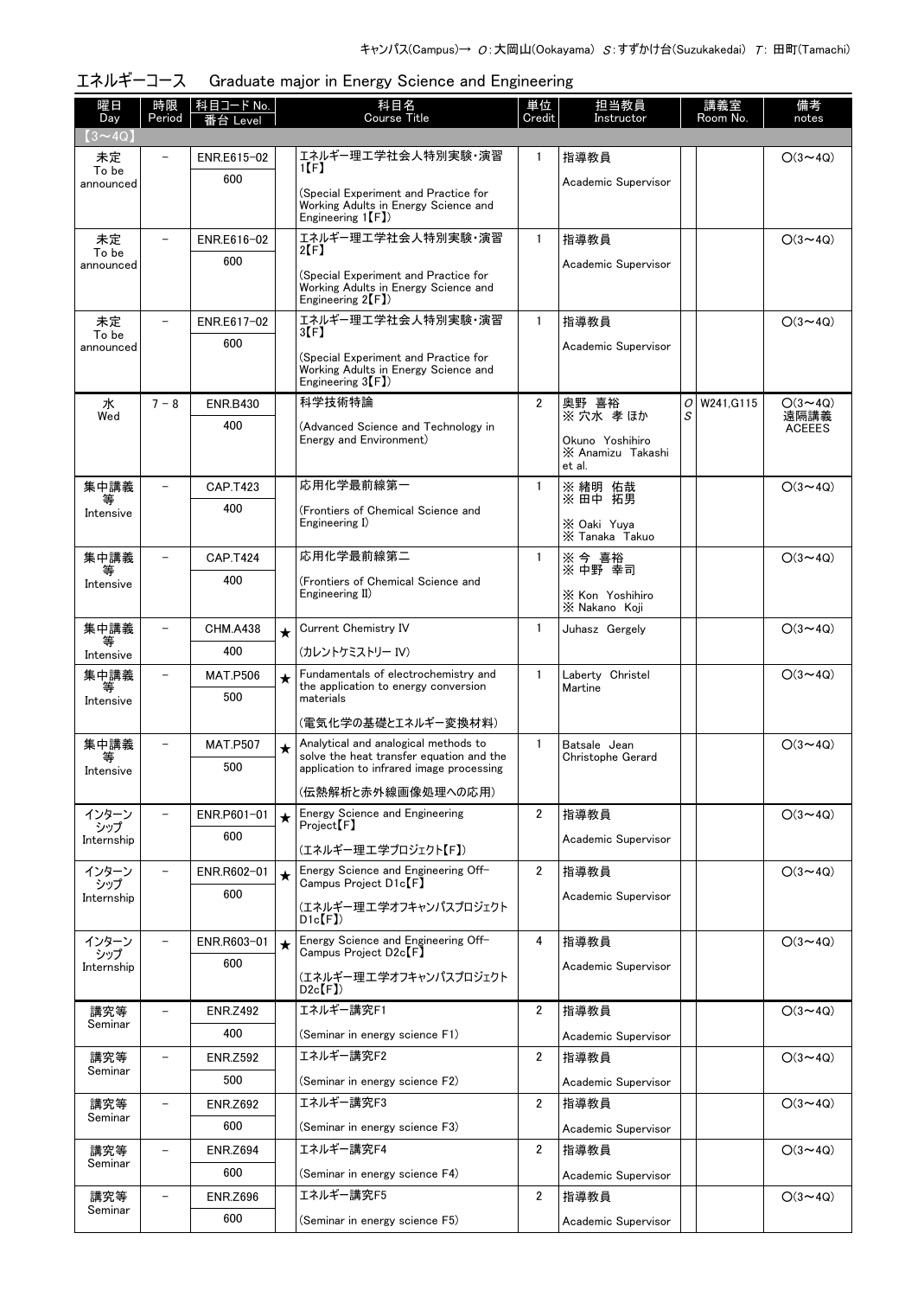キャンパス(Campus)→ O：大岡山(Ookayama) S：すずかけ台(Suzukakedai) T：田町(Tamachi)

## エネルギーコース　Graduate major in Energy Science and Engineering

| 曜日 Day | 時限 Period | 科目コード No. 番台 Level | | 科目名 Course Title | 単位 Credit | 担当教員 Instructor | 講義室 Room No. | | 備考 notes |
|---|---|---|---|---|---|---|---|---|---|
| 【3～4Q】 | | | | | | | | | |
| 未定 To be announced | － | ENR.E615-02 600 | | エネルギー理工学社会人特別実験・演習1【F】 (Special Experiment and Practice for Working Adults in Energy Science and Engineering 1【F】) | 1 | 指導教員 Academic Supervisor | | | ○(3～4Q) |
| 未定 To be announced | － | ENR.E616-02 600 | | エネルギー理工学社会人特別実験・演習2【F】 (Special Experiment and Practice for Working Adults in Energy Science and Engineering 2【F】) | 1 | 指導教員 Academic Supervisor | | | ○(3～4Q) |
| 未定 To be announced | － | ENR.E617-02 600 | | エネルギー理工学社会人特別実験・演習3【F】 (Special Experiment and Practice for Working Adults in Energy Science and Engineering 3【F】) | 1 | 指導教員 Academic Supervisor | | | ○(3～4Q) |
| 水 Wed | 7－8 | ENR.B430 400 | | 科学技術特論 (Advanced Science and Technology in Energy and Environment) | 2 | 奥野 喜裕 ※ 穴水 孝 ほか Okuno Yoshihiro ※ Anamizu Takashi et al. | O S | W241,G115 | ○(3～4Q) 遠隔講義 ACEEES |
| 集中講義等 Intensive | － | CAP.T423 400 | | 応用化学最前線第一 (Frontiers of Chemical Science and Engineering I) | 1 | ※ 緒明 佑哉 ※ 田中 拓男 ※ Oaki Yuya ※ Tanaka Takuo | | | ○(3～4Q) |
| 集中講義等 Intensive | － | CAP.T424 400 | | 応用化学最前線第二 (Frontiers of Chemical Science and Engineering II) | 1 | ※ 今 喜裕 ※ 中野 幸司 ※ Kon Yoshihiro ※ Nakano Koji | | | ○(3～4Q) |
| 集中講義等 Intensive | － | CHM.A438 400 | ★ | Current Chemistry IV (カレントケミストリー IV) | 1 | Juhasz Gergely | | | ○(3～4Q) |
| 集中講義等 Intensive | － | MAT.P506 500 | ★ | Fundamentals of electrochemistry and the application to energy conversion materials (電気化学の基礎とエネルギー変換材料) | 1 | Laberty Christel Martine | | | ○(3～4Q) |
| 集中講義等 Intensive | － | MAT.P507 500 | ★ | Analytical and analogical methods to solve the heat transfer equation and the application to infrared image processing (伝熱解析と赤外線画像処理への応用) | 1 | Batsale Jean Christophe Gerard | | | ○(3～4Q) |
| インターンシップ Internship | － | ENR.P601-01 600 | ★ | Energy Science and Engineering Project【F】 (エネルギー理工学プロジェクト【F】) | 2 | 指導教員 Academic Supervisor | | | ○(3～4Q) |
| インターンシップ Internship | － | ENR.R602-01 600 | ★ | Energy Science and Engineering Off-Campus Project D1c【F】 (エネルギー理工学オフキャンパスプロジェクトD1c【F】) | 2 | 指導教員 Academic Supervisor | | | ○(3～4Q) |
| インターンシップ Internship | － | ENR.R603-01 600 | ★ | Energy Science and Engineering Off-Campus Project D2c【F】 (エネルギー理工学オフキャンパスプロジェクトD2c【F】) | 4 | 指導教員 Academic Supervisor | | | ○(3～4Q) |
| 講究等 Seminar | － | ENR.Z492 400 | | エネルギー講究F1 (Seminar in energy science F1) | 2 | 指導教員 Academic Supervisor | | | ○(3～4Q) |
| 講究等 Seminar | － | ENR.Z592 500 | | エネルギー講究F2 (Seminar in energy science F2) | 2 | 指導教員 Academic Supervisor | | | ○(3～4Q) |
| 講究等 Seminar | － | ENR.Z692 600 | | エネルギー講究F3 (Seminar in energy science F3) | 2 | 指導教員 Academic Supervisor | | | ○(3～4Q) |
| 講究等 Seminar | － | ENR.Z694 600 | | エネルギー講究F4 (Seminar in energy science F4) | 2 | 指導教員 Academic Supervisor | | | ○(3～4Q) |
| 講究等 Seminar | － | ENR.Z696 600 | | エネルギー講究F5 (Seminar in energy science F5) | 2 | 指導教員 Academic Supervisor | | | ○(3～4Q) |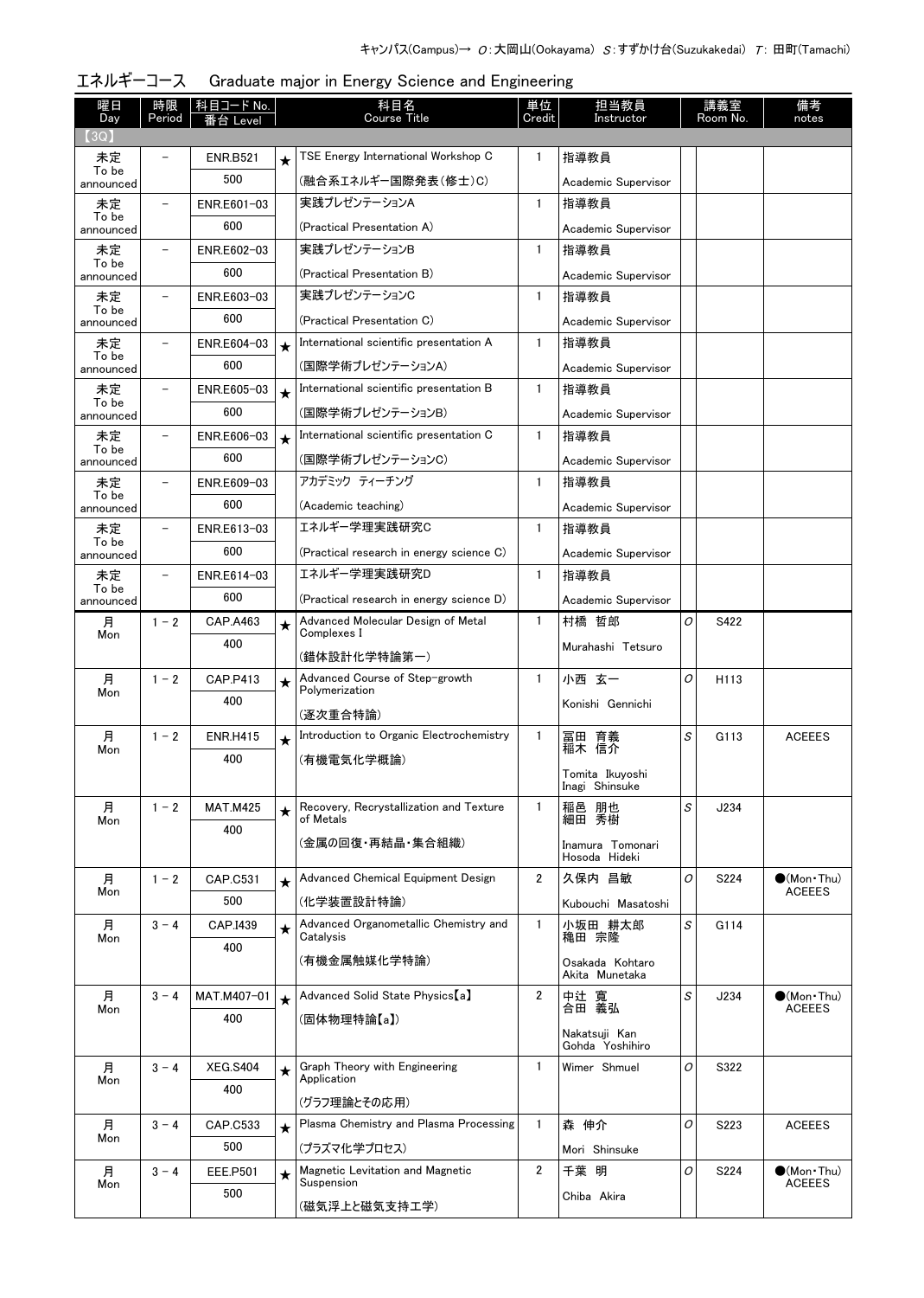キャンパス(Campus)→ O:大岡山(Ookayama) S:すずかけ台(Suzukakedai) T: 田町(Tamachi)

## エネルギーコース　Graduate major in Energy Science and Engineering

| 曜日 Day | 時限 Period | 科目コード No. 番台 Level | | 科目名 Course Title | 単位 Credit | 担当教員 Instructor | | 講義室 Room No. | 備考 notes |
|---|---|---|---|---|---|---|---|---|---|
| 【3Q】 | | | | | | | | | |
| 未定 To be announced | – | ENR.B521 500 | ★ | TSE Energy International Workshop C (融合系エネルギー国際発表(修士)C) | 1 | 指導教員 Academic Supervisor | | | |
| 未定 To be announced | – | ENR.E601-03 600 | | 実践プレゼンテーションA (Practical Presentation A) | 1 | 指導教員 Academic Supervisor | | | |
| 未定 To be announced | – | ENR.E602-03 600 | | 実践プレゼンテーションB (Practical Presentation B) | 1 | 指導教員 Academic Supervisor | | | |
| 未定 To be announced | – | ENR.E603-03 600 | | 実践プレゼンテーションC (Practical Presentation C) | 1 | 指導教員 Academic Supervisor | | | |
| 未定 To be announced | – | ENR.E604-03 600 | ★ | International scientific presentation A (国際学術プレゼンテーションA) | 1 | 指導教員 Academic Supervisor | | | |
| 未定 To be announced | – | ENR.E605-03 600 | ★ | International scientific presentation B (国際学術プレゼンテーションB) | 1 | 指導教員 Academic Supervisor | | | |
| 未定 To be announced | – | ENR.E606-03 600 | ★ | International scientific presentation C (国際学術プレゼンテーションC) | 1 | 指導教員 Academic Supervisor | | | |
| 未定 To be announced | – | ENR.E609-03 600 | | アカデミック ティーチング (Academic teaching) | 1 | 指導教員 Academic Supervisor | | | |
| 未定 To be announced | – | ENR.E613-03 600 | | エネルギー学理実践研究C (Practical research in energy science C) | 1 | 指導教員 Academic Supervisor | | | |
| 未定 To be announced | – | ENR.E614-03 600 | | エネルギー学理実践研究D (Practical research in energy science D) | 1 | 指導教員 Academic Supervisor | | | |
| 月 Mon | 1 – 2 | CAP.A463 400 | ★ | Advanced Molecular Design of Metal Complexes I (錯体設計化学特論第一) | 1 | 村橋 哲郎 Murahashi Tetsuro | O | S422 | |
| 月 Mon | 1 – 2 | CAP.P413 400 | ★ | Advanced Course of Step-growth Polymerization (逐次重合特論) | 1 | 小西 玄一 Konishi Gennichi | O | H113 | |
| 月 Mon | 1 – 2 | ENR.H415 400 | ★ | Introduction to Organic Electrochemistry (有機電気化学概論) | 1 | 冨田 育義 稲木 信介 Tomita Ikuyoshi Inagi Shinsuke | S | G113 | ACEEES |
| 月 Mon | 1 – 2 | MAT.M425 400 | ★ | Recovery, Recrystallization and Texture of Metals (金属の回復・再結晶・集合組織) | 1 | 稲邑 朋也 細田 秀樹 Inamura Tomonari Hosoda Hideki | S | J234 | |
| 月 Mon | 1 – 2 | CAP.C531 500 | ★ | Advanced Chemical Equipment Design (化学装置設計特論) | 2 | 久保内 昌敏 Kubouchi Masatoshi | O | S224 | ●(Mon・Thu) ACEEES |
| 月 Mon | 3 – 4 | CAP.I439 400 | ★ | Advanced Organometallic Chemistry and Catalysis (有機金属触媒化学特論) | 1 | 小坂田 耕太郎 穐田 宗隆 Osakada Kohtaro Akita Munetaka | S | G114 | |
| 月 Mon | 3 – 4 | MAT.M407-01 400 | ★ | Advanced Solid State Physics【a】 (固体物理特論【a】) | 2 | 中辻 寛 合田 義弘 Nakatsuji Kan Gohda Yoshihiro | S | J234 | ●(Mon・Thu) ACEEES |
| 月 Mon | 3 – 4 | XEG.S404 400 | ★ | Graph Theory with Engineering Application (グラフ理論とその応用) | 1 | Wimer Shmuel | O | S322 | |
| 月 Mon | 3 – 4 | CAP.C533 500 | ★ | Plasma Chemistry and Plasma Processing (プラズマ化学プロセス) | 1 | 森 伸介 Mori Shinsuke | O | S223 | ACEEES |
| 月 Mon | 3 – 4 | EEE.P501 500 | ★ | Magnetic Levitation and Magnetic Suspension (磁気浮上と磁気支持工学) | 2 | 千葉 明 Chiba Akira | O | S224 | ●(Mon・Thu) ACEEES |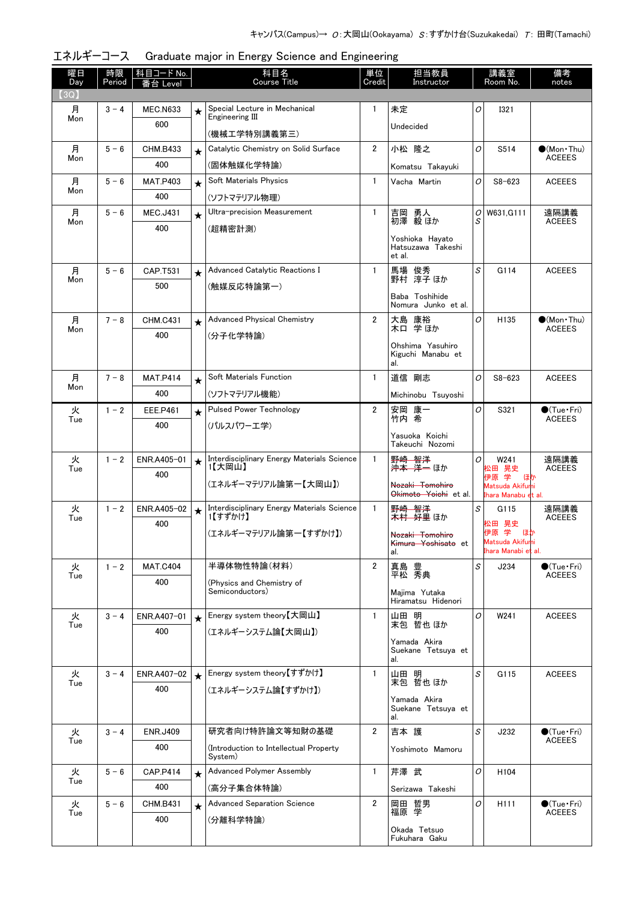キャンパス(Campus)→ *O*:大岡山(Ookayama) *S*:すずかけ台(Suzukakedai) *T*:田町(Tamachi)

## エネルギーコース　Graduate major in Energy Science and Engineering

| 曜日 Day | 時限 Period | 科目コード No. 番台 Level | | 科目名 Course Title | 単位 Credit | 担当教員 Instructor | | 講義室 Room No. | 備考 notes |
|---|---|---|---|---|---|---|---|---|---|
| 【3Q】 | | | | | | | | | |
| 月 Mon | 3 - 4 | MEC.N633 600 | ★ | Special Lecture in Mechanical Engineering III (機械工学特別講義第三) | 1 | 未定 Undecided | O | I321 | |
| 月 Mon | 5 - 6 | CHM.B433 400 | ★ | Catalytic Chemistry on Solid Surface (固体触媒化学特論) | 2 | 小松 隆之 Komatsu Takayuki | O | S514 | ●(Mon・Thu) ACEEES |
| 月 Mon | 5 - 6 | MAT.P403 400 | ★ | Soft Materials Physics (ソフトマテリアル物理) | 1 | Vacha Martin | O | S8-623 | ACEEES |
| 月 Mon | 5 - 6 | MEC.J431 400 | ★ | Ultra-precision Measurement (超精密計測) | 1 | 吉岡 勇人 初澤 毅 ほか Yoshioka Hayato Hatsuzawa Takeshi et al. | O S | W631,G111 | 遠隔講義 ACEEES |
| 月 Mon | 5 - 6 | CAP.T531 500 | ★ | Advanced Catalytic Reactions I (触媒反応特論第一) | 1 | 馬場 俊秀 野村 淳子 ほか Baba Toshihide Nomura Junko et al. | S | G114 | ACEEES |
| 月 Mon | 7 - 8 | CHM.C431 400 | ★ | Advanced Physical Chemistry (分子化学特論) | 2 | 大島 康裕 木口 学 ほか Ohshima Yasuhiro Kiguchi Manabu et al. | O | H135 | ●(Mon・Thu) ACEEES |
| 月 Mon | 7 - 8 | MAT.P414 400 | ★ | Soft Materials Function (ソフトマテリアル機能) | 1 | 道信 剛志 Michinobu Tsuyoshi | O | S8-623 | ACEEES |
| 火 Tue | 1 - 2 | EEE.P461 400 | ★ | Pulsed Power Technology (パルスパワー工学) | 2 | 安岡 康一 竹内 希 Yasuoka Koichi Takeuchi Nozomi | O | S321 | ●(Tue・Fri) ACEEES |
| 火 Tue | 1 - 2 | ENR.A405-01 400 | ★ | Interdisciplinary Energy Materials Science 1【大岡山】 (エネルギーマテリアル論第一【大岡山】) | 1 | ~~野崎 智洋~~ ~~沖本 洋一~~ ほか ~~Nozaki Tomohiro~~ ~~Okimoto Yoichi~~ et al. 松田 晃史 伊原 学 ほか Matsuda Akifumi Ihara Manabu et al. | O | W241 | 遠隔講義 ACEEES |
| 火 Tue | 1 - 2 | ENR.A405-02 400 | ★ | Interdisciplinary Energy Materials Science 1【すずかけ】 (エネルギーマテリアル論第一【すずかけ】) | 1 | ~~野崎 智洋~~ ~~木村 好里~~ ほか ~~Nozaki Tomohiro~~ ~~Kimura Yoshisato~~ et al. 松田 晃史 伊原 学 ほか Matsuda Akifumi Ihara Manabi et al. | S | G115 | 遠隔講義 ACEEES |
| 火 Tue | 1 - 2 | MAT.C404 400 | | 半導体物性特論(材料) (Physics and Chemistry of Semiconductors) | 2 | 真島 豊 平松 秀典 Majima Yutaka Hiramatsu Hidenori | S | J234 | ●(Tue・Fri) ACEEES |
| 火 Tue | 3 - 4 | ENR.A407-01 400 | ★ | Energy system theory【大岡山】 (エネルギーシステム論【大岡山】) | 1 | 山田 明 末包 哲也 ほか Yamada Akira Suekane Tetsuya et al. | O | W241 | ACEEES |
| 火 Tue | 3 - 4 | ENR.A407-02 400 | ★ | Energy system theory【すずかけ】 (エネルギーシステム論【すずかけ】) | 1 | 山田 明 末包 哲也 ほか Yamada Akira Suekane Tetsuya et al. | S | G115 | ACEEES |
| 火 Tue | 3 - 4 | ENR.J409 400 | | 研究者向け特許論文等知財の基礎 (Introduction to Intellectual Property System) | 2 | 吉本 護 Yoshimoto Mamoru | S | J232 | ●(Tue・Fri) ACEEES |
| 火 Tue | 5 - 6 | CAP.P414 400 | ★ | Advanced Polymer Assembly (高分子集合体特論) | 1 | 芹澤 武 Serizawa Takeshi | O | H104 | |
| 火 Tue | 5 - 6 | CHM.B431 400 | ★ | Advanced Separation Science (分離科学特論) | 2 | 岡田 哲男 福原 学 Okada Tetsuo Fukuhara Gaku | O | H111 | ●(Tue・Fri) ACEEES |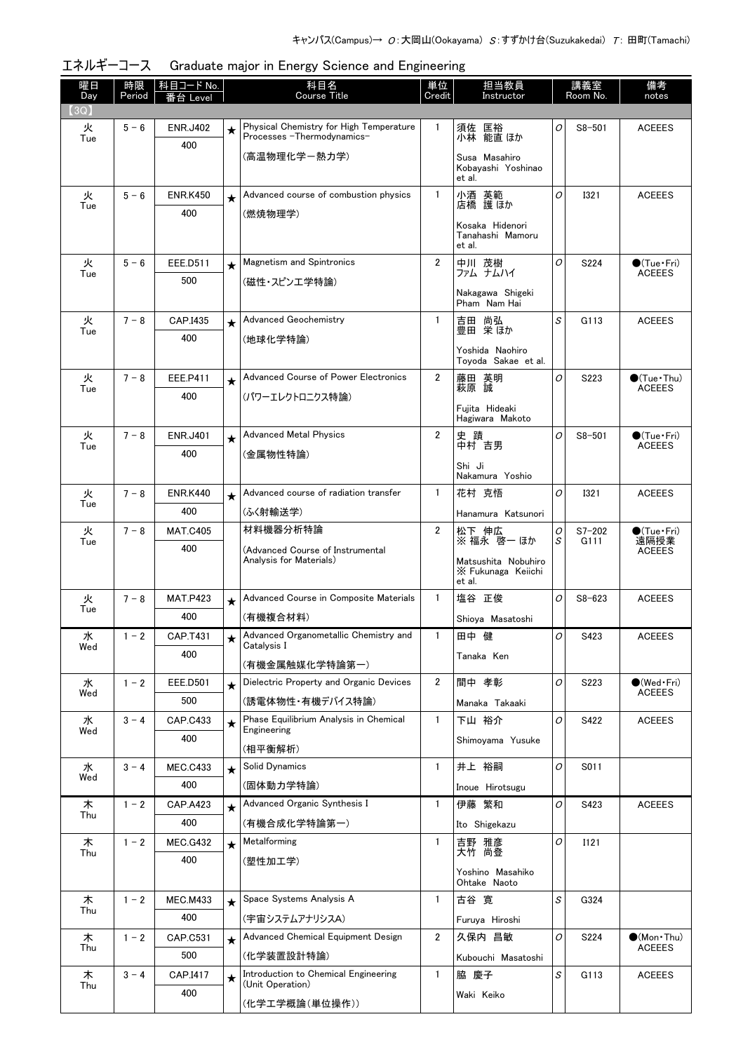キャンパス(Campus)→ O：大岡山(Ookayama) S：すずかけ台(Suzukakedai) T：田町(Tamachi)

## エネルギーコース　Graduate major in Energy Science and Engineering

| 曜日 Day | 時限 Period | 科目コード No. 番台 Level | | 科目名 Course Title | 単位 Credit | 担当教員 Instructor | | 講義室 Room No. | 備考 notes |
|---|---|---|---|---|---|---|---|---|---|
| 【3Q】 | | | | | | | | | |
| 火 Tue | 5－6 | ENR.J402 400 | ★ | Physical Chemistry for High Temperature Processes -Thermodynamics- (高温物理化学ー熱力学) | 1 | 須佐 匡裕 小林 能直 ほか Susa Masahiro Kobayashi Yoshinao et al. | O | S8-501 | ACEEES |
| 火 Tue | 5－6 | ENR.K450 400 | ★ | Advanced course of combustion physics (燃焼物理学) | 1 | 小酒 英範 店橋 護 ほか Kosaka Hidenori Tanahashi Mamoru et al. | O | I321 | ACEEES |
| 火 Tue | 5－6 | EEE.D511 500 | ★ | Magnetism and Spintronics (磁性・スピン工学特論) | 2 | 中川 茂樹 ファム ナムハイ Nakagawa Shigeki Pham Nam Hai | O | S224 | ●(Tue・Fri) ACEEES |
| 火 Tue | 7－8 | CAP.I435 400 | ★ | Advanced Geochemistry (地球化学特論) | 1 | 吉田 尚弘 豊田 栄 ほか Yoshida Naohiro Toyoda Sakae et al. | S | G113 | ACEEES |
| 火 Tue | 7－8 | EEE.P411 400 | ★ | Advanced Course of Power Electronics (パワーエレクトロニクス特論) | 2 | 藤田 英明 萩原 誠 Fujita Hideaki Hagiwara Makoto | O | S223 | ●(Tue・Thu) ACEEES |
| 火 Tue | 7－8 | ENR.J401 400 | ★ | Advanced Metal Physics (金属物性特論) | 2 | 史 蹟 中村 吉男 Shi Ji Nakamura Yoshio | O | S8-501 | ●(Tue・Fri) ACEEES |
| 火 Tue | 7－8 | ENR.K440 400 | ★ | Advanced course of radiation transfer (ふく射輸送学) | 1 | 花村 克悟 Hanamura Katsunori | O | I321 | ACEEES |
| 火 Tue | 7－8 | MAT.C405 400 | | 材料機器分析特論 (Advanced Course of Instrumental Analysis for Materials) | 2 | 松下 伸広 ※ 福永 啓一 ほか Matsushita Nobuhiro ※ Fukunaga Keiichi et al. | O S | S7-202 G111 | ●(Tue・Fri) 遠隔授業 ACEEES |
| 火 Tue | 7－8 | MAT.P423 400 | ★ | Advanced Course in Composite Materials (有機複合材料) | 1 | 塩谷 正俊 Shioya Masatoshi | O | S8-623 | ACEEES |
| 水 Wed | 1－2 | CAP.T431 400 | ★ | Advanced Organometallic Chemistry and Catalysis I (有機金属触媒化学特論第一) | 1 | 田中 健 Tanaka Ken | O | S423 | ACEEES |
| 水 Wed | 1－2 | EEE.D501 500 | ★ | Dielectric Property and Organic Devices (誘電体物性・有機デバイス特論) | 2 | 間中 孝彰 Manaka Takaaki | O | S223 | ●(Wed・Fri) ACEEES |
| 水 Wed | 3－4 | CAP.C433 400 | ★ | Phase Equilibrium Analysis in Chemical Engineering (相平衡解析) | 1 | 下山 裕介 Shimoyama Yusuke | O | S422 | ACEEES |
| 水 Wed | 3－4 | MEC.C433 400 | ★ | Solid Dynamics (固体動力学特論) | 1 | 井上 裕嗣 Inoue Hirotsugu | O | S011 | |
| 木 Thu | 1－2 | CAP.A423 400 | ★ | Advanced Organic Synthesis I (有機合成化学特論第一) | 1 | 伊藤 繁和 Ito Shigekazu | O | S423 | ACEEES |
| 木 Thu | 1－2 | MEC.G432 400 | ★ | Metalforming (塑性加工学) | 1 | 吉野 雅彦 大竹 尚登 Yoshino Masahiko Ohtake Naoto | O | I121 | |
| 木 Thu | 1－2 | MEC.M433 400 | ★ | Space Systems Analysis A (宇宙システムアナリシスA) | 1 | 古谷 寛 Furuya Hiroshi | S | G324 | |
| 木 Thu | 1－2 | CAP.C531 500 | ★ | Advanced Chemical Equipment Design (化学装置設計特論) | 2 | 久保内 昌敏 Kubouchi Masatoshi | O | S224 | ●(Mon・Thu) ACEEES |
| 木 Thu | 3－4 | CAP.I417 400 | ★ | Introduction to Chemical Engineering (Unit Operation) (化学工学概論(単位操作)) | 1 | 脇 慶子 Waki Keiko | S | G113 | ACEEES |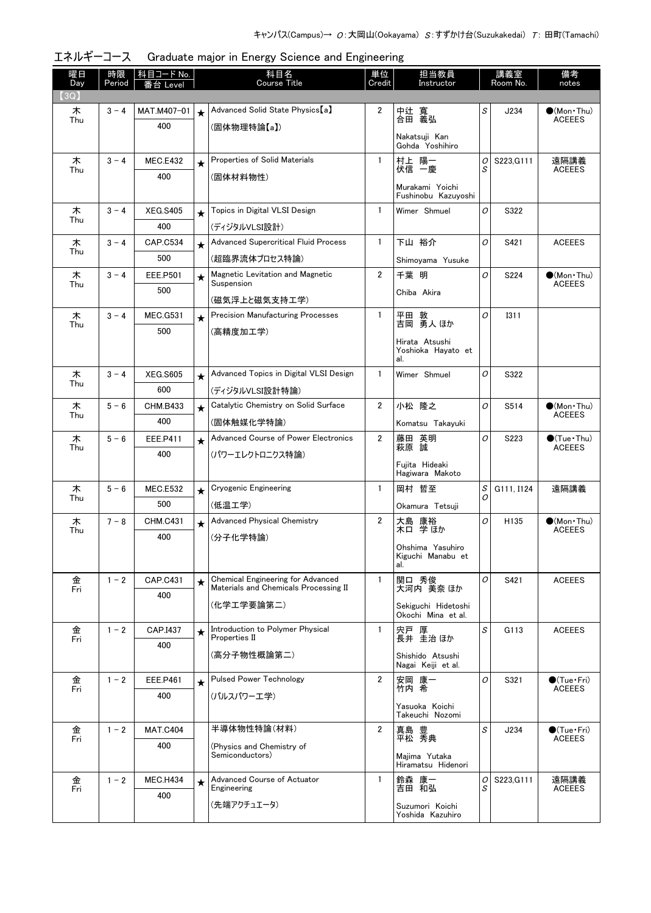キャンパス(Campus)→ O：大岡山(Ookayama) S：すずかけ台(Suzukakedai) T：田町(Tamachi)

## エネルギーコース　Graduate major in Energy Science and Engineering

| 曜日 Day | 時限 Period | 科目コード No. 番台 Level | | 科目名 Course Title | 単位 Credit | 担当教員 Instructor | | 講義室 Room No. | 備考 notes |
|---|---|---|---|---|---|---|---|---|---|
| 【3Q】 | | | | | | | | | |
| 木 Thu | 3－4 | MAT.M407-01 400 | ★ | Advanced Solid State Physics【a】 (固体物理特論【a】) | 2 | 中辻 寛 合田 義弘 Nakatsuji Kan Gohda Yoshihiro | S | J234 | ●(Mon・Thu) ACEEES |
| 木 Thu | 3－4 | MEC.E432 400 | ★ | Properties of Solid Materials (固体材料物性) | 1 | 村上 陽一 伏信 一慶 Murakami Yoichi Fushinobu Kazuyoshi | O S | S223,G111 | 遠隔講義 ACEEES |
| 木 Thu | 3－4 | XEG.S405 400 | ★ | Topics in Digital VLSI Design (ディジタルVLSI設計) | 1 | Wimer Shmuel | O | S322 | |
| 木 Thu | 3－4 | CAP.C534 500 | ★ | Advanced Supercritical Fluid Process (超臨界流体プロセス特論) | 1 | 下山 裕介 Shimoyama Yusuke | O | S421 | ACEEES |
| 木 Thu | 3－4 | EEE.P501 500 | ★ | Magnetic Levitation and Magnetic Suspension (磁気浮上と磁気支持工学) | 2 | 千葉 明 Chiba Akira | O | S224 | ●(Mon・Thu) ACEEES |
| 木 Thu | 3－4 | MEC.G531 500 | ★ | Precision Manufacturing Processes (高精度加工学) | 1 | 平田 敦 吉岡 勇人 ほか Hirata Atsushi Yoshioka Hayato et al. | O | I311 | |
| 木 Thu | 3－4 | XEG.S605 600 | ★ | Advanced Topics in Digital VLSI Design (ディジタルVLSI設計特論) | 1 | Wimer Shmuel | O | S322 | |
| 木 Thu | 5－6 | CHM.B433 400 | ★ | Catalytic Chemistry on Solid Surface (固体触媒化学特論) | 2 | 小松 隆之 Komatsu Takayuki | O | S514 | ●(Mon・Thu) ACEEES |
| 木 Thu | 5－6 | EEE.P411 400 | ★ | Advanced Course of Power Electronics (パワーエレクトロニクス特論) | 2 | 藤田 英明 萩原 誠 Fujita Hideaki Hagiwara Makoto | O | S223 | ●(Tue・Thu) ACEEES |
| 木 Thu | 5－6 | MEC.E532 500 | ★ | Cryogenic Engineering (低温工学) | 1 | 岡村 哲至 Okamura Tetsuji | S O | G111, I124 | 遠隔講義 |
| 木 Thu | 7－8 | CHM.C431 400 | ★ | Advanced Physical Chemistry (分子化学特論) | 2 | 大島 康裕 木口 学 ほか Ohshima Yasuhiro Kiguchi Manabu et al. | O | H135 | ●(Mon・Thu) ACEEES |
| 金 Fri | 1－2 | CAP.C431 400 | ★ | Chemical Engineering for Advanced Materials and Chemicals Processing II (化学工学要論第二) | 1 | 関口 秀俊 大河内 美奈 ほか Sekiguchi Hidetoshi Okochi Mina et al. | O | S421 | ACEEES |
| 金 Fri | 1－2 | CAP.I437 400 | ★ | Introduction to Polymer Physical Properties II (高分子物性概論第二) | 1 | 宍戸 厚 長井 圭治 ほか Shishido Atsushi Nagai Keiji et al. | S | G113 | ACEEES |
| 金 Fri | 1－2 | EEE.P461 400 | ★ | Pulsed Power Technology (パルスパワー工学) | 2 | 安岡 康一 竹内 希 Yasuoka Koichi Takeuchi Nozomi | O | S321 | ●(Tue・Fri) ACEEES |
| 金 Fri | 1－2 | MAT.C404 400 | | 半導体物性特論(材料) (Physics and Chemistry of Semiconductors) | 2 | 真島 豊 平松 秀典 Majima Yutaka Hiramatsu Hidenori | S | J234 | ●(Tue・Fri) ACEEES |
| 金 Fri | 1－2 | MEC.H434 400 | ★ | Advanced Course of Actuator Engineering (先端アクチュエータ) | 1 | 鈴森 康一 吉田 和弘 Suzumori Koichi Yoshida Kazuhiro | O S | S223,G111 | 遠隔講義 ACEEES |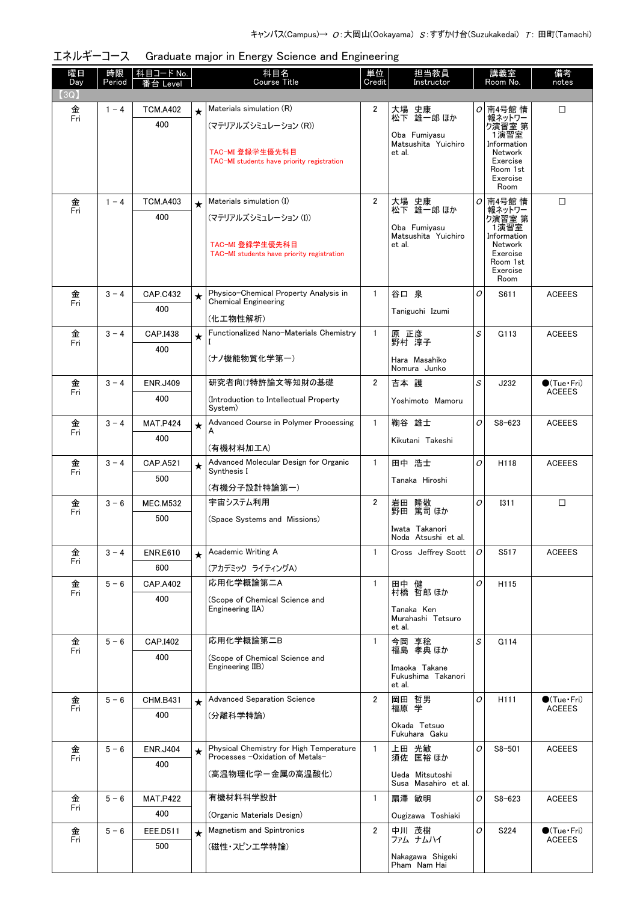キャンパス(Campus)→ O:大岡山(Ookayama) S:すずかけ台(Suzukakedai) T: 田町(Tamachi)

## エネルギーコース　Graduate major in Energy Science and Engineering

| 曜日 Day | 時限 Period | 科目コード No. 番台 Level | | 科目名 Course Title | 単位 Credit | 担当教員 Instructor | | 講義室 Room No. | 備考 notes |
|---|---|---|---|---|---|---|---|---|---|
| 【3Q】 | | | | | | | | | |
| 金 Fri | 1 - 4 | TCM.A402 400 | ★ | Materials simulation (R) (マテリアルズシミュレーション (R)) TAC-MI 登録学生優先科目 TAC-MI students have priority registration | 2 | 大場　史康 松下　雄一郎 ほか Oba Fumiyasu Matsushita Yuichiro et al. | O | 南4号館 情報ネットワーク演習室 第1演習室 Information Network Exercise Room 1st Exercise Room | □ |
| 金 Fri | 1 - 4 | TCM.A403 400 | ★ | Materials simulation (I) (マテリアルズシミュレーション (I)) TAC-MI 登録学生優先科目 TAC-MI students have priority registration | 2 | 大場　史康 松下　雄一郎 ほか Oba Fumiyasu Matsushita Yuichiro et al. | O | 南4号館 情報ネットワーク演習室 第1演習室 Information Network Exercise Room 1st Exercise Room | □ |
| 金 Fri | 3 - 4 | CAP.C432 400 | ★ | Physico-Chemical Property Analysis in Chemical Engineering (化工物性解析) | 1 | 谷口　泉 Taniguchi Izumi | O | S611 | ACEEES |
| 金 Fri | 3 - 4 | CAP.I438 400 | ★ | Functionalized Nano-Materials Chemistry I (ナノ機能物質化学第一) | 1 | 原　正彦 野村　淳子 Hara Masahiko Nomura Junko | S | G113 | ACEEES |
| 金 Fri | 3 - 4 | ENR.J409 400 | | 研究者向け特許論文等知財の基礎 (Introduction to Intellectual Property System) | 2 | 吉本　護 Yoshimoto Mamoru | S | J232 | ●(Tue・Fri) ACEEES |
| 金 Fri | 3 - 4 | MAT.P424 400 | ★ | Advanced Course in Polymer Processing A (有機材料加工A) | 1 | 鞠谷　雄士 Kikutani Takeshi | O | S8-623 | ACEEES |
| 金 Fri | 3 - 4 | CAP.A521 500 | ★ | Advanced Molecular Design for Organic Synthesis I (有機分子設計特論第一) | 1 | 田中　浩士 Tanaka Hiroshi | O | H118 | ACEEES |
| 金 Fri | 3 - 6 | MEC.M532 500 | | 宇宙システム利用 (Space Systems and Missions) | 2 | 岩田　隆敬 野田　篤司 ほか Iwata Takanori Noda Atsushi et al. | O | I311 | □ |
| 金 Fri | 3 - 4 | ENR.E610 600 | ★ | Academic Writing A (アカデミック ライティングA) | 1 | Cross Jeffrey Scott | O | S517 | ACEEES |
| 金 Fri | 5 - 6 | CAP.A402 400 | | 応用化学概論第二A (Scope of Chemical Science and Engineering IIA) | 1 | 田中　健 村橋　哲郎 ほか Tanaka Ken Murahashi Tetsuro et al. | O | H115 | |
| 金 Fri | 5 - 6 | CAP.I402 400 | | 応用化学概論第二B (Scope of Chemical Science and Engineering IIB) | 1 | 今岡　享稔 福島　孝典 ほか Imaoka Takane Fukushima Takanori et al. | S | G114 | |
| 金 Fri | 5 - 6 | CHM.B431 400 | ★ | Advanced Separation Science (分離科学特論) | 2 | 岡田　哲男 福原　学 Okada Tetsuo Fukuhara Gaku | O | H111 | ●(Tue・Fri) ACEEES |
| 金 Fri | 5 - 6 | ENR.J404 400 | ★ | Physical Chemistry for High Temperature Processes -Oxidation of Metals- (高温物理化学ー金属の高温酸化) | 1 | 上田　光敏 須佐　匡裕 ほか Ueda Mitsutoshi Susa Masahiro et al. | O | S8-501 | ACEEES |
| 金 Fri | 5 - 6 | MAT.P422 400 | | 有機材料科学設計 (Organic Materials Design) | 1 | 扇澤　敏明 Ougizawa Toshiaki | O | S8-623 | ACEEES |
| 金 Fri | 5 - 6 | EEE.D511 500 | ★ | Magnetism and Spintronics (磁性・スピン工学特論) | 2 | 中川　茂樹 ファム　ナムハイ Nakagawa Shigeki Pham Nam Hai | O | S224 | ●(Tue・Fri) ACEEES |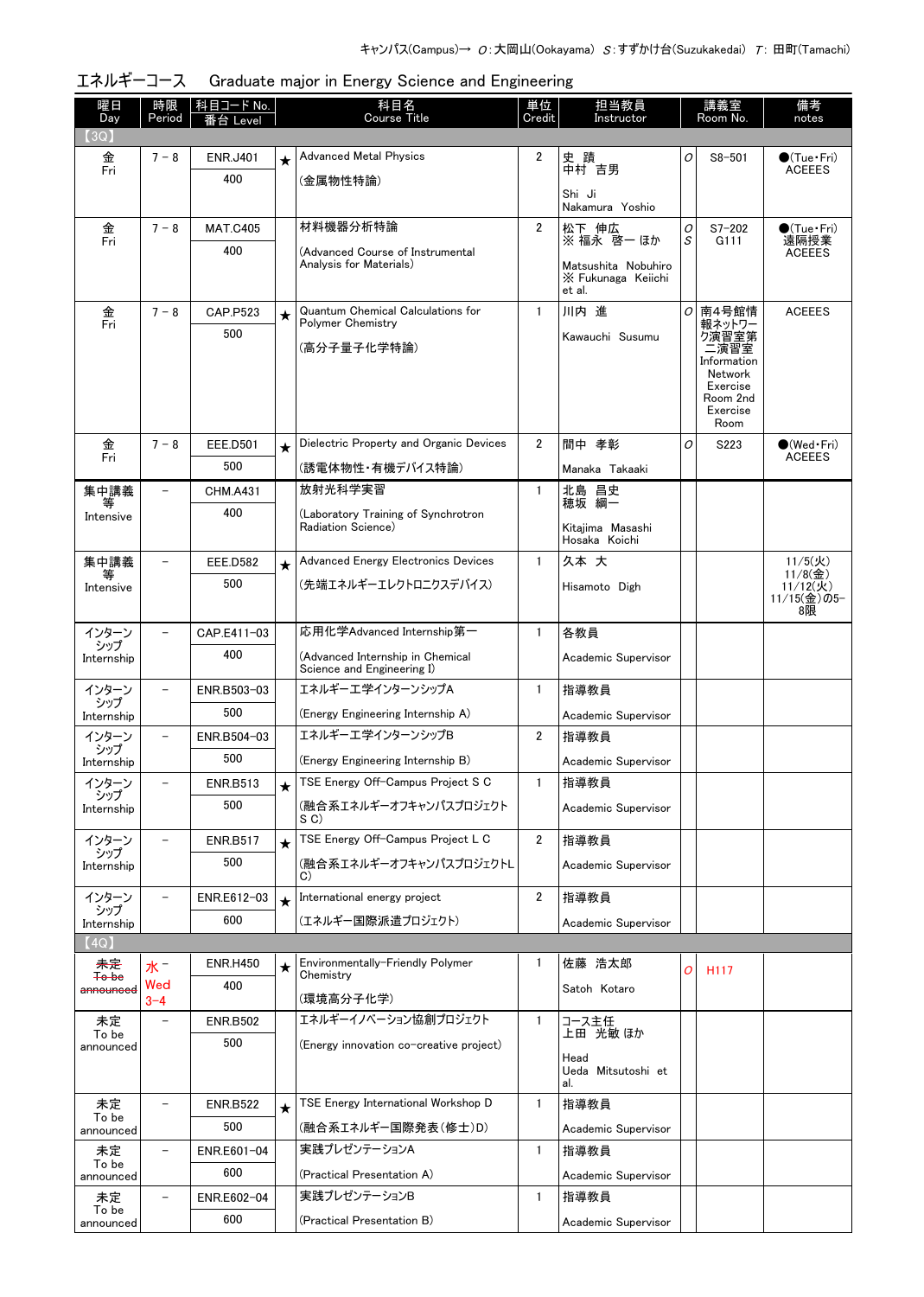キャンパス(Campus)→ O:大岡山(Ookayama) S:すずかけ台(Suzukakedai) T: 田町(Tamachi)

## エネルギーコース　Graduate major in Energy Science and Engineering

| 曜日 Day | 時限 Period | 科目コード No. 番台 Level | | 科目名 Course Title | 単位 Credit | 担当教員 Instructor | | 講義室 Room No. | 備考 notes |
|---|---|---|---|---|---|---|---|---|---|
| 【3Q】 | | | | | | | | | |
| 金 Fri | 7－8 | ENR.J401 400 | ★ | Advanced Metal Physics (金属物性特論) | 2 | 史 蹟 中村 吉男 Shi Ji Nakamura Yoshio | O | S8-501 | ●(Tue・Fri) ACEEES |
| 金 Fri | 7－8 | MAT.C405 400 | | 材料機器分析特論 (Advanced Course of Instrumental Analysis for Materials) | 2 | 松下 伸広 ※ 福永 啓一 ほか Matsushita Nobuhiro ※ Fukunaga Keiichi et al. | O S | S7-202 G111 | ●(Tue・Fri) 遠隔授業 ACEEES |
| 金 Fri | 7－8 | CAP.P523 500 | ★ | Quantum Chemical Calculations for Polymer Chemistry (高分子量子化学特論) | 1 | 川内 進 Kawauchi Susumu | O | 南4号館情報ネットワーク演習室第二演習室 Information Network Exercise Room 2nd Exercise Room | ACEEES |
| 金 Fri | 7－8 | EEE.D501 500 | ★ | Dielectric Property and Organic Devices (誘電体物性・有機デバイス特論) | 2 | 間中 孝彰 Manaka Takaaki | O | S223 | ●(Wed・Fri) ACEEES |
| 集中講義等 Intensive | － | CHM.A431 400 | | 放射光科学実習 (Laboratory Training of Synchrotron Radiation Science) | 1 | 北島 昌史 穂坂 綱一 Kitajima Masashi Hosaka Koichi | | | |
| 集中講義等 Intensive | － | EEE.D582 500 | ★ | Advanced Energy Electronics Devices (先端エネルギーエレクトロニクスデバイス) | 1 | 久本 大 Hisamoto Digh | | | 11/5(火) 11/8(金) 11/12(火) 11/15(金)の5-8限 |
| インターンシップ Internship | － | CAP.E411-03 400 | | 応用化学Advanced Internship第一 (Advanced Internship in Chemical Science and Engineering I) | 1 | 各教員 Academic Supervisor | | | |
| インターンシップ Internship | － | ENR.B503-03 500 | | エネルギー工学インターンシップA (Energy Engineering Internship A) | 1 | 指導教員 Academic Supervisor | | | |
| インターンシップ Internship | － | ENR.B504-03 500 | | エネルギー工学インターンシップB (Energy Engineering Internship B) | 2 | 指導教員 Academic Supervisor | | | |
| インターンシップ Internship | － | ENR.B513 500 | ★ | TSE Energy Off-Campus Project S C (融合系エネルギーオフキャンパスプロジェクトS C) | 1 | 指導教員 Academic Supervisor | | | |
| インターンシップ Internship | － | ENR.B517 500 | ★ | TSE Energy Off-Campus Project L C (融合系エネルギーオフキャンパスプロジェクトL C) | 2 | 指導教員 Academic Supervisor | | | |
| インターンシップ Internship | － | ENR.E612-03 600 | ★ | International energy project (エネルギー国際派遣プロジェクト) | 2 | 指導教員 Academic Supervisor | | | |
| 【4Q】 | | | | | | | | | |
| 未定 ~~To be announced~~ 水 Wed | ~~－~~ 3-4 | ENR.H450 400 | ★ | Environmentally-Friendly Polymer Chemistry (環境高分子化学) | 1 | 佐藤 浩太郎 Satoh Kotaro | O | H117 | |
| 未定 To be announced | － | ENR.B502 500 | | エネルギーイノベーション協創プロジェクト (Energy innovation co-creative project) | 1 | コース主任 上田 光敏 ほか Head Ueda Mitsutoshi et al. | | | |
| 未定 To be announced | － | ENR.B522 500 | ★ | TSE Energy International Workshop D (融合系エネルギー国際発表(修士)D) | 1 | 指導教員 Academic Supervisor | | | |
| 未定 To be announced | － | ENR.E601-04 600 | | 実践プレゼンテーションA (Practical Presentation A) | 1 | 指導教員 Academic Supervisor | | | |
| 未定 To be announced | － | ENR.E602-04 600 | | 実践プレゼンテーションB (Practical Presentation B) | 1 | 指導教員 Academic Supervisor | | | |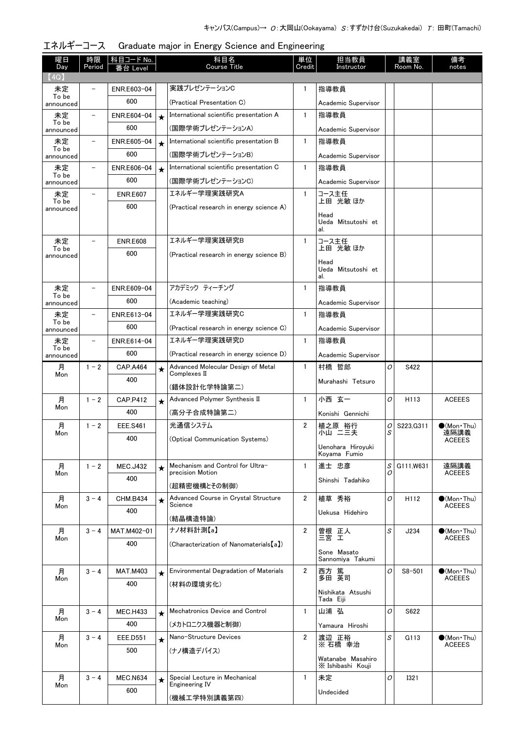キャンパス(Campus)→ O:大岡山(Ookayama) S:すずかけ台(Suzukakedai) T: 田町(Tamachi)

## エネルギーコース　Graduate major in Energy Science and Engineering

| 曜日 Day | 時限 Period | 科目コード No. 番台 Level | | 科目名 Course Title | 単位 Credit | 担当教員 Instructor | 講義室 Room No. | | 備考 notes |
|---|---|---|---|---|---|---|---|---|---|
| 【4Q】 | | | | | | | | | |
| 未定 To be announced | － | ENR.E603-04 600 | | 実践プレゼンテーションC (Practical Presentation C) | 1 | 指導教員 Academic Supervisor | | | |
| 未定 To be announced | － | ENR.E604-04 600 | ★ | International scientific presentation A (国際学術プレゼンテーションA) | 1 | 指導教員 Academic Supervisor | | | |
| 未定 To be announced | － | ENR.E605-04 600 | ★ | International scientific presentation B (国際学術プレゼンテーションB) | 1 | 指導教員 Academic Supervisor | | | |
| 未定 To be announced | － | ENR.E606-04 600 | ★ | International scientific presentation C (国際学術プレゼンテーションC) | 1 | 指導教員 Academic Supervisor | | | |
| 未定 To be announced | － | ENR.E607 600 | | エネルギー学理実践研究A (Practical research in energy science A) | 1 | コース主任 上田 光敏 ほか Head Ueda Mitsutoshi et al. | | | |
| 未定 To be announced | － | ENR.E608 600 | | エネルギー学理実践研究B (Practical research in energy science B) | 1 | コース主任 上田 光敏 ほか Head Ueda Mitsutoshi et al. | | | |
| 未定 To be announced | － | ENR.E609-04 600 | | アカデミック ティーチング (Academic teaching) | 1 | 指導教員 Academic Supervisor | | | |
| 未定 To be announced | － | ENR.E613-04 600 | | エネルギー学理実践研究C (Practical research in energy science C) | 1 | 指導教員 Academic Supervisor | | | |
| 未定 To be announced | － | ENR.E614-04 600 | | エネルギー学理実践研究D (Practical research in energy science D) | 1 | 指導教員 Academic Supervisor | | | |
| 月 Mon | 1－2 | CAP.A464 400 | ★ | Advanced Molecular Design of Metal Complexes II (錯体設計化学特論第二) | 1 | 村橋 哲郎 Murahashi Tetsuro | O | S422 | |
| 月 Mon | 1－2 | CAP.P412 400 | ★ | Advanced Polymer Synthesis II (高分子合成特論第二) | 1 | 小西 玄一 Konishi Gennichi | O | H113 | ACEEES |
| 月 Mon | 1－2 | EEE.S461 400 | | 光通信システム (Optical Communication Systems) | 2 | 植之原 裕行 小山 二三夫 Uenohara Hiroyuki Koyama Fumio | O S | S223,G311 | ●(Mon・Thu) 遠隔講義 ACEEES |
| 月 Mon | 1－2 | MEC.J432 400 | ★ | Mechanism and Control for Ultra-precision Motion (超精密機構とその制御) | 1 | 進士 忠彦 Shinshi Tadahiko | S O | G111,W631 | 遠隔講義 ACEEES |
| 月 Mon | 3－4 | CHM.B434 400 | ★ | Advanced Course in Crystal Structure Science (結晶構造特論) | 2 | 植草 秀裕 Uekusa Hidehiro | O | H112 | ●(Mon・Thu) ACEEES |
| 月 Mon | 3－4 | MAT.M402-01 400 | | ナノ材料計測【a】 (Characterization of Nanomaterials【a】) | 2 | 曽根 正人 三宮 工 Sone Masato Sannomiya Takumi | S | J234 | ●(Mon・Thu) ACEEES |
| 月 Mon | 3－4 | MAT.M403 400 | ★ | Environmental Degradation of Materials (材料の環境劣化) | 2 | 西方 篤 多田 英司 Nishikata Atsushi Tada Eiji | O | S8-501 | ●(Mon・Thu) ACEEES |
| 月 Mon | 3－4 | MEC.H433 400 | ★ | Mechatronics Device and Control (メカトロニクス機器と制御) | 1 | 山浦 弘 Yamaura Hiroshi | O | S622 | |
| 月 Mon | 3－4 | EEE.D551 500 | ★ | Nano-Structure Devices (ナノ構造デバイス) | 2 | 渡辺 正裕 ※ 石橋 幸治 Watanabe Masahiro ※ Ishibashi Kouji | S | G113 | ●(Mon・Thu) ACEEES |
| 月 Mon | 3－4 | MEC.N634 600 | ★ | Special Lecture in Mechanical Engineering IV (機械工学特別講義第四) | 1 | 未定 Undecided | O | I321 | |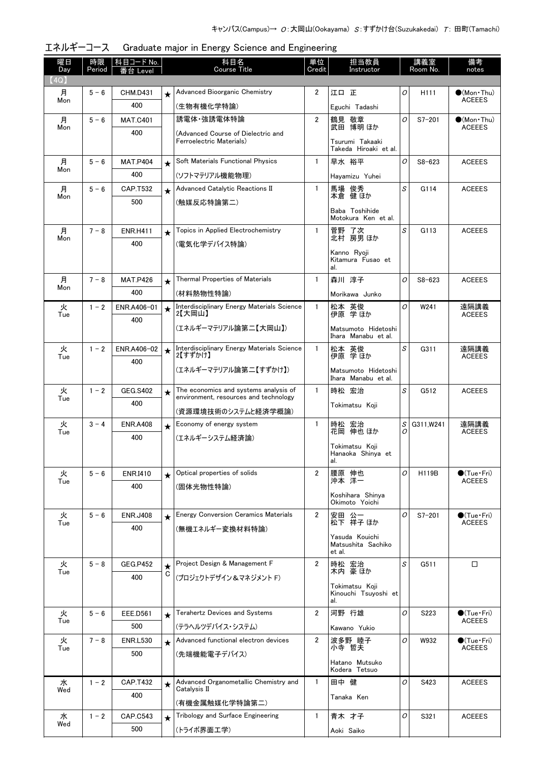キャンパス(Campus)→ O:大岡山(Ookayama) S:すずかけ台(Suzukakedai) T: 田町(Tamachi)

## エネルギーコース　Graduate major in Energy Science and Engineering

| 曜日 Day | 時限 Period | 科目コード No. 番台 Level | | 科目名 Course Title | 単位 Credit | 担当教員 Instructor | | 講義室 Room No. | 備考 notes |
|---|---|---|---|---|---|---|---|---|---|
| 【4Q】 | | | | | | | | | |
| 月 Mon | 5 - 6 | CHM.D431 400 | ★ | Advanced Bioorganic Chemistry (生物有機化学特論) | 2 | 江口 正 Eguchi Tadashi | O | H111 | ●(Mon・Thu) ACEEES |
| 月 Mon | 5 - 6 | MAT.C401 400 | | 誘電体・強誘電体特論 (Advanced Course of Dielectric and Ferroelectric Materials) | 2 | 鶴見 敬章 武田 博明 ほか Tsurumi Takaaki Takeda Hiroaki et al. | O | S7-201 | ●(Mon・Thu) ACEEES |
| 月 Mon | 5 - 6 | MAT.P404 400 | ★ | Soft Materials Functional Physics (ソフトマテリアル機能物理) | 1 | 早水 裕平 Hayamizu Yuhei | O | S8-623 | ACEEES |
| 月 Mon | 5 - 6 | CAP.T532 500 | ★ | Advanced Catalytic Reactions II (触媒反応特論第二) | 1 | 馬場 俊秀 本倉 健 ほか Baba Toshihide Motokura Ken et al. | S | G114 | ACEEES |
| 月 Mon | 7 - 8 | ENR.H411 400 | ★ | Topics in Applied Electrochemistry (電気化学デバイス特論) | 1 | 菅野 了次 北村 房男 ほか Kanno Ryoji Kitamura Fusao et al. | S | G113 | ACEEES |
| 月 Mon | 7 - 8 | MAT.P426 400 | ★ | Thermal Properties of Materials (材料熱物性特論) | 1 | 森川 淳子 Morikawa Junko | O | S8-623 | ACEEES |
| 火 Tue | 1 - 2 | ENR.A406-01 400 | ★ | Interdisciplinary Energy Materials Science 2【大岡山】 (エネルギーマテリアル論第二【大岡山】) | 1 | 松本 英俊 伊原 学 ほか Matsumoto Hidetoshi Ihara Manabu et al. | O | W241 | 遠隔講義 ACEEES |
| 火 Tue | 1 - 2 | ENR.A406-02 400 | ★ | Interdisciplinary Energy Materials Science 2【すずかけ】 (エネルギーマテリアル論第二【すずかけ】) | 1 | 松本 英俊 伊原 学 ほか Matsumoto Hidetoshi Ihara Manabu et al. | S | G311 | 遠隔講義 ACEEES |
| 火 Tue | 1 - 2 | GEG.S402 400 | ★ | The economics and systems analysis of environment, resources and technology (資源環境技術のシステムと経済学概論) | 1 | 時松 宏治 Tokimatsu Koji | S | G512 | ACEEES |
| 火 Tue | 3 - 4 | ENR.A408 400 | ★ | Economy of energy system (エネルギーシステム経済論) | 1 | 時松 宏治 花岡 伸也 ほか Tokimatsu Koji Hanaoka Shinya et al. | S O | G311,W241 | 遠隔講義 ACEEES |
| 火 Tue | 5 - 6 | ENR.I410 400 | ★ | Optical properties of solids (固体光物性特論) | 2 | 腰原 伸也 沖本 洋一 Koshihara Shinya Okimoto Yoichi | O | H119B | ●(Tue・Fri) ACEEES |
| 火 Tue | 5 - 6 | ENR.J408 400 | ★ | Energy Conversion Ceramics Materials (無機エネルギー変換材料特論) | 2 | 安田 公一 松下 祥子 ほか Yasuda Kouichi Matsushita Sachiko et al. | O | S7-201 | ●(Tue・Fri) ACEEES |
| 火 Tue | 5 - 8 | GEG.P452 400 | ★ C | Project Design & Management F (プロジェクトデザイン&マネジメント F) | 2 | 時松 宏治 木内 豪 ほか Tokimatsu Koji Kinouchi Tsuyoshi et al. | S | G511 | □ |
| 火 Tue | 5 - 6 | EEE.D561 500 | ★ | Terahertz Devices and Systems (テラヘルツデバイス・システム) | 2 | 河野 行雄 Kawano Yukio | O | S223 | ●(Tue・Fri) ACEEES |
| 火 Tue | 7 - 8 | ENR.L530 500 | ★ | Advanced functional electron devices (先端機能電子デバイス) | 2 | 波多野 睦子 小寺 哲夫 Hatano Mutsuko Kodera Tetsuo | O | W932 | ●(Tue・Fri) ACEEES |
| 水 Wed | 1 - 2 | CAP.T432 400 | ★ | Advanced Organometallic Chemistry and Catalysis II (有機金属触媒化学特論第二) | 1 | 田中 健 Tanaka Ken | O | S423 | ACEEES |
| 水 Wed | 1 - 2 | CAP.C543 500 | ★ | Tribology and Surface Engineering (トライボ界面工学) | 1 | 青木 才子 Aoki Saiko | O | S321 | ACEEES |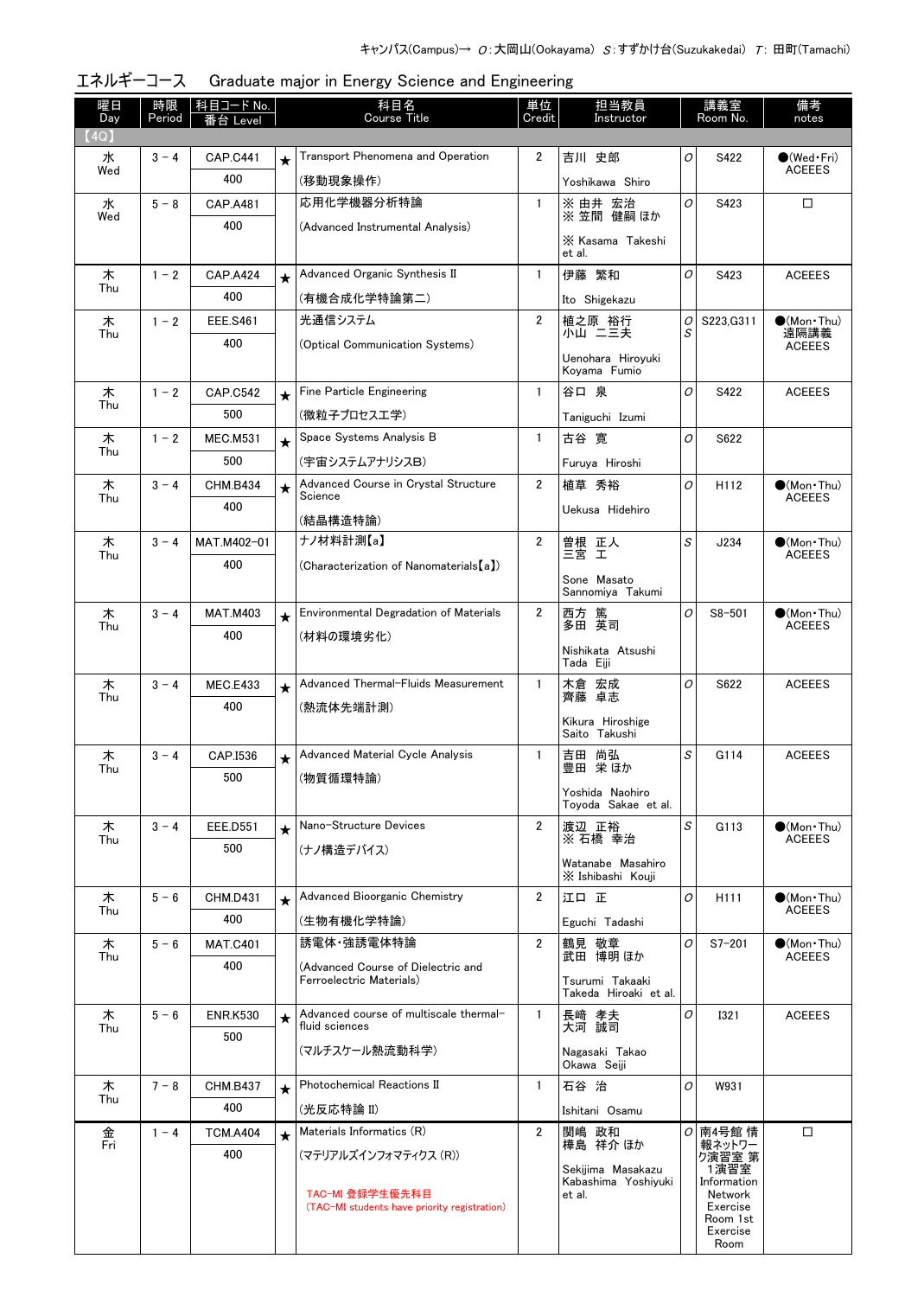キャンパス(Campus)→ O:大岡山(Ookayama) S:すずかけ台(Suzukakedai) T: 田町(Tamachi)

## エネルギーコース　Graduate major in Energy Science and Engineering

| 曜日 Day | 時限 Period | 科目コード No. / 番台 Level | | 科目名 Course Title | 単位 Credit | 担当教員 Instructor | | 講義室 Room No. | 備考 notes |
|---|---|---|---|---|---|---|---|---|---|
| 【4Q】 | | | | | | | | | |
| 水 Wed | 3 - 4 | CAP.C441 / 400 | ★ | Transport Phenomena and Operation (移動現象操作) | 2 | 吉川　史郎 Yoshikawa　Shiro | O | S422 | ●(Wed・Fri) ACEEES |
| 水 Wed | 5 - 8 | CAP.A481 / 400 | | 応用化学機器分析特論 (Advanced Instrumental Analysis) | 1 | ※ 由井　宏治 ※ 笠間　健嗣 ほか ※ Kasama　Takeshi et al. | O | S423 | □ |
| 木 Thu | 1 - 2 | CAP.A424 / 400 | ★ | Advanced Organic Synthesis II (有機合成化学特論第二) | 1 | 伊藤　繁和 Ito　Shigekazu | O | S423 | ACEEES |
| 木 Thu | 1 - 2 | EEE.S461 / 400 | | 光通信システム (Optical Communication Systems) | 2 | 植之原　裕行 小山　二三夫 Uenohara　Hiroyuki Koyama　Fumio | O S | S223,G311 | ●(Mon・Thu) 遠隔講義 ACEEES |
| 木 Thu | 1 - 2 | CAP.C542 / 500 | ★ | Fine Particle Engineering (微粒子プロセス工学) | 1 | 谷口　泉 Taniguchi　Izumi | O | S422 | ACEEES |
| 木 Thu | 1 - 2 | MEC.M531 / 500 | ★ | Space Systems Analysis B (宇宙システムアナリシスB) | 1 | 古谷　寛 Furuya　Hiroshi | O | S622 | |
| 木 Thu | 3 - 4 | CHM.B434 / 400 | ★ | Advanced Course in Crystal Structure Science (結晶構造特論) | 2 | 植草　秀裕 Uekusa　Hidehiro | O | H112 | ●(Mon・Thu) ACEEES |
| 木 Thu | 3 - 4 | MAT.M402-01 / 400 | | ナノ材料計測【a】 (Characterization of Nanomaterials【a】) | 2 | 曽根　正人 三宮　工 Sone　Masato Sannomiya　Takumi | S | J234 | ●(Mon・Thu) ACEEES |
| 木 Thu | 3 - 4 | MAT.M403 / 400 | ★ | Environmental Degradation of Materials (材料の環境劣化) | 2 | 西方　篤 多田　英司 Nishikata　Atsushi Tada　Eiji | O | S8-501 | ●(Mon・Thu) ACEEES |
| 木 Thu | 3 - 4 | MEC.E433 / 400 | ★ | Advanced Thermal-Fluids Measurement (熱流体先端計測) | 1 | 木倉　宏成 齊藤　卓志 Kikura　Hiroshige Saito　Takushi | O | S622 | ACEEES |
| 木 Thu | 3 - 4 | CAP.I536 / 500 | ★ | Advanced Material Cycle Analysis (物質循環特論) | 1 | 吉田　尚弘 豊田　栄 ほか Yoshida　Naohiro Toyoda　Sakae　et al. | S | G114 | ACEEES |
| 木 Thu | 3 - 4 | EEE.D551 / 500 | ★ | Nano-Structure Devices (ナノ構造デバイス) | 2 | 渡辺　正裕 ※ 石橋　幸治 Watanabe　Masahiro ※ Ishibashi　Kouji | S | G113 | ●(Mon・Thu) ACEEES |
| 木 Thu | 5 - 6 | CHM.D431 / 400 | ★ | Advanced Bioorganic Chemistry (生物有機化学特論) | 2 | 江口　正 Eguchi　Tadashi | O | H111 | ●(Mon・Thu) ACEEES |
| 木 Thu | 5 - 6 | MAT.C401 / 400 | | 誘電体・強誘電体特論 (Advanced Course of Dielectric and Ferroelectric Materials) | 2 | 鶴見　敬章 武田　博明 ほか Tsurumi　Takaaki Takeda　Hiroaki　et al. | O | S7-201 | ●(Mon・Thu) ACEEES |
| 木 Thu | 5 - 6 | ENR.K530 / 500 | ★ | Advanced course of multiscale thermal-fluid sciences (マルチスケール熱流動科学) | 1 | 長崎　孝夫 大河　誠司 Nagasaki　Takao Okawa　Seiji | O | I321 | ACEEES |
| 木 Thu | 7 - 8 | CHM.B437 / 400 | ★ | Photochemical Reactions II (光反応特論 II) | 1 | 石谷　治 Ishitani　Osamu | O | W931 | |
| 金 Fri | 1 - 4 | TCM.A404 / 400 | ★ | Materials Informatics (R) (マテリアルズインフォマティクス (R)) TAC-MI 登録学生優先科目 (TAC-MI students have priority registration) | 2 | 関嶋　政和 樺島　祥介 ほか Sekijima　Masakazu Kabashima　Yoshiyuki et al. | O | 南4号館 情報ネットワーク演習室 第1演習室 Information Network Exercise Room 1st Exercise Room | □ |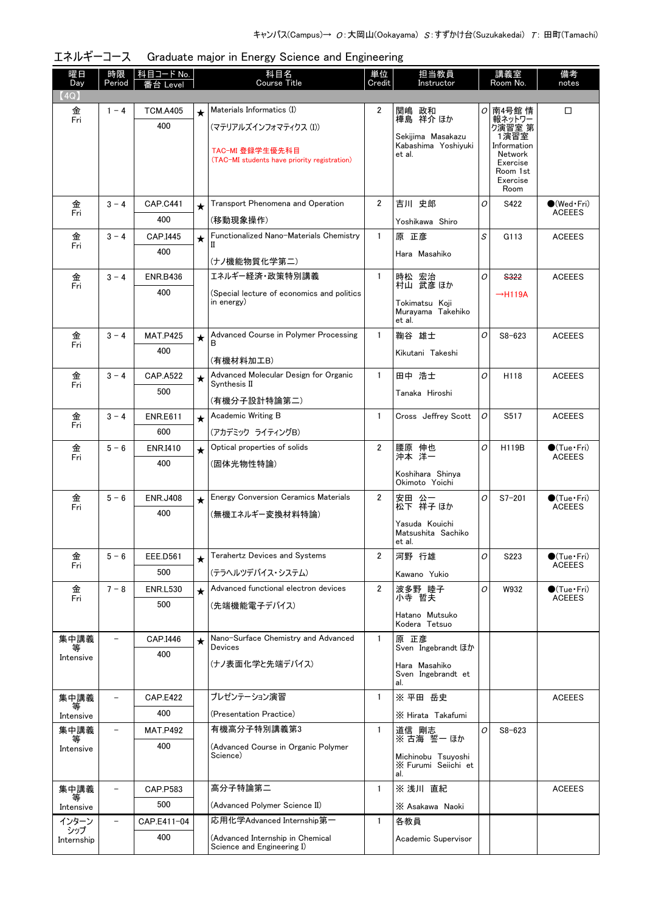キャンパス(Campus)→ O:大岡山(Ookayama) S:すずかけ台(Suzukakedai) T:田町(Tamachi)

## エネルギーコース　Graduate major in Energy Science and Engineering

| 曜日 Day | 時限 Period | 科目コード No. 番台 Level | | 科目名 Course Title | 単位 Credit | 担当教員 Instructor | | 講義室 Room No. | 備考 notes |
|---|---|---|---|---|---|---|---|---|---|
| 【4Q】 | | | | | | | | | |
| 金 Fri | 1－4 | TCM.A405 400 | ★ | Materials Informatics (I) (マテリアルズインフォマティクス (I)) TAC-MI 登録学生優先科目 (TAC-MI students have priority registration) | 2 | 関嶋 政和 樺島 祥介 ほか Sekijima Masakazu Kabashima Yoshiyuki et al. | O | 南4号館 情報ネットワーク演習室 第1演習室 Information Network Exercise Room 1st Exercise Room | □ |
| 金 Fri | 3－4 | CAP.C441 400 | ★ | Transport Phenomena and Operation (移動現象操作) | 2 | 吉川 史郎 Yoshikawa Shiro | O | S422 | ●(Wed・Fri) ACEEES |
| 金 Fri | 3－4 | CAP.I445 400 | ★ | Functionalized Nano-Materials Chemistry II (ナノ機能物質化学第二) | 1 | 原 正彦 Hara Masahiko | S | G113 | ACEEES |
| 金 Fri | 3－4 | ENR.B436 400 | | エネルギー経済・政策特別講義 (Special lecture of economics and politics in energy) | 1 | 時松 宏治 村山 武彦 ほか Tokimatsu Koji Murayama Takehiko et al. | O | ~~S322~~ →H119A | ACEEES |
| 金 Fri | 3－4 | MAT.P425 400 | ★ | Advanced Course in Polymer Processing B (有機材料加工B) | 1 | 鞠谷 雄士 Kikutani Takeshi | O | S8-623 | ACEEES |
| 金 Fri | 3－4 | CAP.A522 500 | ★ | Advanced Molecular Design for Organic Synthesis II (有機分子設計特論第二) | 1 | 田中 浩士 Tanaka Hiroshi | O | H118 | ACEEES |
| 金 Fri | 3－4 | ENR.E611 600 | ★ | Academic Writing B (アカデミック ライティングB) | 1 | Cross Jeffrey Scott | O | S517 | ACEEES |
| 金 Fri | 5－6 | ENR.I410 400 | ★ | Optical properties of solids (固体光物性特論) | 2 | 腰原 伸也 沖本 洋一 Koshihara Shinya Okimoto Yoichi | O | H119B | ●(Tue・Fri) ACEEES |
| 金 Fri | 5－6 | ENR.J408 400 | ★ | Energy Conversion Ceramics Materials (無機エネルギー変換材料特論) | 2 | 安田 公一 松下 祥子 ほか Yasuda Kouichi Matsushita Sachiko et al. | O | S7-201 | ●(Tue・Fri) ACEEES |
| 金 Fri | 5－6 | EEE.D561 500 | ★ | Terahertz Devices and Systems (テラヘルツデバイス・システム) | 2 | 河野 行雄 Kawano Yukio | O | S223 | ●(Tue・Fri) ACEEES |
| 金 Fri | 7－8 | ENR.L530 500 | ★ | Advanced functional electron devices (先端機能電子デバイス) | 2 | 波多野 睦子 小寺 哲夫 Hatano Mutsuko Kodera Tetsuo | O | W932 | ●(Tue・Fri) ACEEES |
| 集中講義等 Intensive | － | CAP.I446 400 | ★ | Nano-Surface Chemistry and Advanced Devices (ナノ表面化学と先端デバイス) | 1 | 原 正彦 Sven Ingebrandt ほか Hara Masahiko Sven Ingebrandt et al. | | | |
| 集中講義等 Intensive | － | CAP.E422 400 | | プレゼンテーション演習 (Presentation Practice) | 1 | ※ 平田 岳史 ※ Hirata Takafumi | | | ACEEES |
| 集中講義等 Intensive | － | MAT.P492 400 | | 有機高分子特別講義第3 (Advanced Course in Organic Polymer Science) | 1 | 道信 剛志 ※ 古海 誓一 ほか Michinobu Tsuyoshi ※ Furumi Seiichi et al. | O | S8-623 | |
| 集中講義等 Intensive | － | CAP.P583 500 | | 高分子特論第二 (Advanced Polymer Science II) | 1 | ※ 浅川 直紀 ※ Asakawa Naoki | | | ACEEES |
| インターンシップ Internship | － | CAP.E411-04 400 | | 応用化学Advanced Internship第一 (Advanced Internship in Chemical Science and Engineering I) | 1 | 各教員 Academic Supervisor | | | |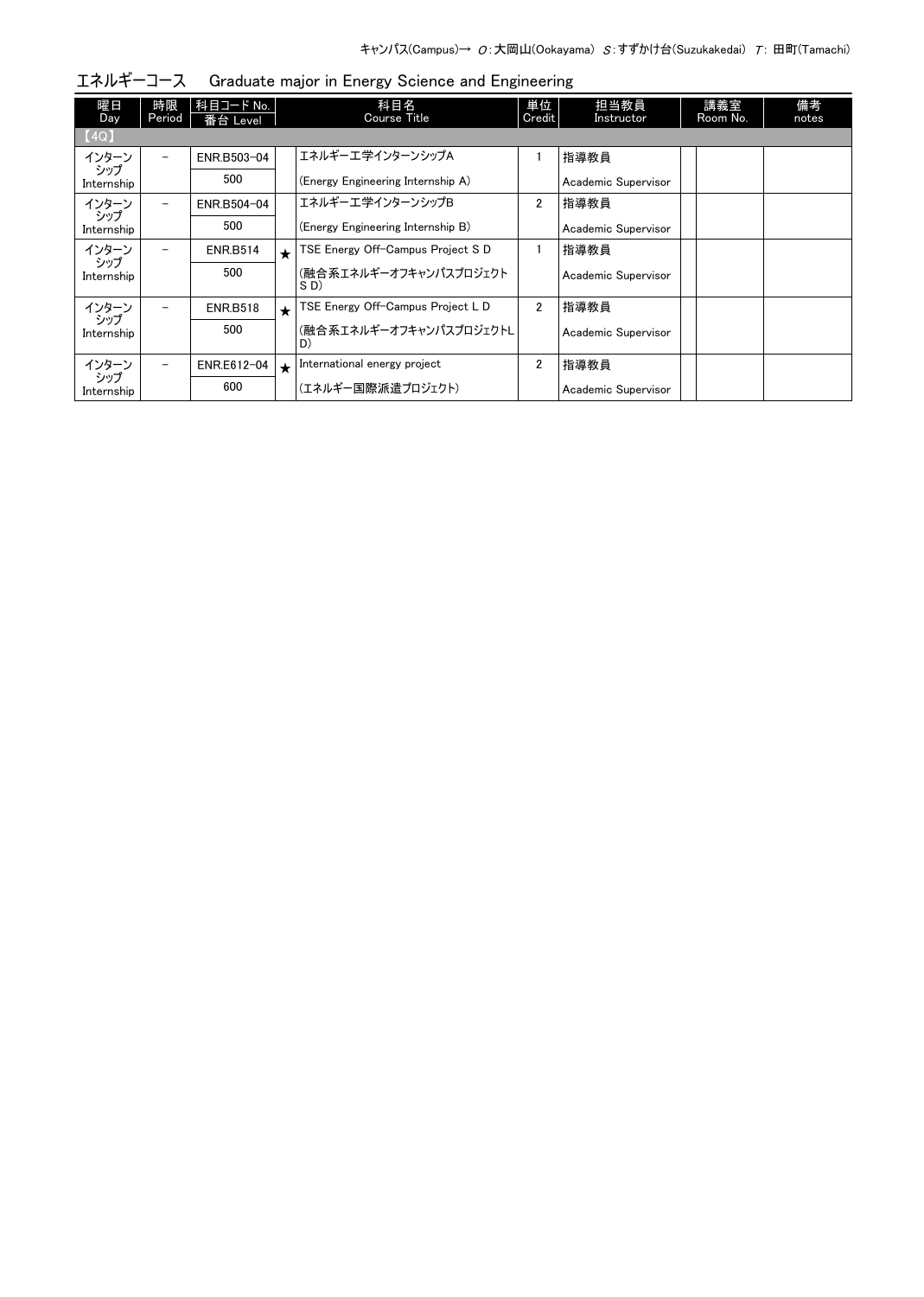キャンパス(Campus)→ O:大岡山(Ookayama) S:すずかけ台(Suzukakedai) T: 田町(Tamachi)

## エネルギーコース　Graduate major in Energy Science and Engineering

| 曜日 Day | 時限 Period | 科目コード No. 番台 Level | | 科目名 Course Title | 単位 Credit | 担当教員 Instructor | 講義室 Room No. | 備考 notes |
|---|---|---|---|---|---|---|---|---|
| 【4Q】 | | | | | | | | |
| インターンシップ Internship | – | ENR.B503-04 500 | | エネルギー工学インターンシップA (Energy Engineering Internship A) | 1 | 指導教員 Academic Supervisor | | |
| インターンシップ Internship | – | ENR.B504-04 500 | | エネルギー工学インターンシップB (Energy Engineering Internship B) | 2 | 指導教員 Academic Supervisor | | |
| インターンシップ Internship | – | ENR.B514 500 | ★ | TSE Energy Off-Campus Project S D (融合系エネルギーオフキャンパスプロジェクトS D) | 1 | 指導教員 Academic Supervisor | | |
| インターンシップ Internship | – | ENR.B518 500 | ★ | TSE Energy Off-Campus Project L D (融合系エネルギーオフキャンパスプロジェクトL D) | 2 | 指導教員 Academic Supervisor | | |
| インターンシップ Internship | – | ENR.E612-04 600 | ★ | International energy project (エネルギー国際派遣プロジェクト) | 2 | 指導教員 Academic Supervisor | | |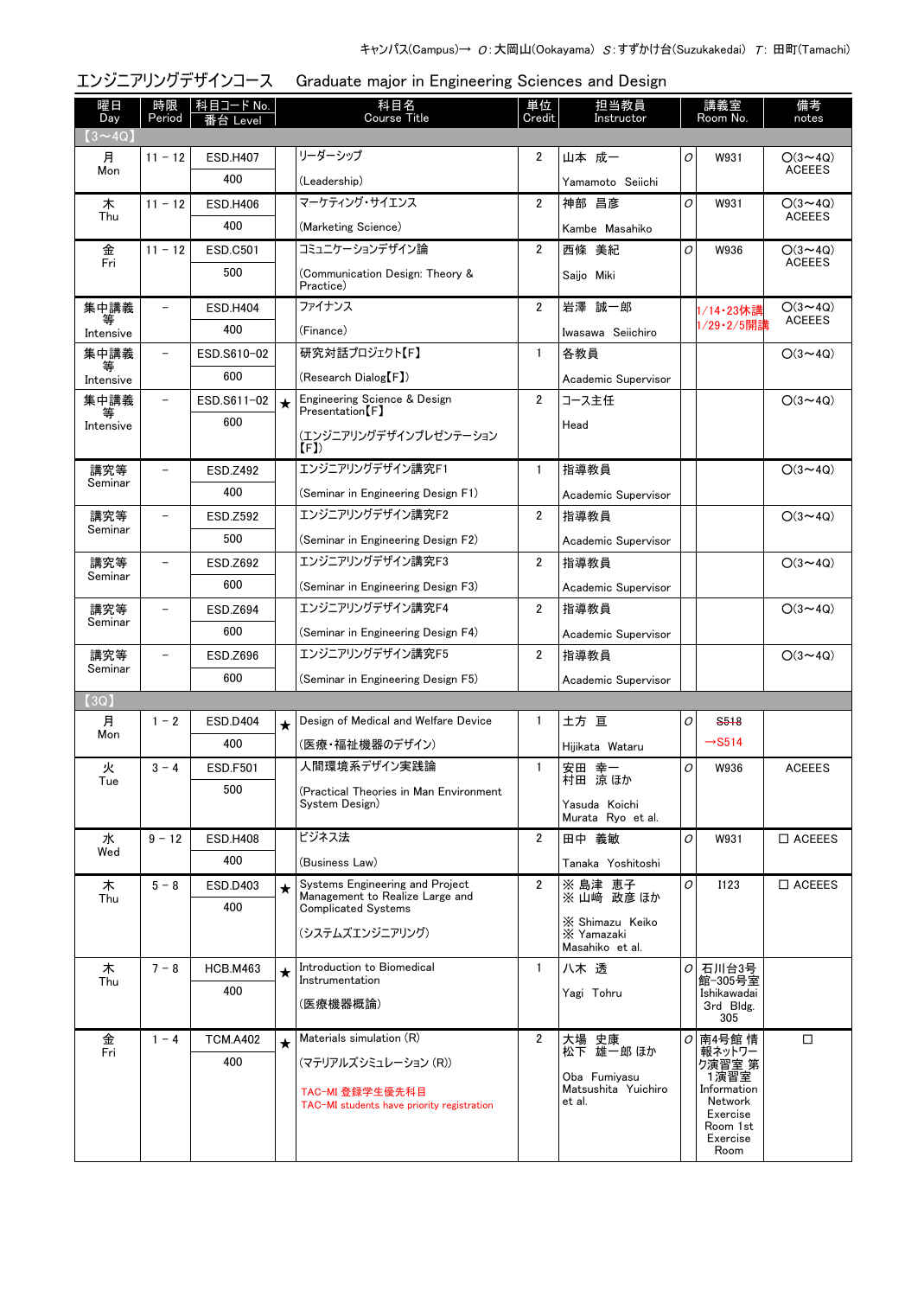キャンパス(Campus)→ O:大岡山(Ookayama) S:すずかけ台(Suzukakedai) T:田町(Tamachi)

## エンジニアリングデザインコース　Graduate major in Engineering Sciences and Design

| 曜日 Day | 時限 Period | 科目コード No. / 番台 Level | | 科目名 Course Title | 単位 Credit | 担当教員 Instructor | | 講義室 Room No. | 備考 notes |
|---|---|---|---|---|---|---|---|---|---|
| 【3〜4Q】 | | | | | | | | | |
| 月 Mon | 11 − 12 | ESD.H407 / 400 | | リーダーシップ (Leadership) | 2 | 山本 成一 Yamamoto Seiichi | O | W931 | ○(3〜4Q) ACEEES |
| 木 Thu | 11 − 12 | ESD.H406 / 400 | | マーケティング・サイエンス (Marketing Science) | 2 | 神部 昌彦 Kambe Masahiko | O | W931 | ○(3〜4Q) ACEEES |
| 金 Fri | 11 − 12 | ESD.C501 / 500 | | コミュニケーションデザイン論 (Communication Design: Theory & Practice) | 2 | 西條 美紀 Saijo Miki | O | W936 | ○(3〜4Q) ACEEES |
| 集中講義等 Intensive | − | ESD.H404 / 400 | | ファイナンス (Finance) | 2 | 岩澤 誠一郎 Iwasawa Seiichiro | | 1/14・23休講 1/29・2/5開講 | ○(3〜4Q) ACEEES |
| 集中講義等 Intensive | − | ESD.S610−02 / 600 | | 研究対話プロジェクト【F】 (Research Dialog【F】) | 1 | 各教員 Academic Supervisor | | | ○(3〜4Q) |
| 集中講義等 Intensive | − | ESD.S611−02 / 600 | ★ | Engineering Science & Design Presentation【F】 (エンジニアリングデザインプレゼンテーション【F】) | 2 | コース主任 Head | | | ○(3〜4Q) |
| 講究等 Seminar | − | ESD.Z492 / 400 | | エンジニアリングデザイン講究F1 (Seminar in Engineering Design F1) | 1 | 指導教員 Academic Supervisor | | | ○(3〜4Q) |
| 講究等 Seminar | − | ESD.Z592 / 500 | | エンジニアリングデザイン講究F2 (Seminar in Engineering Design F2) | 2 | 指導教員 Academic Supervisor | | | ○(3〜4Q) |
| 講究等 Seminar | − | ESD.Z692 / 600 | | エンジニアリングデザイン講究F3 (Seminar in Engineering Design F3) | 2 | 指導教員 Academic Supervisor | | | ○(3〜4Q) |
| 講究等 Seminar | − | ESD.Z694 / 600 | | エンジニアリングデザイン講究F4 (Seminar in Engineering Design F4) | 2 | 指導教員 Academic Supervisor | | | ○(3〜4Q) |
| 講究等 Seminar | − | ESD.Z696 / 600 | | エンジニアリングデザイン講究F5 (Seminar in Engineering Design F5) | 2 | 指導教員 Academic Supervisor | | | ○(3〜4Q) |
| 【3Q】 | | | | | | | | | |
| 月 Mon | 1 − 2 | ESD.D404 / 400 | ★ | Design of Medical and Welfare Device (医療・福祉機器のデザイン) | 1 | 土方 亘 Hijikata Wataru | O | ~~S518~~ →S514 | |
| 火 Tue | 3 − 4 | ESD.F501 / 500 | | 人間環境系デザイン実践論 (Practical Theories in Man Environment System Design) | 1 | 安田 幸一 村田 涼 ほか Yasuda Koichi Murata Ryo et al. | O | W936 | ACEEES |
| 水 Wed | 9 − 12 | ESD.H408 / 400 | | ビジネス法 (Business Law) | 2 | 田中 義敏 Tanaka Yoshitoshi | O | W931 | □ ACEEES |
| 木 Thu | 5 − 8 | ESD.D403 / 400 | ★ | Systems Engineering and Project Management to Realize Large and Complicated Systems (システムズエンジニアリング) | 2 | ※ 島津 恵子 ※ 山崎 政彦 ほか ※ Shimazu Keiko ※ Yamazaki Masahiko et al. | O | I123 | □ ACEEES |
| 木 Thu | 7 − 8 | HCB.M463 / 400 | ★ | Introduction to Biomedical Instrumentation (医療機器概論) | 1 | 八木 透 Yagi Tohru | O | 石川台3号館−305号室 Ishikawadai 3rd Bldg. 305 | |
| 金 Fri | 1 − 4 | TCM.A402 / 400 | ★ | Materials simulation (R) (マテリアルズシミュレーション (R)) TAC-MI 登録学生優先科目 TAC-MI students have priority registration | 2 | 大場 史康 松下 雄一郎 ほか Oba Fumiyasu Matsushita Yuichiro et al. | O | 南4号館 情報ネットワーク演習室 第1演習室 Information Network Exercise Room 1st Exercise Room | □ |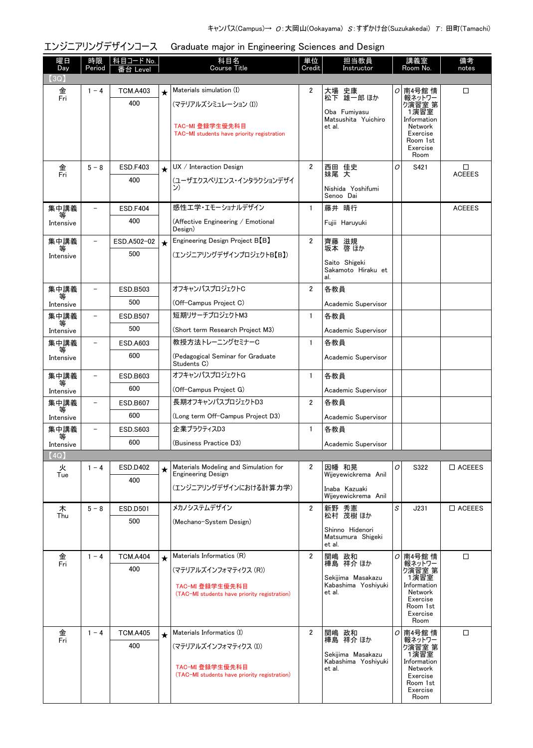キャンパス(Campus)→ O:大岡山(Ookayama) S:すずかけ台(Suzukakedai) T: 田町(Tamachi)

## エンジニアリングデザインコース　Graduate major in Engineering Sciences and Design

| 曜日 Day | 時限 Period | 科目コード No. 番台 Level | | 科目名 Course Title | 単位 Credit | 担当教員 Instructor | | 講義室 Room No. | 備考 notes |
|---|---|---|---|---|---|---|---|---|---|
| 【3Q】 | | | | | | | | | |
| 金 Fri | 1－4 | TCM.A403 400 | ★ | Materials simulation (I) (マテリアルズシミュレーション (I)) TAC-MI 登録学生優先科目 TAC-MI students have priority registration | 2 | 大場　史康 松下　雄一郎 ほか Oba Fumiyasu Matsushita Yuichiro et al. | O | 南4号館 情報ネットワーク演習室 第1演習室 Information Network Exercise Room 1st Exercise Room | □ |
| 金 Fri | 5－8 | ESD.F403 400 | ★ | UX / Interaction Design (ユーザエクスペリエンス・インタラクションデザイン) | 2 | 西田　佳史 妹尾　大 Nishida Yoshifumi Senoo Dai | O | S421 | □ ACEEES |
| 集中講義等 Intensive | － | ESD.F404 400 | | 感性工学・エモーショナルデザイン (Affective Engineering / Emotional Design) | 1 | 藤井　晴行 Fujii Haruyuki | | | ACEEES |
| 集中講義等 Intensive | － | ESD.A502-02 500 | ★ | Engineering Design Project B【B】 (エンジニアリングデザインプロジェクトB【B】) | 2 | 齊藤　滋規 坂本　啓 ほか Saito Shigeki Sakamoto Hiraku et al. | | | |
| 集中講義等 Intensive | － | ESD.B503 500 | | オフキャンパスプロジェクトC (Off-Campus Project C) | 2 | 各教員 Academic Supervisor | | | |
| 集中講義等 Intensive | － | ESD.B507 500 | | 短期リサーチプロジェクトM3 (Short term Research Project M3) | 1 | 各教員 Academic Supervisor | | | |
| 集中講義等 Intensive | － | ESD.A603 600 | | 教授方法トレーニングセミナーC (Pedagogical Seminar for Graduate Students C) | 1 | 各教員 Academic Supervisor | | | |
| 集中講義等 Intensive | － | ESD.B603 600 | | オフキャンパスプロジェクトG (Off-Campus Project G) | 1 | 各教員 Academic Supervisor | | | |
| 集中講義等 Intensive | － | ESD.B607 600 | | 長期オフキャンパスプロジェクトD3 (Long term Off-Campus Project D3) | 2 | 各教員 Academic Supervisor | | | |
| 集中講義等 Intensive | － | ESD.S603 600 | | 企業プラクティスD3 (Business Practice D3) | 1 | 各教員 Academic Supervisor | | | |
| 【4Q】 | | | | | | | | | |
| 火 Tue | 1－4 | ESD.D402 400 | ★ | Materials Modeling and Simulation for Engineering Design (エンジニアリングデザインにおける計算力学) | 2 | 因幡　和晃 Wijeyewickrema Anil Inaba Kazuaki Wijeyewickrema Anil | O | S322 | □ ACEEES |
| 木 Thu | 5－8 | ESD.D501 500 | | メカノシステムデザイン (Mechano-System Design) | 2 | 新野　秀憲 松村　茂樹 ほか Shinno Hidenori Matsumura Shigeki et al. | S | J231 | □ ACEEES |
| 金 Fri | 1－4 | TCM.A404 400 | ★ | Materials Informatics (R) (マテリアルズインフォマティクス (R)) TAC-MI 登録学生優先科目 (TAC-MI students have priority registration) | 2 | 関嶋　政和 樺島　祥介 ほか Sekijima Masakazu Kabashima Yoshiyuki et al. | O | 南4号館 情報ネットワーク演習室 第1演習室 Information Network Exercise Room 1st Exercise Room | □ |
| 金 Fri | 1－4 | TCM.A405 400 | ★ | Materials Informatics (I) (マテリアルズインフォマティクス (I)) TAC-MI 登録学生優先科目 (TAC-MI students have priority registration) | 2 | 関嶋　政和 樺島　祥介 ほか Sekijima Masakazu Kabashima Yoshiyuki et al. | O | 南4号館 情報ネットワーク演習室 第1演習室 Information Network Exercise Room 1st Exercise Room | □ |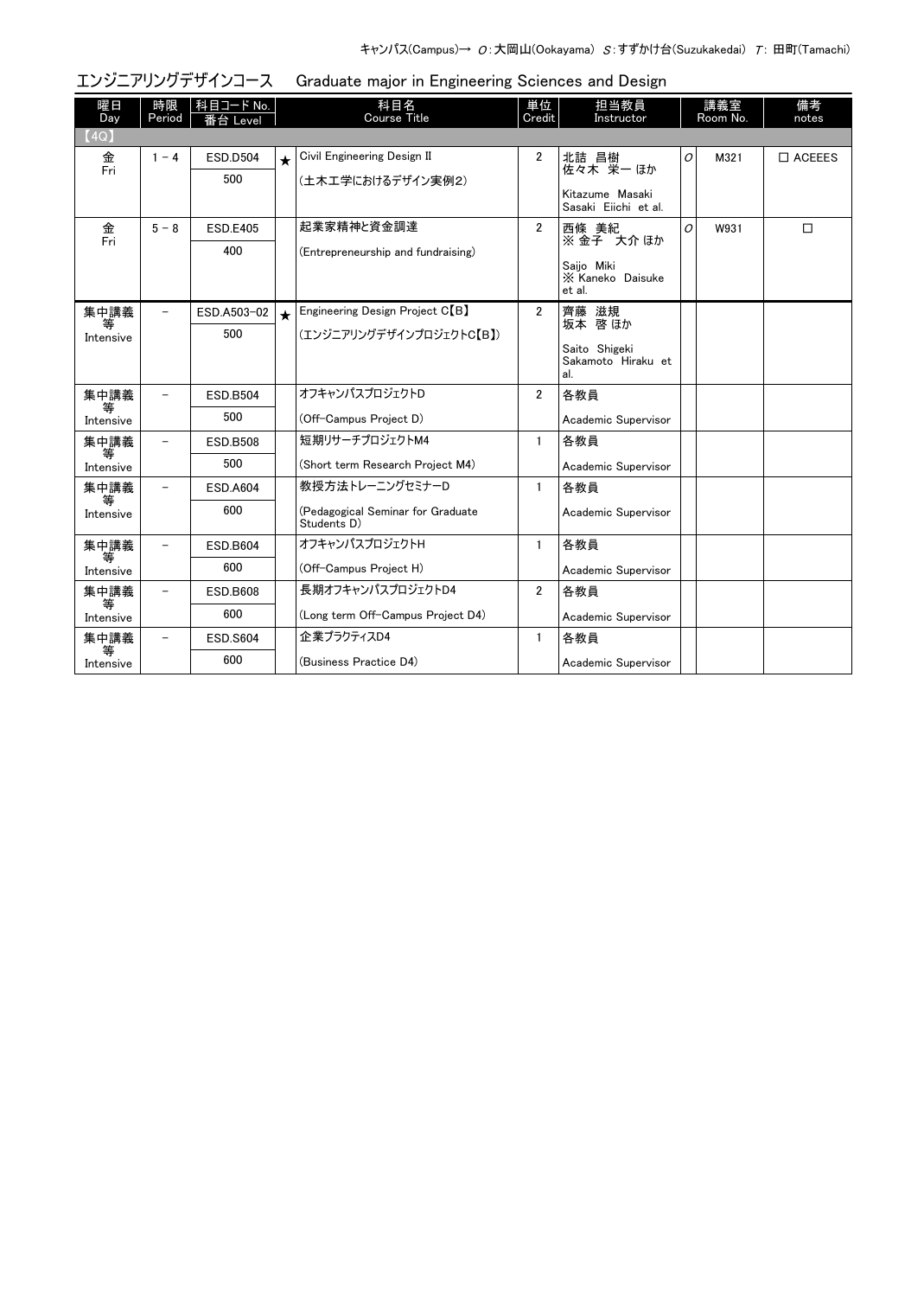キャンパス(Campus)→ O：大岡山(Ookayama) S：すずかけ台(Suzukakedai) T：田町(Tamachi)

## エンジニアリングデザインコース　Graduate major in Engineering Sciences and Design

| 曜日 Day | 時限 Period | 科目コード No. 番台 Level | | 科目名 Course Title | 単位 Credit | 担当教員 Instructor | | 講義室 Room No. | 備考 notes |
|---|---|---|---|---|---|---|---|---|---|
| 【4Q】 | | | | | | | | | |
| 金 Fri | 1－4 | ESD.D504 500 | ★ | Civil Engineering Design II (土木工学におけるデザイン実例2) | 2 | 北詰 昌樹 佐々木 栄一 ほか Kitazume Masaki Sasaki Eiichi et al. | O | M321 | □ ACEEES |
| 金 Fri | 5－8 | ESD.E405 400 | | 起業家精神と資金調達 (Entrepreneurship and fundraising) | 2 | 西條 美紀 ※ 金子 大介 ほか Saijo Miki ※ Kaneko Daisuke et al. | O | W931 | □ |
| 集中講義等 Intensive | － | ESD.A503-02 500 | ★ | Engineering Design Project C【B】 (エンジニアリングデザインプロジェクトC【B】) | 2 | 齊藤 滋規 坂本 啓 ほか Saito Shigeki Sakamoto Hiraku et al. | | | |
| 集中講義等 Intensive | － | ESD.B504 500 | | オフキャンパスプロジェクトD (Off-Campus Project D) | 2 | 各教員 Academic Supervisor | | | |
| 集中講義等 Intensive | － | ESD.B508 500 | | 短期リサーチプロジェクトM4 (Short term Research Project M4) | 1 | 各教員 Academic Supervisor | | | |
| 集中講義等 Intensive | － | ESD.A604 600 | | 教授方法トレーニングセミナーD (Pedagogical Seminar for Graduate Students D) | 1 | 各教員 Academic Supervisor | | | |
| 集中講義等 Intensive | － | ESD.B604 600 | | オフキャンパスプロジェクトH (Off-Campus Project H) | 1 | 各教員 Academic Supervisor | | | |
| 集中講義等 Intensive | － | ESD.B608 600 | | 長期オフキャンパスプロジェクトD4 (Long term Off-Campus Project D4) | 2 | 各教員 Academic Supervisor | | | |
| 集中講義等 Intensive | － | ESD.S604 600 | | 企業プラクティスD4 (Business Practice D4) | 1 | 各教員 Academic Supervisor | | | |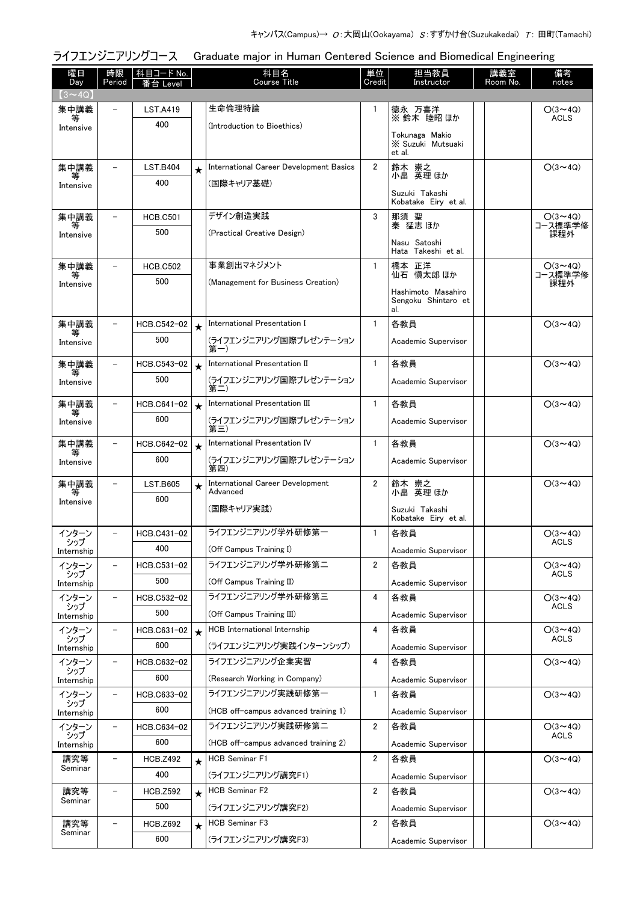キャンパス(Campus)→ O:大岡山(Ookayama) S:すずかけ台(Suzukakedai) T: 田町(Tamachi)

## ライフエンジニアリングコース　Graduate major in Human Centered Science and Biomedical Engineering

| 曜日 Day | 時限 Period | 科目コード No. 番台 Level | | 科目名 Course Title | 単位 Credit | 担当教員 Instructor | | 講義室 Room No. | 備考 notes |
|---|---|---|---|---|---|---|---|---|---|
| 【3～4Q】 | | | | | | | | | |
| 集中講義等 Intensive | － | LST.A419 400 | | 生命倫理特論 (Introduction to Bioethics) | 1 | 徳永 万喜洋 ※ 鈴木 睦昭 ほか Tokunaga Makio ※ Suzuki Mutsuaki et al. | | | ○(3～4Q) ACLS |
| 集中講義等 Intensive | － | LST.B404 400 | ★ | International Career Development Basics (国際キャリア基礎) | 2 | 鈴木 崇之 小畠 英理 ほか Suzuki Takashi Kobatake Eiry et al. | | | ○(3～4Q) |
| 集中講義等 Intensive | － | HCB.C501 500 | | デザイン創造実践 (Practical Creative Design) | 3 | 那須 聖 秦 猛志 ほか Nasu Satoshi Hata Takeshi et al. | | | ○(3～4Q) コース標準学修課程外 |
| 集中講義等 Intensive | － | HCB.C502 500 | | 事業創出マネジメント (Management for Business Creation) | 1 | 橋本 正洋 仙石 慎太郎 ほか Hashimoto Masahiro Sengoku Shintaro et al. | | | ○(3～4Q) コース標準学修課程外 |
| 集中講義等 Intensive | － | HCB.C542-02 500 | ★ | International Presentation I (ライフエンジニアリング国際プレゼンテーション第一) | 1 | 各教員 Academic Supervisor | | | ○(3～4Q) |
| 集中講義等 Intensive | － | HCB.C543-02 500 | ★ | International Presentation II (ライフエンジニアリング国際プレゼンテーション第二) | 1 | 各教員 Academic Supervisor | | | ○(3～4Q) |
| 集中講義等 Intensive | － | HCB.C641-02 600 | ★ | International Presentation III (ライフエンジニアリング国際プレゼンテーション第三) | 1 | 各教員 Academic Supervisor | | | ○(3～4Q) |
| 集中講義等 Intensive | － | HCB.C642-02 600 | ★ | International Presentation IV (ライフエンジニアリング国際プレゼンテーション第四) | 1 | 各教員 Academic Supervisor | | | ○(3～4Q) |
| 集中講義等 Intensive | － | LST.B605 600 | ★ | International Career Development Advanced (国際キャリア実践) | 2 | 鈴木 崇之 小畠 英理 ほか Suzuki Takashi Kobatake Eiry et al. | | | ○(3～4Q) |
| インターンシップ Internship | － | HCB.C431-02 400 | | ライフエンジニアリング学外研修第一 (Off Campus Training I) | 1 | 各教員 Academic Supervisor | | | ○(3～4Q) ACLS |
| インターンシップ Internship | － | HCB.C531-02 500 | | ライフエンジニアリング学外研修第二 (Off Campus Training II) | 2 | 各教員 Academic Supervisor | | | ○(3～4Q) ACLS |
| インターンシップ Internship | － | HCB.C532-02 500 | | ライフエンジニアリング学外研修第三 (Off Campus Training III) | 4 | 各教員 Academic Supervisor | | | ○(3～4Q) ACLS |
| インターンシップ Internship | － | HCB.C631-02 600 | ★ | HCB International Internship (ライフエンジニアリング実践インターンシップ) | 4 | 各教員 Academic Supervisor | | | ○(3～4Q) ACLS |
| インターンシップ Internship | － | HCB.C632-02 600 | | ライフエンジニアリング企業実習 (Research Working in Company) | 4 | 各教員 Academic Supervisor | | | ○(3～4Q) |
| インターンシップ Internship | － | HCB.C633-02 600 | | ライフエンジニアリング実践研修第一 (HCB off-campus advanced training 1) | 1 | 各教員 Academic Supervisor | | | ○(3～4Q) |
| インターンシップ Internship | － | HCB.C634-02 600 | | ライフエンジニアリング実践研修第二 (HCB off-campus advanced training 2) | 2 | 各教員 Academic Supervisor | | | ○(3～4Q) ACLS |
| 講究等 Seminar | － | HCB.Z492 400 | ★ | HCB Seminar F1 (ライフエンジニアリング講究F1) | 2 | 各教員 Academic Supervisor | | | ○(3～4Q) |
| 講究等 Seminar | － | HCB.Z592 500 | ★ | HCB Seminar F2 (ライフエンジニアリング講究F2) | 2 | 各教員 Academic Supervisor | | | ○(3～4Q) |
| 講究等 Seminar | － | HCB.Z692 600 | ★ | HCB Seminar F3 (ライフエンジニアリング講究F3) | 2 | 各教員 Academic Supervisor | | | ○(3～4Q) |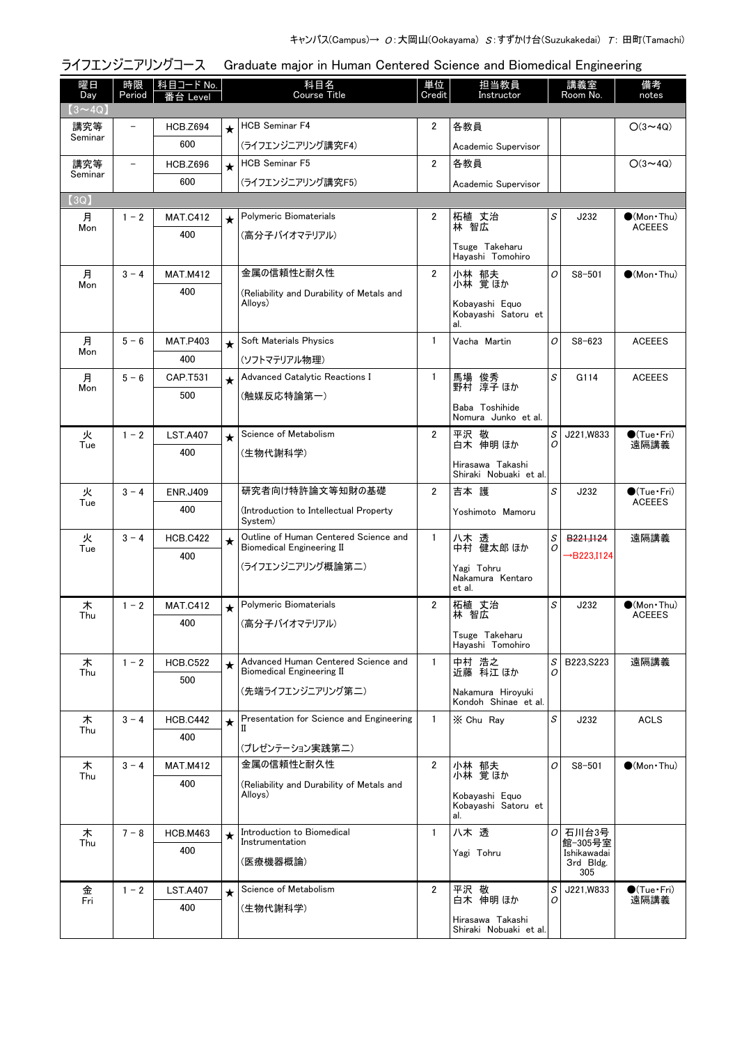キャンパス(Campus)→ O：大岡山(Ookayama) S：すずかけ台(Suzukakedai) T：田町(Tamachi)

## ライフエンジニアリングコース　Graduate major in Human Centered Science and Biomedical Engineering

| 曜日 Day | 時限 Period | 科目コード No. 番台 Level | | 科目名 Course Title | 単位 Credit | 担当教員 Instructor | | 講義室 Room No. | 備考 notes |
|---|---|---|---|---|---|---|---|---|---|
| 【3～4Q】 | | | | | | | | | |
| 講究等 Seminar | － | HCB.Z694 600 | ★ | HCB Seminar F4 (ライフエンジニアリング講究F4) | 2 | 各教員 Academic Supervisor | | | ○(3～4Q) |
| 講究等 Seminar | － | HCB.Z696 600 | ★ | HCB Seminar F5 (ライフエンジニアリング講究F5) | 2 | 各教員 Academic Supervisor | | | ○(3～4Q) |
| 【3Q】 | | | | | | | | | |
| 月 Mon | 1－2 | MAT.C412 400 | ★ | Polymeric Biomaterials (高分子バイオマテリアル) | 2 | 柘植 丈治 林 智広 Tsuge Takeharu Hayashi Tomohiro | S | J232 | ●(Mon・Thu) ACEEES |
| 月 Mon | 3－4 | MAT.M412 400 | | 金属の信頼性と耐久性 (Reliability and Durability of Metals and Alloys) | 2 | 小林 郁夫 小林 覚 ほか Kobayashi Equo Kobayashi Satoru et al. | O | S8-501 | ●(Mon・Thu) |
| 月 Mon | 5－6 | MAT.P403 400 | ★ | Soft Materials Physics (ソフトマテリアル物理) | 1 | Vacha Martin | O | S8-623 | ACEEES |
| 月 Mon | 5－6 | CAP.T531 500 | ★ | Advanced Catalytic Reactions I (触媒反応特論第一) | 1 | 馬場 俊秀 野村 淳子 ほか Baba Toshihide Nomura Junko et al. | S | G114 | ACEEES |
| 火 Tue | 1－2 | LST.A407 400 | ★ | Science of Metabolism (生物代謝科学) | 2 | 平沢 敬 白木 伸明 ほか Hirasawa Takashi Shiraki Nobuaki et al. | S O | J221,W833 | ●(Tue・Fri) 遠隔講義 |
| 火 Tue | 3－4 | ENR.J409 400 | | 研究者向け特許論文等知財の基礎 (Introduction to Intellectual Property System) | 2 | 吉本 護 Yoshimoto Mamoru | S | J232 | ●(Tue・Fri) ACEEES |
| 火 Tue | 3－4 | HCB.C422 400 | ★ | Outline of Human Centered Science and Biomedical Engineering II (ライフエンジニアリング概論第二) | 1 | 八木 透 中村 健太郎 ほか Yagi Tohru Nakamura Kentaro et al. | S O | ~~B221,I124~~ →B223,I124 | 遠隔講義 |
| 木 Thu | 1－2 | MAT.C412 400 | ★ | Polymeric Biomaterials (高分子バイオマテリアル) | 2 | 柘植 丈治 林 智広 Tsuge Takeharu Hayashi Tomohiro | S | J232 | ●(Mon・Thu) ACEEES |
| 木 Thu | 1－2 | HCB.C522 500 | ★ | Advanced Human Centered Science and Biomedical Engineering II (先端ライフエンジニアリング第二) | 1 | 中村 浩之 近藤 科江 ほか Nakamura Hiroyuki Kondoh Shinae et al. | S O | B223,S223 | 遠隔講義 |
| 木 Thu | 3－4 | HCB.C442 400 | ★ | Presentation for Science and Engineering II (プレゼンテーション実践第二) | 1 | ※ Chu Ray | S | J232 | ACLS |
| 木 Thu | 3－4 | MAT.M412 400 | | 金属の信頼性と耐久性 (Reliability and Durability of Metals and Alloys) | 2 | 小林 郁夫 小林 覚 ほか Kobayashi Equo Kobayashi Satoru et al. | O | S8-501 | ●(Mon・Thu) |
| 木 Thu | 7－8 | HCB.M463 400 | ★ | Introduction to Biomedical Instrumentation (医療機器概論) | 1 | 八木 透 Yagi Tohru | O | 石川台3号館-305号室 Ishikawadai 3rd Bldg. 305 | |
| 金 Fri | 1－2 | LST.A407 400 | ★ | Science of Metabolism (生物代謝科学) | 2 | 平沢 敬 白木 伸明 ほか Hirasawa Takashi Shiraki Nobuaki et al. | S O | J221,W833 | ●(Tue・Fri) 遠隔講義 |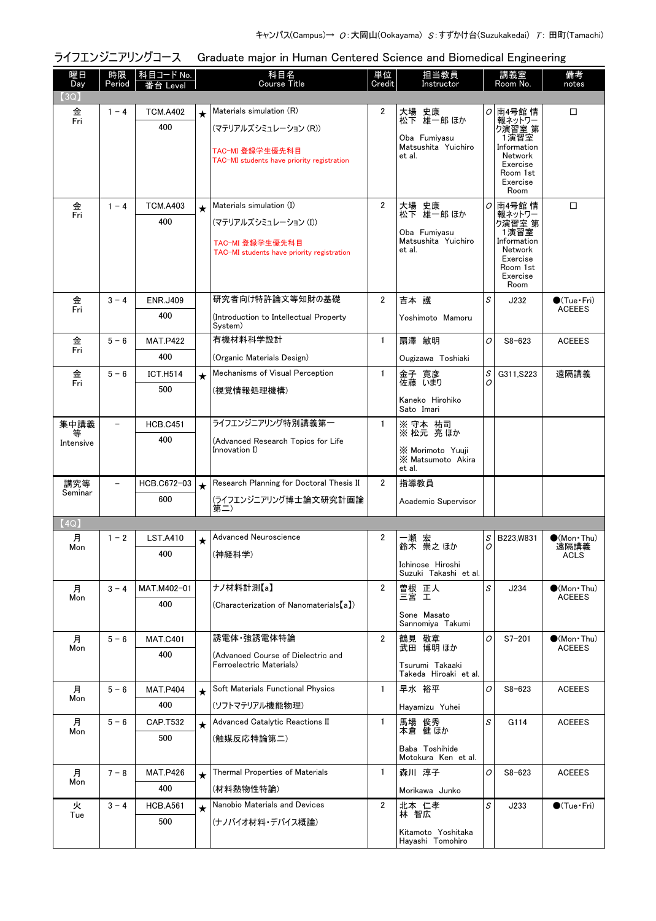キャンパス(Campus)→ O:大岡山(Ookayama) S:すずかけ台(Suzukakedai) T:田町(Tamachi)

## ライフエンジニアリングコース Graduate major in Human Centered Science and Biomedical Engineering

| 曜日 Day | 時限 Period | 科目コード No. 番台 Level | | 科目名 Course Title | 単位 Credit | 担当教員 Instructor | | 講義室 Room No. | 備考 notes |
|---|---|---|---|---|---|---|---|---|---|
| 【3Q】 | | | | | | | | | |
| 金 Fri | 1－4 | TCM.A402 400 | ★ | Materials simulation (R) (マテリアルズシミュレーション (R)) TAC-MI 登録学生優先科目 TAC-MI students have priority registration | 2 | 大場 史康 松下 雄一郎 ほか Oba Fumiyasu Matsushita Yuichiro et al. | O | 南4号館 情報ネットワーク演習室 第1演習室 Information Network Exercise Room 1st Exercise Room | □ |
| 金 Fri | 1－4 | TCM.A403 400 | ★ | Materials simulation (I) (マテリアルズシミュレーション (I)) TAC-MI 登録学生優先科目 TAC-MI students have priority registration | 2 | 大場 史康 松下 雄一郎 ほか Oba Fumiyasu Matsushita Yuichiro et al. | O | 南4号館 情報ネットワーク演習室 第1演習室 Information Network Exercise Room 1st Exercise Room | □ |
| 金 Fri | 3－4 | ENR.J409 400 | | 研究者向け特許論文等知財の基礎 (Introduction to Intellectual Property System) | 2 | 吉本 護 Yoshimoto Mamoru | S | J232 | ●(Tue・Fri) ACEEES |
| 金 Fri | 5－6 | MAT.P422 400 | | 有機材料科学設計 (Organic Materials Design) | 1 | 扇澤 敏明 Ougizawa Toshiaki | O | S8-623 | ACEEES |
| 金 Fri | 5－6 | ICT.H514 500 | ★ | Mechanisms of Visual Perception (視覚情報処理機構) | 1 | 金子 寛彦 佐藤 いまり Kaneko Hirohiko Sato Imari | S O | G311,S223 | 遠隔講義 |
| 集中講義等 Intensive | － | HCB.C451 400 | | ライフエンジニアリング特別講義第一 (Advanced Research Topics for Life Innovation I) | 1 | ※ 守本 祐司 ※ 松元 亮 ほか ※ Morimoto Yuuji ※ Matsumoto Akira et al. | | | |
| 講究等 Seminar | － | HCB.C672-03 600 | ★ | Research Planning for Doctoral Thesis II (ライフエンジニアリング博士論文研究計画論第二) | 2 | 指導教員 Academic Supervisor | | | |
| 【4Q】 | | | | | | | | | |
| 月 Mon | 1－2 | LST.A410 400 | ★ | Advanced Neuroscience (神経科学) | 2 | 一瀬 宏 鈴木 崇之 ほか Ichinose Hiroshi Suzuki Takashi et al. | S O | B223,W831 | ●(Mon・Thu) 遠隔講義 ACLS |
| 月 Mon | 3－4 | MAT.M402-01 400 | | ナノ材料計測【a】 (Characterization of Nanomaterials【a】) | 2 | 曽根 正人 三宮 工 Sone Masato Sannomiya Takumi | S | J234 | ●(Mon・Thu) ACEEES |
| 月 Mon | 5－6 | MAT.C401 400 | | 誘電体・強誘電体特論 (Advanced Course of Dielectric and Ferroelectric Materials) | 2 | 鶴見 敬章 武田 博明 ほか Tsurumi Takaaki Takeda Hiroaki et al. | O | S7-201 | ●(Mon・Thu) ACEEES |
| 月 Mon | 5－6 | MAT.P404 400 | ★ | Soft Materials Functional Physics (ソフトマテリアル機能物理) | 1 | 早水 裕平 Hayamizu Yuhei | O | S8-623 | ACEEES |
| 月 Mon | 5－6 | CAP.T532 500 | ★ | Advanced Catalytic Reactions II (触媒反応特論第二) | 1 | 馬場 俊秀 本倉 健 ほか Baba Toshihide Motokura Ken et al. | S | G114 | ACEEES |
| 月 Mon | 7－8 | MAT.P426 400 | ★ | Thermal Properties of Materials (材料熱物性特論) | 1 | 森川 淳子 Morikawa Junko | O | S8-623 | ACEEES |
| 火 Tue | 3－4 | HCB.A561 500 | ★ | Nanobio Materials and Devices (ナノバイオ材料・デバイス概論) | 2 | 北本 仁孝 林 智広 Kitamoto Yoshitaka Hayashi Tomohiro | S | J233 | ●(Tue・Fri) |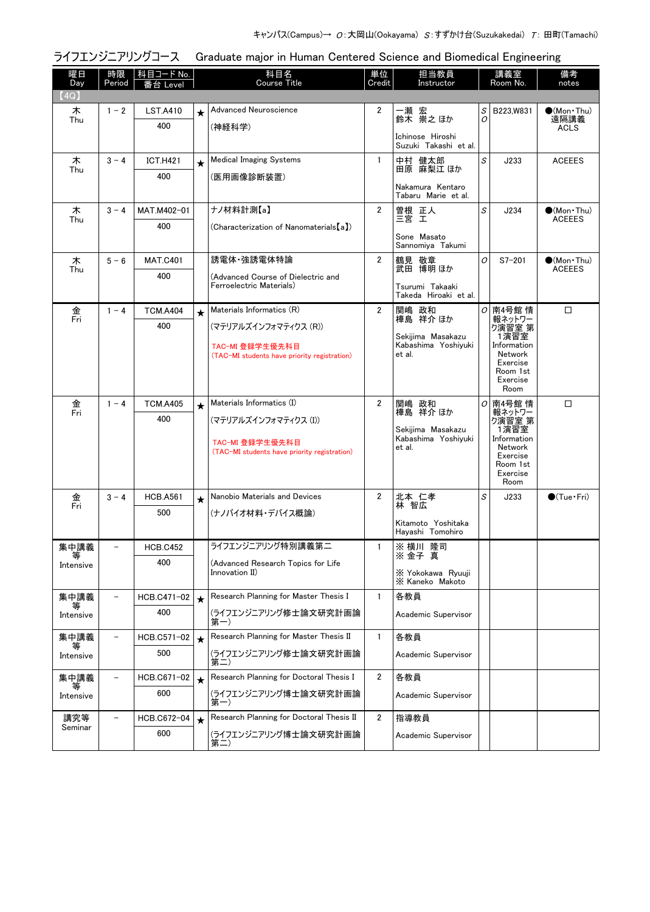キャンパス(Campus)→ O:大岡山(Ookayama) S:すずかけ台(Suzukakedai) T: 田町(Tamachi)

## ライフエンジニアリングコース　Graduate major in Human Centered Science and Biomedical Engineering

| 曜日 Day | 時限 Period | 科目コード No. 番台 Level | | 科目名 Course Title | 単位 Credit | 担当教員 Instructor | | 講義室 Room No. | 備考 notes |
|---|---|---|---|---|---|---|---|---|---|
| 【4Q】 | | | | | | | | | |
| 木 Thu | 1－2 | LST.A410 400 | ★ | Advanced Neuroscience (神経科学) | 2 | 一瀬 宏 鈴木 崇之 ほか Ichinose Hiroshi Suzuki Takashi et al. | S O | B223,W831 | ●(Mon・Thu) 遠隔講義 ACLS |
| 木 Thu | 3－4 | ICT.H421 400 | ★ | Medical Imaging Systems (医用画像診断装置) | 1 | 中村 健太郎 田原 麻梨江 ほか Nakamura Kentaro Tabaru Marie et al. | S | J233 | ACEEES |
| 木 Thu | 3－4 | MAT.M402-01 400 | | ナノ材料計測【a】 (Characterization of Nanomaterials【a】) | 2 | 曽根 正人 三宮 工 Sone Masato Sannomiya Takumi | S | J234 | ●(Mon・Thu) ACEEES |
| 木 Thu | 5－6 | MAT.C401 400 | | 誘電体・強誘電体特論 (Advanced Course of Dielectric and Ferroelectric Materials) | 2 | 鶴見 敬章 武田 博明 ほか Tsurumi Takaaki Takeda Hiroaki et al. | O | S7-201 | ●(Mon・Thu) ACEEES |
| 金 Fri | 1－4 | TCM.A404 400 | ★ | Materials Informatics (R) (マテリアルズインフォマティクス (R)) TAC-MI 登録学生優先科目 (TAC-MI students have priority registration) | 2 | 関嶋 政和 樺島 祥介 ほか Sekijima Masakazu Kabashima Yoshiyuki et al. | O | 南4号館 情報ネットワーク演習室 第1演習室 Information Network Exercise Room 1st Exercise Room | □ |
| 金 Fri | 1－4 | TCM.A405 400 | ★ | Materials Informatics (I) (マテリアルズインフォマティクス (I)) TAC-MI 登録学生優先科目 (TAC-MI students have priority registration) | 2 | 関嶋 政和 樺島 祥介 ほか Sekijima Masakazu Kabashima Yoshiyuki et al. | O | 南4号館 情報ネットワーク演習室 第1演習室 Information Network Exercise Room 1st Exercise Room | □ |
| 金 Fri | 3－4 | HCB.A561 500 | ★ | Nanobio Materials and Devices (ナノバイオ材料・デバイス概論) | 2 | 北本 仁孝 林 智広 Kitamoto Yoshitaka Hayashi Tomohiro | S | J233 | ●(Tue・Fri) |
| 集中講義等 Intensive | － | HCB.C452 400 | | ライフエンジニアリング特別講義第二 (Advanced Research Topics for Life Innovation II) | 1 | ※ 横川 隆司 ※ 金子 真 ※ Yokokawa Ryuuji ※ Kaneko Makoto | | | |
| 集中講義等 Intensive | － | HCB.C471-02 400 | ★ | Research Planning for Master Thesis I (ライフエンジニアリング修士論文研究計画論第一) | 1 | 各教員 Academic Supervisor | | | |
| 集中講義等 Intensive | － | HCB.C571-02 500 | ★ | Research Planning for Master Thesis II (ライフエンジニアリング修士論文研究計画論第二) | 1 | 各教員 Academic Supervisor | | | |
| 集中講義等 Intensive | － | HCB.C671-02 600 | ★ | Research Planning for Doctoral Thesis I (ライフエンジニアリング博士論文研究計画論第一) | 2 | 各教員 Academic Supervisor | | | |
| 講究等 Seminar | － | HCB.C672-04 600 | ★ | Research Planning for Doctoral Thesis II (ライフエンジニアリング博士論文研究計画論第二) | 2 | 指導教員 Academic Supervisor | | | |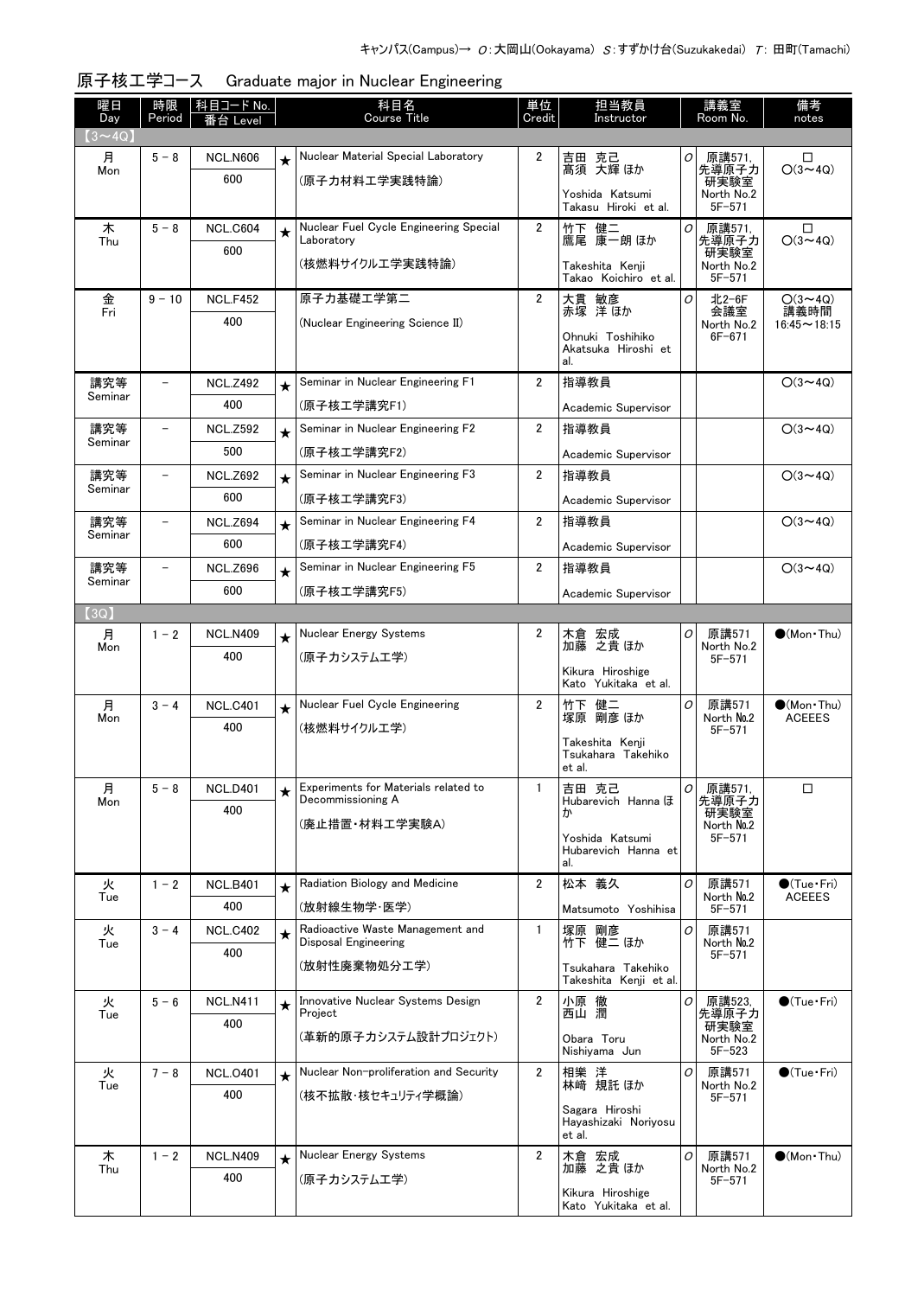キャンパス(Campus)→ O:大岡山(Ookayama) S:すずかけ台(Suzukakedai) T:田町(Tamachi)

## 原子核工学コース　Graduate major in Nuclear Engineering

| 曜日 Day | 時限 Period | 科目コード No. 番台 Level | | 科目名 Course Title | 単位 Credit | 担当教員 Instructor | | 講義室 Room No. | 備考 notes |
|---|---|---|---|---|---|---|---|---|---|
| 【3～4Q】 | | | | | | | | | |
| 月 Mon | 5 - 8 | NCL.N606 600 | ★ | Nuclear Material Special Laboratory (原子力材料工学実践特論) | 2 | 吉田 克己 髙須 大輝 ほか Yoshida Katsumi Takasu Hiroki et al. | O | 原講571, 先導原子力研実験室 North No.2 5F-571 | □ ○(3～4Q) |
| 木 Thu | 5 - 8 | NCL.C604 600 | ★ | Nuclear Fuel Cycle Engineering Special Laboratory (核燃料サイクル工学実践特論) | 2 | 竹下 健二 鷹尾 康一朗 ほか Takeshita Kenji Takao Koichiro et al. | O | 原講571, 先導原子力研実験室 North No.2 5F-571 | □ ○(3～4Q) |
| 金 Fri | 9 - 10 | NCL.F452 400 | | 原子力基礎工学第二 (Nuclear Engineering Science II) | 2 | 大貫 敏彦 赤塚 洋 ほか Ohnuki Toshihiko Akatsuka Hiroshi et al. | O | 北2-6F 会議室 North No.2 6F-671 | ○(3～4Q) 講義時間 16:45～18:15 |
| 講究等 Seminar | - | NCL.Z492 400 | ★ | Seminar in Nuclear Engineering F1 (原子核工学講究F1) | 2 | 指導教員 Academic Supervisor | | | ○(3～4Q) |
| 講究等 Seminar | - | NCL.Z592 500 | ★ | Seminar in Nuclear Engineering F2 (原子核工学講究F2) | 2 | 指導教員 Academic Supervisor | | | ○(3～4Q) |
| 講究等 Seminar | - | NCL.Z692 600 | ★ | Seminar in Nuclear Engineering F3 (原子核工学講究F3) | 2 | 指導教員 Academic Supervisor | | | ○(3～4Q) |
| 講究等 Seminar | - | NCL.Z694 600 | ★ | Seminar in Nuclear Engineering F4 (原子核工学講究F4) | 2 | 指導教員 Academic Supervisor | | | ○(3～4Q) |
| 講究等 Seminar | - | NCL.Z696 600 | ★ | Seminar in Nuclear Engineering F5 (原子核工学講究F5) | 2 | 指導教員 Academic Supervisor | | | ○(3～4Q) |
| 【3Q】 | | | | | | | | | |
| 月 Mon | 1 - 2 | NCL.N409 400 | ★ | Nuclear Energy Systems (原子力システム工学) | 2 | 木倉 宏成 加藤 之貴 ほか Kikura Hiroshige Kato Yukitaka et al. | O | 原講571 North No.2 5F-571 | ●(Mon・Thu) |
| 月 Mon | 3 - 4 | NCL.C401 400 | ★ | Nuclear Fuel Cycle Engineering (核燃料サイクル工学) | 2 | 竹下 健二 塚原 剛彦 ほか Takeshita Kenji Tsukahara Takehiko et al. | O | 原講571 North No.2 5F-571 | ●(Mon・Thu) ACEEES |
| 月 Mon | 5 - 8 | NCL.D401 400 | ★ | Experiments for Materials related to Decommissioning A (廃止措置・材料工学実験A) | 1 | 吉田 克己 Hubarevich Hanna ほか Yoshida Katsumi Hubarevich Hanna et al. | O | 原講571, 先導原子力研実験室 North No.2 5F-571 | □ |
| 火 Tue | 1 - 2 | NCL.B401 400 | ★ | Radiation Biology and Medicine (放射線生物学・医学) | 2 | 松本 義久 Matsumoto Yoshihisa | O | 原講571 North No.2 5F-571 | ●(Tue・Fri) ACEEES |
| 火 Tue | 3 - 4 | NCL.C402 400 | ★ | Radioactive Waste Management and Disposal Engineering (放射性廃棄物処分工学) | 1 | 塚原 剛彦 竹下 健二 ほか Tsukahara Takehiko Takeshita Kenji et al. | O | 原講571 North No.2 5F-571 | |
| 火 Tue | 5 - 6 | NCL.N411 400 | ★ | Innovative Nuclear Systems Design Project (革新的原子力システム設計プロジェクト) | 2 | 小原 徹 西山 潤 Obara Toru Nishiyama Jun | O | 原講523, 先導原子力研実験室 North No.2 5F-523 | ●(Tue・Fri) |
| 火 Tue | 7 - 8 | NCL.O401 400 | ★ | Nuclear Non-proliferation and Security (核不拡散・核セキュリティ学概論) | 2 | 相樂 洋 林﨑 規託 ほか Sagara Hiroshi Hayashizaki Noriyosu et al. | O | 原講571 North No.2 5F-571 | ●(Tue・Fri) |
| 木 Thu | 1 - 2 | NCL.N409 400 | ★ | Nuclear Energy Systems (原子力システム工学) | 2 | 木倉 宏成 加藤 之貴 ほか Kikura Hiroshige Kato Yukitaka et al. | O | 原講571 North No.2 5F-571 | ●(Mon・Thu) |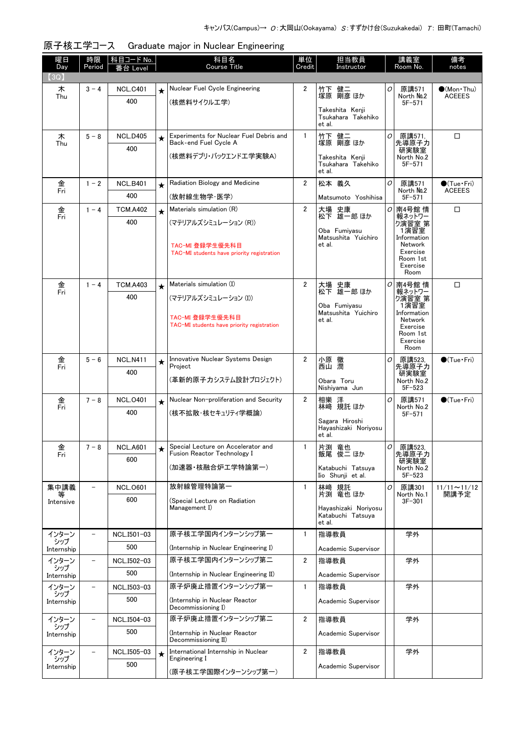キャンパス(Campus)→ O:大岡山(Ookayama) S:すずかけ台(Suzukakedai) T:田町(Tamachi)

## 原子核工学コース　Graduate major in Nuclear Engineering

| 曜日 Day | 時限 Period | 科目コード No. 番台 Level | | 科目名 Course Title | 単位 Credit | 担当教員 Instructor | | 講義室 Room No. | 備考 notes |
|---|---|---|---|---|---|---|---|---|---|
| 【3Q】 | | | | | | | | | |
| 木 Thu | 3－4 | NCL.C401 400 | ★ | Nuclear Fuel Cycle Engineering (核燃料サイクル工学) | 2 | 竹下 健二 塚原 剛彦 ほか Takeshita Kenji Tsukahara Takehiko et al. | O | 原講571 North No.2 5F-571 | ●(Mon・Thu) ACEEES |
| 木 Thu | 5－8 | NCL.D405 400 | ★ | Experiments for Nuclear Fuel Debris and Back-end Fuel Cycle A (核燃料デブリ・バックエンド工学実験A) | 1 | 竹下 健二 塚原 剛彦 ほか Takeshita Kenji Tsukahara Takehiko et al. | O | 原講571, 先導原子力研究験室 North No.2 5F-571 | □ |
| 金 Fri | 1－2 | NCL.B401 400 | ★ | Radiation Biology and Medicine (放射線生物学・医学) | 2 | 松本 義久 Matsumoto Yoshihisa | O | 原講571 North No.2 5F-571 | ●(Tue・Fri) ACEEES |
| 金 Fri | 1－4 | TCM.A402 400 | ★ | Materials simulation (R) (マテリアルズシミュレーション (R)) TAC-MI 登録学生優先科目 TAC-MI students have priority registration | 2 | 大場 史康 松下 雄一郎 ほか Oba Fumiyasu Matsushita Yuichiro et al. | O | 南4号館 情報ネットワーク演習室 第1演習室 Information Network Exercise Room 1st Exercise Room | □ |
| 金 Fri | 1－4 | TCM.A403 400 | ★ | Materials simulation (I) (マテリアルズシミュレーション (I)) TAC-MI 登録学生優先科目 TAC-MI students have priority registration | 2 | 大場 史康 松下 雄一郎 ほか Oba Fumiyasu Matsushita Yuichiro et al. | O | 南4号館 情報ネットワーク演習室 第1演習室 Information Network Exercise Room 1st Exercise Room | □ |
| 金 Fri | 5－6 | NCL.N411 400 | ★ | Innovative Nuclear Systems Design Project (革新的原子力システム設計プロジェクト) | 2 | 小原 徹 西山 潤 Obara Toru Nishiyama Jun | O | 原講523, 先導原子力研究験室 North No.2 5F-523 | ●(Tue・Fri) |
| 金 Fri | 7－8 | NCL.O401 400 | ★ | Nuclear Non-proliferation and Security (核不拡散・核セキュリティ学概論) | 2 | 相楽 洋 林崎 規託 ほか Sagara Hiroshi Hayashizaki Noriyosu et al. | O | 原講571 North No.2 5F-571 | ●(Tue・Fri) |
| 金 Fri | 7－8 | NCL.A601 600 | ★ | Special Lecture on Accelerator and Fusion Reactor Technology I (加速器・核融合炉工学特論第一) | 1 | 片渕 竜也 飯尾 俊二 ほか Katabuchi Tatsuya Iio Shunji et al. | O | 原講523, 先導原子力研究験室 North No.2 5F-523 | |
| 集中講義等 Intensive | － | NCL.O601 600 | | 放射線管理特論第一 (Special Lecture on Radiation Management I) | 1 | 林崎 規託 片渕 竜也 ほか Hayashizaki Noriyosu Katabuchi Tatsuya et al. | O | 原講301 North No.1 3F-301 | 11/11～11/12 開講予定 |
| インターンシップ Internship | － | NCL.I501-03 500 | | 原子核工学国内インターンシップ第一 (Internship in Nuclear Engineering I) | 1 | 指導教員 Academic Supervisor | | 学外 | |
| インターンシップ Internship | － | NCL.I502-03 500 | | 原子核工学国内インターンシップ第二 (Internship in Nuclear Engineering II) | 2 | 指導教員 Academic Supervisor | | 学外 | |
| インターンシップ Internship | － | NCL.I503-03 500 | | 原子炉廃止措置インターンシップ第一 (Internship in Nuclear Reactor Decommissioning I) | 1 | 指導教員 Academic Supervisor | | 学外 | |
| インターンシップ Internship | － | NCL.I504-03 500 | | 原子炉廃止措置インターンシップ第二 (Internship in Nuclear Reactor Decommissioning II) | 2 | 指導教員 Academic Supervisor | | 学外 | |
| インターンシップ Internship | － | NCL.I505-03 500 | ★ | International Internship in Nuclear Engineering I (原子核工学国際インターンシップ第一) | 2 | 指導教員 Academic Supervisor | | 学外 | |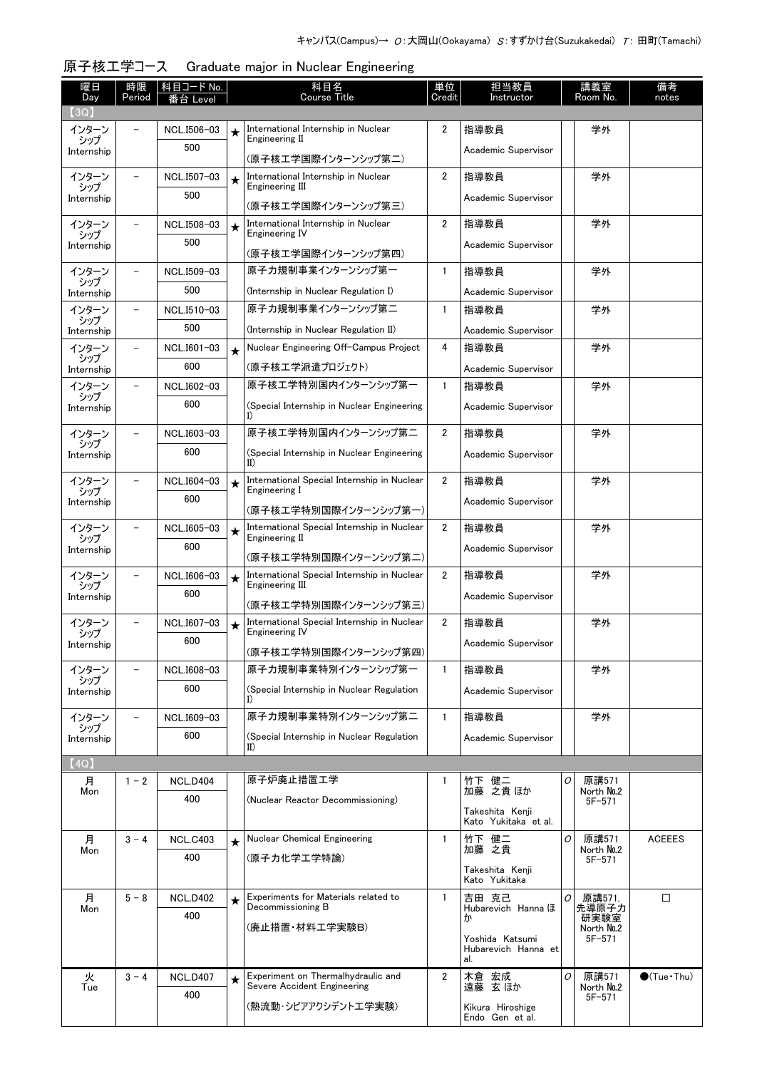キャンパス(Campus)→ O：大岡山(Ookayama) S：すずかけ台(Suzukakedai) T：田町(Tamachi)

## 原子核工学コース　Graduate major in Nuclear Engineering

| 曜日 Day | 時限 Period | 科目コード No. 番台 Level | | 科目名 Course Title | 単位 Credit | 担当教員 Instructor | | 講義室 Room No. | 備考 notes |
|---|---|---|---|---|---|---|---|---|---|
| 【3Q】 | | | | | | | | | |
| インターンシップ Internship | – | NCL.I506-03 500 | ★ | International Internship in Nuclear Engineering II (原子核工学国際インターンシップ第二) | 2 | 指導教員 Academic Supervisor | | 学外 | |
| インターンシップ Internship | – | NCL.I507-03 500 | ★ | International Internship in Nuclear Engineering III (原子核工学国際インターンシップ第三) | 2 | 指導教員 Academic Supervisor | | 学外 | |
| インターンシップ Internship | – | NCL.I508-03 500 | ★ | International Internship in Nuclear Engineering IV (原子核工学国際インターンシップ第四) | 2 | 指導教員 Academic Supervisor | | 学外 | |
| インターンシップ Internship | – | NCL.I509-03 500 | | 原子力規制事業インターンシップ第一 (Internship in Nuclear Regulation I) | 1 | 指導教員 Academic Supervisor | | 学外 | |
| インターンシップ Internship | – | NCL.I510-03 500 | | 原子力規制事業インターンシップ第二 (Internship in Nuclear Regulation II) | 1 | 指導教員 Academic Supervisor | | 学外 | |
| インターンシップ Internship | – | NCL.I601-03 600 | ★ | Nuclear Engineering Off-Campus Project (原子核工学派遣プロジェクト) | 4 | 指導教員 Academic Supervisor | | 学外 | |
| インターンシップ Internship | – | NCL.I602-03 600 | | 原子核工学特別国内インターンシップ第一 (Special Internship in Nuclear Engineering I) | 1 | 指導教員 Academic Supervisor | | 学外 | |
| インターンシップ Internship | – | NCL.I603-03 600 | | 原子核工学特別国内インターンシップ第二 (Special Internship in Nuclear Engineering II) | 2 | 指導教員 Academic Supervisor | | 学外 | |
| インターンシップ Internship | – | NCL.I604-03 600 | ★ | International Special Internship in Nuclear Engineering I (原子核工学特別国際インターンシップ第一) | 2 | 指導教員 Academic Supervisor | | 学外 | |
| インターンシップ Internship | – | NCL.I605-03 600 | ★ | International Special Internship in Nuclear Engineering II (原子核工学特別国際インターンシップ第二) | 2 | 指導教員 Academic Supervisor | | 学外 | |
| インターンシップ Internship | – | NCL.I606-03 600 | ★ | International Special Internship in Nuclear Engineering III (原子核工学特別国際インターンシップ第三) | 2 | 指導教員 Academic Supervisor | | 学外 | |
| インターンシップ Internship | – | NCL.I607-03 600 | ★ | International Special Internship in Nuclear Engineering IV (原子核工学特別国際インターンシップ第四) | 2 | 指導教員 Academic Supervisor | | 学外 | |
| インターンシップ Internship | – | NCL.I608-03 600 | | 原子力規制事業特別インターンシップ第一 (Special Internship in Nuclear Regulation I) | 1 | 指導教員 Academic Supervisor | | 学外 | |
| インターンシップ Internship | – | NCL.I609-03 600 | | 原子力規制事業特別インターンシップ第二 (Special Internship in Nuclear Regulation II) | 1 | 指導教員 Academic Supervisor | | 学外 | |
| 【4Q】 | | | | | | | | | |
| 月 Mon | 1－2 | NCL.D404 400 | | 原子炉廃止措置工学 (Nuclear Reactor Decommissioning) | 1 | 竹下 健二 加藤 之貴 ほか Takeshita Kenji Kato Yukitaka et al. | O | 原講571 North No.2 5F-571 | |
| 月 Mon | 3－4 | NCL.C403 400 | ★ | Nuclear Chemical Engineering (原子力化学工学特論) | 1 | 竹下 健二 加藤 之貴 Takeshita Kenji Kato Yukitaka | O | 原講571 North No.2 5F-571 | ACEEES |
| 月 Mon | 5－8 | NCL.D402 400 | ★ | Experiments for Materials related to Decommissioning B (廃止措置・材料工学実験B) | 1 | 吉田 克己 Hubarevich Hanna ほか Yoshida Katsumi Hubarevich Hanna et al. | O | 原講571, 先導原子力研究実験室 North No.2 5F-571 | □ |
| 火 Tue | 3－4 | NCL.D407 400 | ★ | Experiment on Thermalhydraulic and Severe Accident Engineering (熱流動・シビアアクシデント工学実験) | 2 | 木倉 宏成 遠藤 玄 ほか Kikura Hiroshige Endo Gen et al. | O | 原講571 North No.2 5F-571 | ●(Tue・Thu) |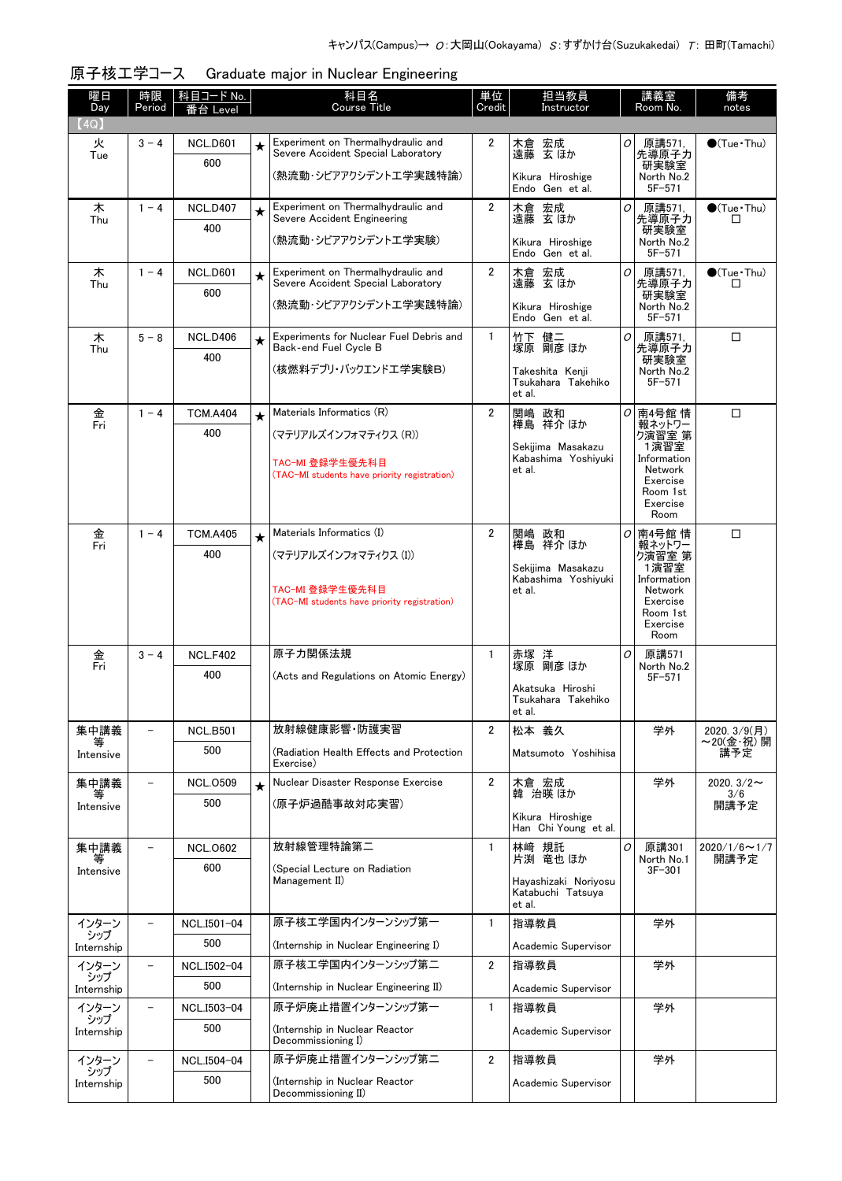キャンパス(Campus)→ O：大岡山(Ookayama) S：すずかけ台(Suzukakedai) T：田町(Tamachi)

## 原子核工学コース Graduate major in Nuclear Engineering

| 曜日 Day | 時限 Period | 科目コード No. 番台 Level | | 科目名 Course Title | 単位 Credit | 担当教員 Instructor | | 講義室 Room No. | 備考 notes |
|---|---|---|---|---|---|---|---|---|---|
| 【4Q】 | | | | | | | | | |
| 火 Tue | 3 - 4 | NCL.D601 600 | ★ | Experiment on Thermalhydraulic and Severe Accident Special Laboratory (熱流動・シビアアクシデント工学実践特論) | 2 | 木倉 宏成 遠藤 玄 ほか Kikura Hiroshige Endo Gen et al. | O | 原講571, 先導原子力研実験室 North No.2 5F-571 | ●(Tue・Thu) |
| 木 Thu | 1 - 4 | NCL.D407 400 | ★ | Experiment on Thermalhydraulic and Severe Accident Engineering (熱流動・シビアアクシデント工学実験) | 2 | 木倉 宏成 遠藤 玄 ほか Kikura Hiroshige Endo Gen et al. | O | 原講571, 先導原子力研実験室 North No.2 5F-571 | ●(Tue・Thu) □ |
| 木 Thu | 1 - 4 | NCL.D601 600 | ★ | Experiment on Thermalhydraulic and Severe Accident Special Laboratory (熱流動・シビアアクシデント工学実践特論) | 2 | 木倉 宏成 遠藤 玄 ほか Kikura Hiroshige Endo Gen et al. | O | 原講571, 先導原子力研実験室 North No.2 5F-571 | ●(Tue・Thu) □ |
| 木 Thu | 5 - 8 | NCL.D406 400 | ★ | Experiments for Nuclear Fuel Debris and Back-end Fuel Cycle B (核燃料デブリ・バックエンド工学実験B) | 1 | 竹下 健二 塚原 剛彦 ほか Takeshita Kenji Tsukahara Takehiko et al. | O | 原講571, 先導原子力研実験室 North No.2 5F-571 | □ |
| 金 Fri | 1 - 4 | TCM.A404 400 | ★ | Materials Informatics (R) (マテリアルズインフォマティクス (R)) TAC-MI 登録学生優先科目 (TAC-MI students have priority registration) | 2 | 関嶋 政和 樺島 祥介 ほか Sekijima Masakazu Kabashima Yoshiyuki et al. | O | 南4号館 情報ネットワーク演習室 第1演習室 Information Network Exercise Room 1st Exercise Room | □ |
| 金 Fri | 1 - 4 | TCM.A405 400 | ★ | Materials Informatics (I) (マテリアルズインフォマティクス (I)) TAC-MI 登録学生優先科目 (TAC-MI students have priority registration) | 2 | 関嶋 政和 樺島 祥介 ほか Sekijima Masakazu Kabashima Yoshiyuki et al. | O | 南4号館 情報ネットワーク演習室 第1演習室 Information Network Exercise Room 1st Exercise Room | □ |
| 金 Fri | 3 - 4 | NCL.F402 400 | | 原子力関係法規 (Acts and Regulations on Atomic Energy) | 1 | 赤塚 洋 塚原 剛彦 ほか Akatsuka Hiroshi Tsukahara Takehiko et al. | O | 原講571 North No.2 5F-571 | |
| 集中講義等 Intensive | - | NCL.B501 500 | | 放射線健康影響・防護実習 (Radiation Health Effects and Protection Exercise) | 2 | 松本 義久 Matsumoto Yoshihisa | | 学外 | 2020. 3/9(月)～20(金・祝) 開講予定 |
| 集中講義等 Intensive | - | NCL.O509 500 | ★ | Nuclear Disaster Response Exercise (原子炉過酷事故対応実習) | 2 | 木倉 宏成 韓 治暎 ほか Kikura Hiroshige Han Chi Young et al. | | 学外 | 2020. 3/2～3/6 開講予定 |
| 集中講義等 Intensive | - | NCL.O602 600 | | 放射線管理特論第二 (Special Lecture on Radiation Management II) | 1 | 林崎 規託 片渕 竜也 ほか Hayashizaki Noriyosu Katabuchi Tatsuya et al. | O | 原講301 North No.1 3F-301 | 2020/1/6～1/7 開講予定 |
| インターンシップ Internship | - | NCL.I501-04 500 | | 原子核工学国内インターンシップ第一 (Internship in Nuclear Engineering I) | 1 | 指導教員 Academic Supervisor | | 学外 | |
| インターンシップ Internship | - | NCL.I502-04 500 | | 原子核工学国内インターンシップ第二 (Internship in Nuclear Engineering II) | 2 | 指導教員 Academic Supervisor | | 学外 | |
| インターンシップ Internship | - | NCL.I503-04 500 | | 原子炉廃止措置インターンシップ第一 (Internship in Nuclear Reactor Decommissioning I) | 1 | 指導教員 Academic Supervisor | | 学外 | |
| インターンシップ Internship | - | NCL.I504-04 500 | | 原子炉廃止措置インターンシップ第二 (Internship in Nuclear Reactor Decommissioning II) | 2 | 指導教員 Academic Supervisor | | 学外 | |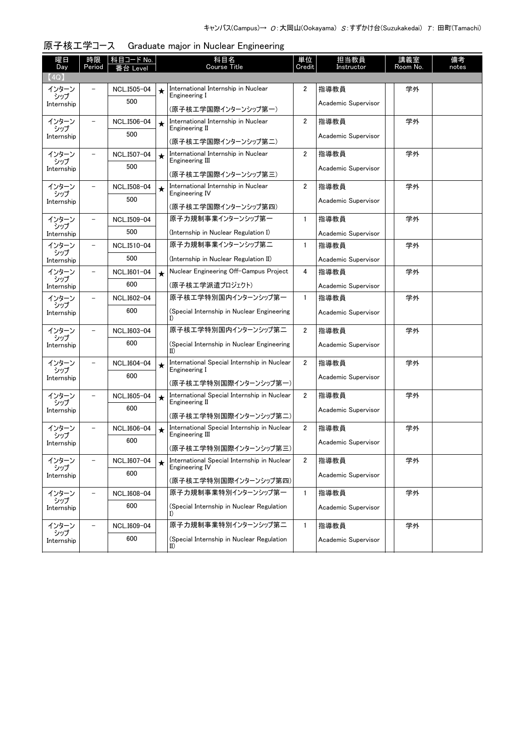キャンパス(Campus)→ O：大岡山(Ookayama) S：すずかけ台(Suzukakedai) T：田町(Tamachi)

## 原子核工学コース　Graduate major in Nuclear Engineering

| 曜日 Day | 時限 Period | 科目コード No. 番台 Level | | 科目名 Course Title | 単位 Credit | 担当教員 Instructor | 講義室 Room No. | 備考 notes |
|---|---|---|---|---|---|---|---|---|
| 【4Q】 | | | | | | | | |
| インターンシップ Internship | － | NCL.I505-04 500 | ★ | International Internship in Nuclear Engineering I (原子核工学国際インターンシップ第一) | 2 | 指導教員 Academic Supervisor | 学外 | |
| インターンシップ Internship | － | NCL.I506-04 500 | ★ | International Internship in Nuclear Engineering II (原子核工学国際インターンシップ第二) | 2 | 指導教員 Academic Supervisor | 学外 | |
| インターンシップ Internship | － | NCL.I507-04 500 | ★ | International Internship in Nuclear Engineering III (原子核工学国際インターンシップ第三) | 2 | 指導教員 Academic Supervisor | 学外 | |
| インターンシップ Internship | － | NCL.I508-04 500 | ★ | International Internship in Nuclear Engineering IV (原子核工学国際インターンシップ第四) | 2 | 指導教員 Academic Supervisor | 学外 | |
| インターンシップ Internship | － | NCL.I509-04 500 | | 原子力規制事業インターンシップ第一 (Internship in Nuclear Regulation I) | 1 | 指導教員 Academic Supervisor | 学外 | |
| インターンシップ Internship | － | NCL.I510-04 500 | | 原子力規制事業インターンシップ第二 (Internship in Nuclear Regulation II) | 1 | 指導教員 Academic Supervisor | 学外 | |
| インターンシップ Internship | － | NCL.I601-04 600 | ★ | Nuclear Engineering Off-Campus Project (原子核工学派遣プロジェクト) | 4 | 指導教員 Academic Supervisor | 学外 | |
| インターンシップ Internship | － | NCL.I602-04 600 | | 原子核工学特別国内インターンシップ第一 (Special Internship in Nuclear Engineering I) | 1 | 指導教員 Academic Supervisor | 学外 | |
| インターンシップ Internship | － | NCL.I603-04 600 | | 原子核工学特別国内インターンシップ第二 (Special Internship in Nuclear Engineering II) | 2 | 指導教員 Academic Supervisor | 学外 | |
| インターンシップ Internship | － | NCL.I604-04 600 | ★ | International Special Internship in Nuclear Engineering I (原子核工学特別国際インターンシップ第一) | 2 | 指導教員 Academic Supervisor | 学外 | |
| インターンシップ Internship | － | NCL.I605-04 600 | ★ | International Special Internship in Nuclear Engineering II (原子核工学特別国際インターンシップ第二) | 2 | 指導教員 Academic Supervisor | 学外 | |
| インターンシップ Internship | － | NCL.I606-04 600 | ★ | International Special Internship in Nuclear Engineering III (原子核工学特別国際インターンシップ第三) | 2 | 指導教員 Academic Supervisor | 学外 | |
| インターンシップ Internship | － | NCL.I607-04 600 | ★ | International Special Internship in Nuclear Engineering IV (原子核工学特別国際インターンシップ第四) | 2 | 指導教員 Academic Supervisor | 学外 | |
| インターンシップ Internship | － | NCL.I608-04 600 | | 原子力規制事業特別インターンシップ第一 (Special Internship in Nuclear Regulation I) | 1 | 指導教員 Academic Supervisor | 学外 | |
| インターンシップ Internship | － | NCL.I609-04 600 | | 原子力規制事業特別インターンシップ第二 (Special Internship in Nuclear Regulation II) | 1 | 指導教員 Academic Supervisor | 学外 | |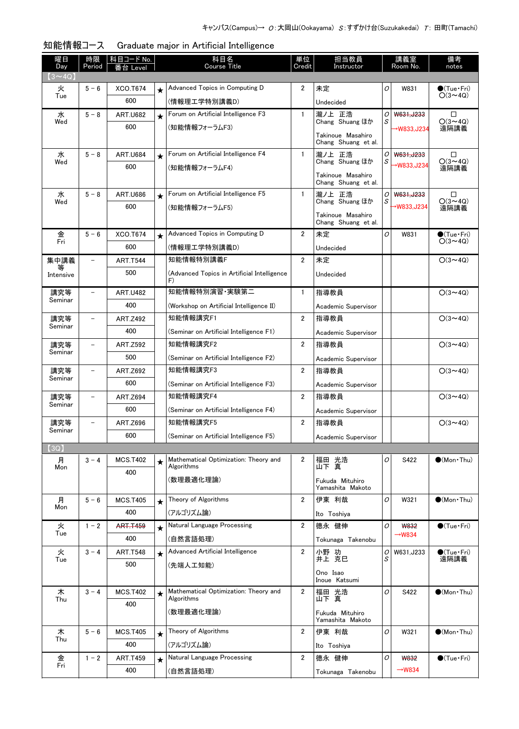キャンパス(Campus)→ O：大岡山(Ookayama) S：すずかけ台(Suzukakedai) T：田町(Tamachi)

## 知能情報コース　Graduate major in Artificial Intelligence

| 曜日 Day | 時限 Period | 科目コード No. / 番台 Level | | 科目名 Course Title | 単位 Credit | 担当教員 Instructor | | 講義室 Room No. | 備考 notes |
|---|---|---|---|---|---|---|---|---|---|
| 【3～4Q】 | | | | | | | | | |
| 火 Tue | 5－6 | XCO.T674 / 600 | ★ | Advanced Topics in Computing D (情報理工学特別講義D) | 2 | 未定 / Undecided | O | W831 | ●(Tue・Fri) ○(3～4Q) |
| 水 Wed | 5－8 | ART.U682 / 600 | ★ | Forum on Artificial Intelligence F3 (知能情報フォーラムF3) | 1 | 瀧ノ上 正浩 Chang Shuang ほか / Takinoue Masahiro Chang Shuang et al. | O S | ~~W631,J233~~ →W833,J234 | □ ○(3～4Q) 遠隔講義 |
| 水 Wed | 5－8 | ART.U684 / 600 | ★ | Forum on Artificial Intelligence F4 (知能情報フォーラムF4) | 1 | 瀧ノ上 正浩 Chang Shuang ほか / Takinoue Masahiro Chang Shuang et al. | O S | ~~W631,J233~~ →W833,J234 | □ ○(3～4Q) 遠隔講義 |
| 水 Wed | 5－8 | ART.U686 / 600 | ★ | Forum on Artificial Intelligence F5 (知能情報フォーラムF5) | 1 | 瀧ノ上 正浩 Chang Shuang ほか / Takinoue Masahiro Chang Shuang et al. | O S | ~~W631,J233~~ →W833,J234 | □ ○(3～4Q) 遠隔講義 |
| 金 Fri | 5－6 | XCO.T674 / 600 | ★ | Advanced Topics in Computing D (情報理工学特別講義D) | 2 | 未定 / Undecided | O | W831 | ●(Tue・Fri) ○(3～4Q) |
| 集中講義等 Intensive | － | ART.T544 / 500 | | 知能情報特別講義F (Advanced Topics in Artificial Intelligence F) | 2 | 未定 / Undecided | | | ○(3～4Q) |
| 講究等 Seminar | － | ART.U482 / 400 | | 知能情報特別演習・実験第二 (Workshop on Artificial Intelligence II) | 1 | 指導教員 / Academic Supervisor | | | ○(3～4Q) |
| 講究等 Seminar | － | ART.Z492 / 400 | | 知能情報講究F1 (Seminar on Artificial Intelligence F1) | 2 | 指導教員 / Academic Supervisor | | | ○(3～4Q) |
| 講究等 Seminar | － | ART.Z592 / 500 | | 知能情報講究F2 (Seminar on Artificial Intelligence F2) | 2 | 指導教員 / Academic Supervisor | | | ○(3～4Q) |
| 講究等 Seminar | － | ART.Z692 / 600 | | 知能情報講究F3 (Seminar on Artificial Intelligence F3) | 2 | 指導教員 / Academic Supervisor | | | ○(3～4Q) |
| 講究等 Seminar | － | ART.Z694 / 600 | | 知能情報講究F4 (Seminar on Artificial Intelligence F4) | 2 | 指導教員 / Academic Supervisor | | | ○(3～4Q) |
| 講究等 Seminar | － | ART.Z696 / 600 | | 知能情報講究F5 (Seminar on Artificial Intelligence F5) | 2 | 指導教員 / Academic Supervisor | | | ○(3～4Q) |
| 【3Q】 | | | | | | | | | |
| 月 Mon | 3－4 | MCS.T402 / 400 | ★ | Mathematical Optimization: Theory and Algorithms (数理最適化理論) | 2 | 福田 光浩 山下 真 / Fukuda Mituhiro Yamashita Makoto | O | S422 | ●(Mon・Thu) |
| 月 Mon | 5－6 | MCS.T405 / 400 | ★ | Theory of Algorithms (アルゴリズム論) | 2 | 伊東 利哉 / Ito Toshiya | O | W321 | ●(Mon・Thu) |
| 火 Tue | 1－2 | ~~ART.T459~~ / 400 | ★ | Natural Language Processing (自然言語処理) | 2 | 徳永 健伸 / Tokunaga Takenobu | O | ~~W832~~ →W834 | ●(Tue・Fri) |
| 火 Tue | 3－4 | ART.T548 / 500 | ★ | Advanced Artificial Intelligence (先端人工知能) | 2 | 小野 功 井上 克巳 / Ono Isao Inoue Katsumi | O S | W631,J233 | ●(Tue・Fri) 遠隔講義 |
| 木 Thu | 3－4 | MCS.T402 / 400 | ★ | Mathematical Optimization: Theory and Algorithms (数理最適化理論) | 2 | 福田 光浩 山下 真 / Fukuda Mituhiro Yamashita Makoto | O | S422 | ●(Mon・Thu) |
| 木 Thu | 5－6 | MCS.T405 / 400 | ★ | Theory of Algorithms (アルゴリズム論) | 2 | 伊東 利哉 / Ito Toshiya | O | W321 | ●(Mon・Thu) |
| 金 Fri | 1－2 | ART.T459 / 400 | ★ | Natural Language Processing (自然言語処理) | 2 | 徳永 健伸 / Tokunaga Takenobu | O | ~~W832~~ →W834 | ●(Tue・Fri) |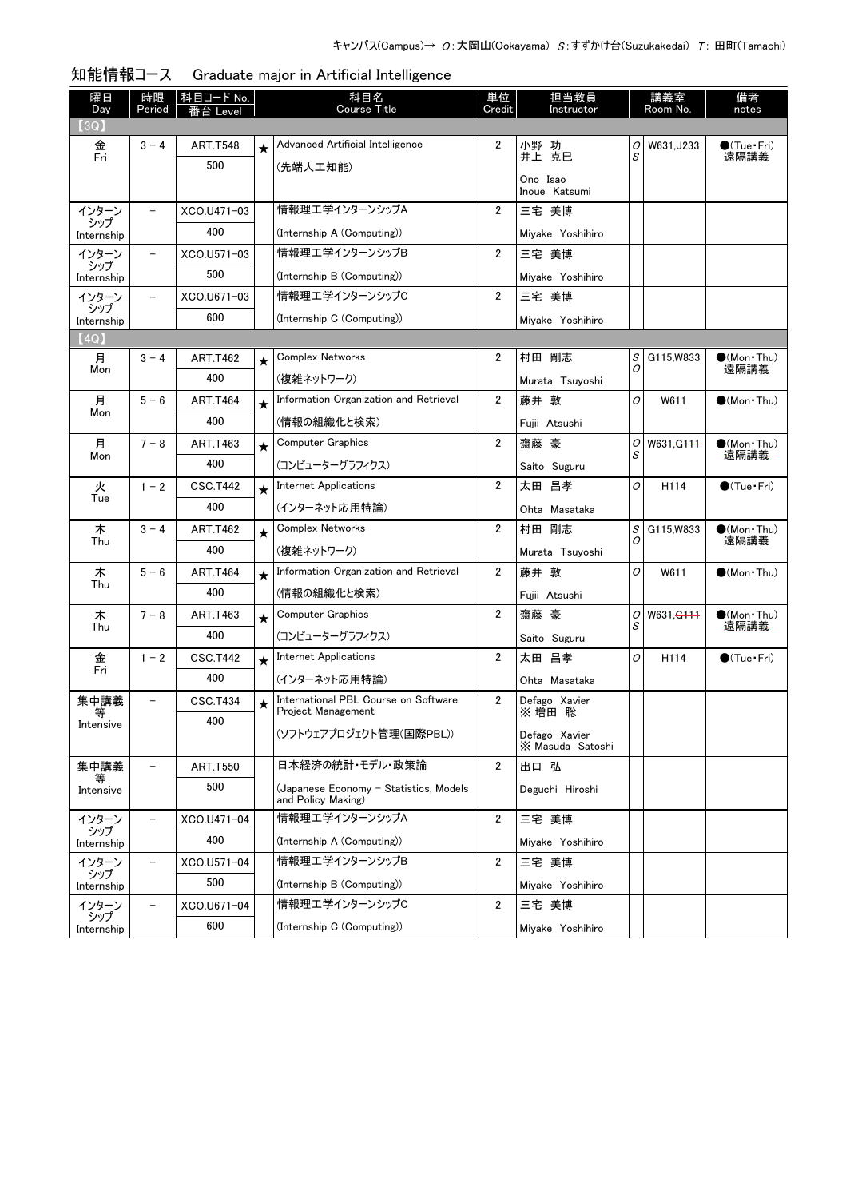キャンパス(Campus)→ *O*：大岡山(Ookayama) *S*：すずかけ台(Suzukakedai) *T*：田町(Tamachi)

## 知能情報コース　Graduate major in Artificial Intelligence

| 曜日 Day | 時限 Period | 科目コード No. 番台 Level | | 科目名 Course Title | 単位 Credit | 担当教員 Instructor | | 講義室 Room No. | 備考 notes |
|---|---|---|---|---|---|---|---|---|---|
| 【3Q】 | | | | | | | | | |
| 金 Fri | 3－4 | ART.T548 500 | ★ | Advanced Artificial Intelligence (先端人工知能) | 2 | 小野 功 井上 克巳 Ono Isao Inoue Katsumi | O S | W631,J233 | ●(Tue・Fri) 遠隔講義 |
| インターンシップ Internship | － | XCO.U471-03 400 | | 情報理工学インターンシップA (Internship A (Computing)) | 2 | 三宅 美博 Miyake Yoshihiro | | | |
| インターンシップ Internship | － | XCO.U571-03 500 | | 情報理工学インターンシップB (Internship B (Computing)) | 2 | 三宅 美博 Miyake Yoshihiro | | | |
| インターンシップ Internship | － | XCO.U671-03 600 | | 情報理工学インターンシップC (Internship C (Computing)) | 2 | 三宅 美博 Miyake Yoshihiro | | | |
| 【4Q】 | | | | | | | | | |
| 月 Mon | 3－4 | ART.T462 400 | ★ | Complex Networks (複雑ネットワーク) | 2 | 村田 剛志 Murata Tsuyoshi | S O | G115,W833 | ●(Mon・Thu) 遠隔講義 |
| 月 Mon | 5－6 | ART.T464 400 | ★ | Information Organization and Retrieval (情報の組織化と検索) | 2 | 藤井 敦 Fujii Atsushi | O | W611 | ●(Mon・Thu) |
| 月 Mon | 7－8 | ART.T463 400 | ★ | Computer Graphics (コンピューターグラフィクス) | 2 | 齋藤 豪 Saito Suguru | O S | W631,~~G111~~ | ●(Mon・Thu) ~~遠隔講義~~ |
| 火 Tue | 1－2 | CSC.T442 400 | ★ | Internet Applications (インターネット応用特論) | 2 | 太田 昌孝 Ohta Masataka | O | H114 | ●(Tue・Fri) |
| 木 Thu | 3－4 | ART.T462 400 | ★ | Complex Networks (複雑ネットワーク) | 2 | 村田 剛志 Murata Tsuyoshi | S O | G115,W833 | ●(Mon・Thu) 遠隔講義 |
| 木 Thu | 5－6 | ART.T464 400 | ★ | Information Organization and Retrieval (情報の組織化と検索) | 2 | 藤井 敦 Fujii Atsushi | O | W611 | ●(Mon・Thu) |
| 木 Thu | 7－8 | ART.T463 400 | ★ | Computer Graphics (コンピューターグラフィクス) | 2 | 齋藤 豪 Saito Suguru | O S | W631,~~G111~~ | ●(Mon・Thu) ~~遠隔講義~~ |
| 金 Fri | 1－2 | CSC.T442 400 | ★ | Internet Applications (インターネット応用特論) | 2 | 太田 昌孝 Ohta Masataka | O | H114 | ●(Tue・Fri) |
| 集中講義等 Intensive | － | CSC.T434 400 | ★ | International PBL Course on Software Project Management (ソフトウェアプロジェクト管理(国際PBL)) | 2 | Defago Xavier ※ 増田 聡 Defago Xavier ※ Masuda Satoshi | | | |
| 集中講義等 Intensive | － | ART.T550 500 | | 日本経済の統計・モデル・政策論 (Japanese Economy - Statistics, Models and Policy Making) | 2 | 出口 弘 Deguchi Hiroshi | | | |
| インターンシップ Internship | － | XCO.U471-04 400 | | 情報理工学インターンシップA (Internship A (Computing)) | 2 | 三宅 美博 Miyake Yoshihiro | | | |
| インターンシップ Internship | － | XCO.U571-04 500 | | 情報理工学インターンシップB (Internship B (Computing)) | 2 | 三宅 美博 Miyake Yoshihiro | | | |
| インターンシップ Internship | － | XCO.U671-04 600 | | 情報理工学インターンシップC (Internship C (Computing)) | 2 | 三宅 美博 Miyake Yoshihiro | | | |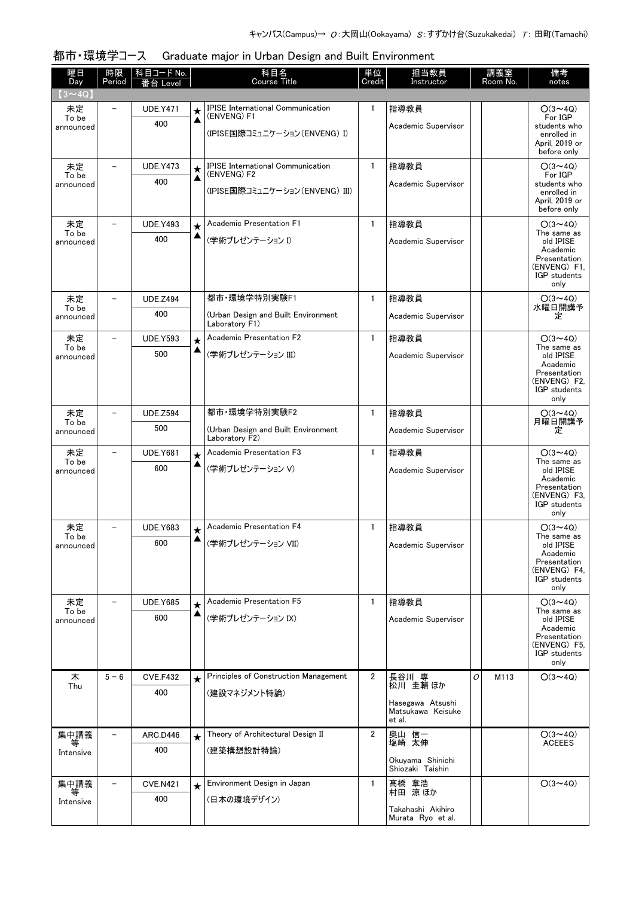キャンパス(Campus)→ O:大岡山(Ookayama) S:すずかけ台(Suzukakedai) T: 田町(Tamachi)

## 都市・環境学コース　Graduate major in Urban Design and Built Environment

| 曜日 Day | 時限 Period | 科目コード No. 番台 Level | | 科目名 Course Title | 単位 Credit | 担当教員 Instructor | 講義室 Room No. | | 備考 notes |
|---|---|---|---|---|---|---|---|---|---|
| 【3～4Q】 | | | | | | | | | |
| 未定 To be announced | – | UDE.Y471 400 | ★▲ | IPISE International Communication (ENVENG) F1 (IPISE国際コミュニケーション(ENVENG) I) | 1 | 指導教員 Academic Supervisor | | | O(3～4Q) For IGP students who enrolled in April, 2019 or before only |
| 未定 To be announced | – | UDE.Y473 400 | ★▲ | IPISE International Communication (ENVENG) F2 (IPISE国際コミュニケーション(ENVENG) III) | 1 | 指導教員 Academic Supervisor | | | O(3～4Q) For IGP students who enrolled in April, 2019 or before only |
| 未定 To be announced | – | UDE.Y493 400 | ★▲ | Academic Presentation F1 (学術プレゼンテーション I) | 1 | 指導教員 Academic Supervisor | | | O(3～4Q) The same as old IPISE Academic Presentation (ENVENG) F1, IGP students only |
| 未定 To be announced | – | UDE.Z494 400 | | 都市・環境学特別実験F1 (Urban Design and Built Environment Laboratory F1) | 1 | 指導教員 Academic Supervisor | | | O(3～4Q) 水曜日開講予定 |
| 未定 To be announced | – | UDE.Y593 500 | ★▲ | Academic Presentation F2 (学術プレゼンテーション III) | 1 | 指導教員 Academic Supervisor | | | O(3～4Q) The same as old IPISE Academic Presentation (ENVENG) F2, IGP students only |
| 未定 To be announced | – | UDE.Z594 500 | | 都市・環境学特別実験F2 (Urban Design and Built Environment Laboratory F2) | 1 | 指導教員 Academic Supervisor | | | O(3～4Q) 月曜日開講予定 |
| 未定 To be announced | – | UDE.Y681 600 | ★▲ | Academic Presentation F3 (学術プレゼンテーション V) | 1 | 指導教員 Academic Supervisor | | | O(3～4Q) The same as old IPISE Academic Presentation (ENVENG) F3, IGP students only |
| 未定 To be announced | – | UDE.Y683 600 | ★▲ | Academic Presentation F4 (学術プレゼンテーション VII) | 1 | 指導教員 Academic Supervisor | | | O(3～4Q) The same as old IPISE Academic Presentation (ENVENG) F4, IGP students only |
| 未定 To be announced | – | UDE.Y685 600 | ★▲ | Academic Presentation F5 (学術プレゼンテーション IX) | 1 | 指導教員 Academic Supervisor | | | O(3～4Q) The same as old IPISE Academic Presentation (ENVENG) F5, IGP students only |
| 木 Thu | 5－6 | CVE.F432 400 | ★ | Principles of Construction Management (建設マネジメント特論) | 2 | 長谷川 専 松川 圭輔 ほか Hasegawa Atsushi Matsukawa Keisuke et al. | O | M113 | O(3～4Q) |
| 集中講義等 Intensive | – | ARC.D446 400 | ★ | Theory of Architectural Design II (建築構想設計特論) | 2 | 奥山 信一 塩崎 太伸 Okuyama Shinichi Shiozaki Taishin | | | O(3～4Q) ACEEES |
| 集中講義等 Intensive | – | CVE.N421 400 | ★ | Environment Design in Japan (日本の環境デザイン) | 1 | 髙橋 章浩 村田 涼 ほか Takahashi Akihiro Murata Ryo et al. | | | O(3～4Q) |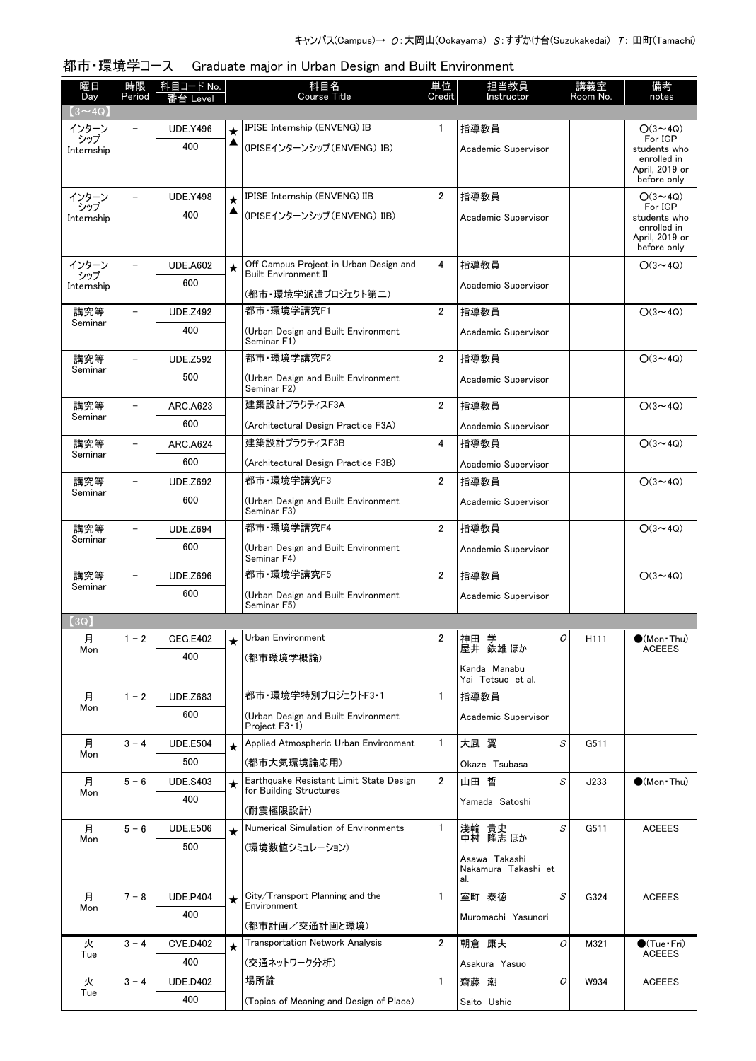キャンパス(Campus)→ O：大岡山(Ookayama) S：すずかけ台(Suzukakedai) T：田町(Tamachi)

## 都市・環境学コース　Graduate major in Urban Design and Built Environment

| 曜日 Day | 時限 Period | 科目コード No. 番台 Level | | 科目名 Course Title | 単位 Credit | 担当教員 Instructor | 講義室 Room No. | | 備考 notes |
|---|---|---|---|---|---|---|---|---|---|
| 【3～4Q】 | | | | | | | | | |
| インターンシップ Internship | － | UDE.Y496 400 | ★▲ | IPISE Internship (ENVENG) IB (IPISEインターンシップ(ENVENG) IB) | 1 | 指導教員 Academic Supervisor | | | ○(3～4Q) For IGP students who enrolled in April, 2019 or before only |
| インターンシップ Internship | － | UDE.Y498 400 | ★▲ | IPISE Internship (ENVENG) IIB (IPISEインターンシップ(ENVENG) IIB) | 2 | 指導教員 Academic Supervisor | | | ○(3～4Q) For IGP students who enrolled in April, 2019 or before only |
| インターンシップ Internship | － | UDE.A602 600 | ★ | Off Campus Project in Urban Design and Built Environment II (都市・環境学派遣プロジェクト第二) | 4 | 指導教員 Academic Supervisor | | | ○(3～4Q) |
| 講究等 Seminar | － | UDE.Z492 400 | | 都市・環境学講究F1 (Urban Design and Built Environment Seminar F1) | 2 | 指導教員 Academic Supervisor | | | ○(3～4Q) |
| 講究等 Seminar | － | UDE.Z592 500 | | 都市・環境学講究F2 (Urban Design and Built Environment Seminar F2) | 2 | 指導教員 Academic Supervisor | | | ○(3～4Q) |
| 講究等 Seminar | － | ARC.A623 600 | | 建築設計プラクティスF3A (Architectural Design Practice F3A) | 2 | 指導教員 Academic Supervisor | | | ○(3～4Q) |
| 講究等 Seminar | － | ARC.A624 600 | | 建築設計プラクティスF3B (Architectural Design Practice F3B) | 4 | 指導教員 Academic Supervisor | | | ○(3～4Q) |
| 講究等 Seminar | － | UDE.Z692 600 | | 都市・環境学講究F3 (Urban Design and Built Environment Seminar F3) | 2 | 指導教員 Academic Supervisor | | | ○(3～4Q) |
| 講究等 Seminar | － | UDE.Z694 600 | | 都市・環境学講究F4 (Urban Design and Built Environment Seminar F4) | 2 | 指導教員 Academic Supervisor | | | ○(3～4Q) |
| 講究等 Seminar | － | UDE.Z696 600 | | 都市・環境学講究F5 (Urban Design and Built Environment Seminar F5) | 2 | 指導教員 Academic Supervisor | | | ○(3～4Q) |
| 【3Q】 | | | | | | | | | |
| 月 Mon | 1－2 | GEG.E402 400 | ★ | Urban Environment (都市環境学概論) | 2 | 神田 学 屋井 鉄雄 ほか Kanda Manabu Yai Tetsuo et al. | O | H111 | ●(Mon・Thu) ACEEES |
| 月 Mon | 1－2 | UDE.Z683 600 | | 都市・環境学特別プロジェクトF3・1 (Urban Design and Built Environment Project F3・1) | 1 | 指導教員 Academic Supervisor | | | |
| 月 Mon | 3－4 | UDE.E504 500 | ★ | Applied Atmospheric Urban Environment (都市大気環境論応用) | 1 | 大風 翼 Okaze Tsubasa | S | G511 | |
| 月 Mon | 5－6 | UDE.S403 400 | ★ | Earthquake Resistant Limit State Design for Building Structures (耐震極限設計) | 2 | 山田 哲 Yamada Satoshi | S | J233 | ●(Mon・Thu) |
| 月 Mon | 5－6 | UDE.E506 500 | ★ | Numerical Simulation of Environments (環境数値シミュレーション) | 1 | 淺輪 貴史 中村 隆志 ほか Asawa Takashi Nakamura Takashi et al. | S | G511 | ACEEES |
| 月 Mon | 7－8 | UDE.P404 400 | ★ | City/Transport Planning and the Environment (都市計画／交通計画と環境) | 1 | 室町 泰徳 Muromachi Yasunori | S | G324 | ACEEES |
| 火 Tue | 3－4 | CVE.D402 400 | ★ | Transportation Network Analysis (交通ネットワーク分析) | 2 | 朝倉 康夫 Asakura Yasuo | O | M321 | ●(Tue・Fri) ACEEES |
| 火 Tue | 3－4 | UDE.D402 400 | | 場所論 (Topics of Meaning and Design of Place) | 1 | 齋藤 潮 Saito Ushio | O | W934 | ACEEES |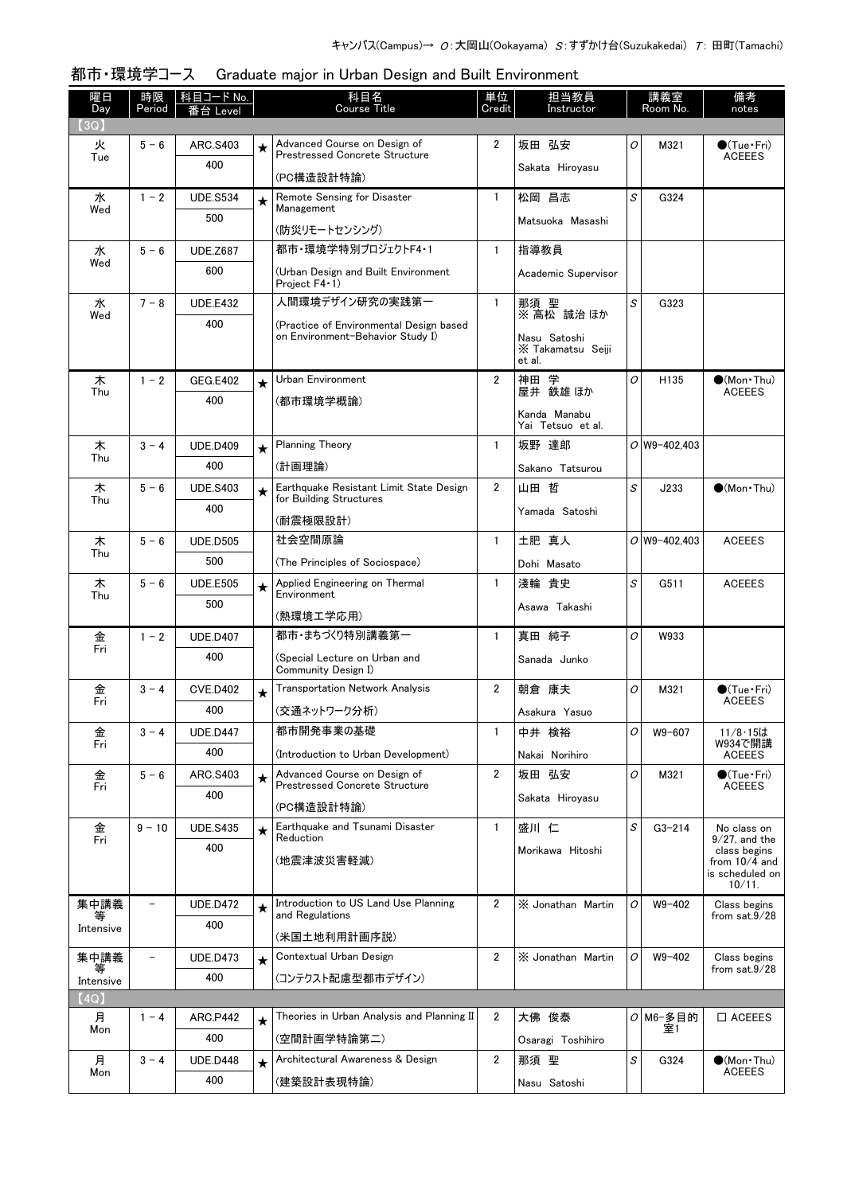キャンパス(Campus)→ O：大岡山(Ookayama) S：すずかけ台(Suzukakedai) T：田町(Tamachi)

## 都市・環境学コース　Graduate major in Urban Design and Built Environment

| 曜日 Day | 時限 Period | 科目コード No. 番台 Level | | 科目名 Course Title | 単位 Credit | 担当教員 Instructor | | 講義室 Room No. | 備考 notes |
|---|---|---|---|---|---|---|---|---|---|
| 【3Q】 | | | | | | | | | |
| 火 Tue | 5－6 | ARC.S403 400 | ★ | Advanced Course on Design of Prestressed Concrete Structure (PC構造設計特論) | 2 | 坂田 弘安 Sakata Hiroyasu | O | M321 | ●(Tue・Fri) ACEEES |
| 水 Wed | 1－2 | UDE.S534 500 | ★ | Remote Sensing for Disaster Management (防災リモートセンシング) | 1 | 松岡 昌志 Matsuoka Masashi | S | G324 | |
| 水 Wed | 5－6 | UDE.Z687 600 | | 都市・環境学特別プロジェクトF4・1 (Urban Design and Built Environment Project F4・1) | 1 | 指導教員 Academic Supervisor | | | |
| 水 Wed | 7－8 | UDE.E432 400 | | 人間環境デザイン研究の実践第一 (Practice of Environmental Design based on Environment-Behavior Study I) | 1 | 那須 聖 ※高松 誠治 ほか Nasu Satoshi ※Takamatsu Seiji et al. | S | G323 | |
| 木 Thu | 1－2 | GEG.E402 400 | ★ | Urban Environment (都市環境学概論) | 2 | 神田 学 屋井 鉄雄 ほか Kanda Manabu Yai Tetsuo et al. | O | H135 | ●(Mon・Thu) ACEEES |
| 木 Thu | 3－4 | UDE.D409 400 | ★ | Planning Theory (計画理論) | 1 | 坂野 達郎 Sakano Tatsurou | O | W9-402,403 | |
| 木 Thu | 5－6 | UDE.S403 400 | ★ | Earthquake Resistant Limit State Design for Building Structures (耐震極限設計) | 2 | 山田 哲 Yamada Satoshi | S | J233 | ●(Mon・Thu) |
| 木 Thu | 5－6 | UDE.D505 500 | | 社会空間原論 (The Principles of Sociospace) | 1 | 土肥 真人 Dohi Masato | O | W9-402,403 | ACEEES |
| 木 Thu | 5－6 | UDE.E505 500 | ★ | Applied Engineering on Thermal Environment (熱環境工学応用) | 1 | 淺輪 貴史 Asawa Takashi | S | G511 | ACEEES |
| 金 Fri | 1－2 | UDE.D407 400 | | 都市・まちづくり特別講義第一 (Special Lecture on Urban and Community Design I) | 1 | 真田 純子 Sanada Junko | O | W933 | |
| 金 Fri | 3－4 | CVE.D402 400 | ★ | Transportation Network Analysis (交通ネットワーク分析) | 2 | 朝倉 康夫 Asakura Yasuo | O | M321 | ●(Tue・Fri) ACEEES |
| 金 Fri | 3－4 | UDE.D447 400 | | 都市開発事業の基礎 (Introduction to Urban Development) | 1 | 中井 検裕 Nakai Norihiro | O | W9-607 | 11/8・15はW934で開講 ACEEES |
| 金 Fri | 5－6 | ARC.S403 400 | ★ | Advanced Course on Design of Prestressed Concrete Structure (PC構造設計特論) | 2 | 坂田 弘安 Sakata Hiroyasu | O | M321 | ●(Tue・Fri) ACEEES |
| 金 Fri | 9－10 | UDE.S435 400 | ★ | Earthquake and Tsunami Disaster Reduction (地震津波災害軽減) | 1 | 盛川 仁 Morikawa Hitoshi | S | G3-214 | No class on 9/27, and the class begins from 10/4 and is scheduled on 10/11. |
| 集中講義等 Intensive | － | UDE.D472 400 | ★ | Introduction to US Land Use Planning and Regulations (米国土地利用計画序説) | 2 | ※Jonathan Martin | O | W9-402 | Class begins from sat.9/28 |
| 集中講義等 Intensive | － | UDE.D473 400 | ★ | Contextual Urban Design (コンテクスト配慮型都市デザイン) | 2 | ※Jonathan Martin | O | W9-402 | Class begins from sat.9/28 |
| 【4Q】 | | | | | | | | | |
| 月 Mon | 1－4 | ARC.P442 400 | ★ | Theories in Urban Analysis and Planning II (空間計画学特論第二) | 2 | 大佛 俊泰 Osaragi Toshihiro | O | M6-多目的室1 | □ ACEEES |
| 月 Mon | 3－4 | UDE.D448 400 | ★ | Architectural Awareness & Design (建築設計表現特論) | 2 | 那須 聖 Nasu Satoshi | S | G324 | ●(Mon・Thu) ACEEES |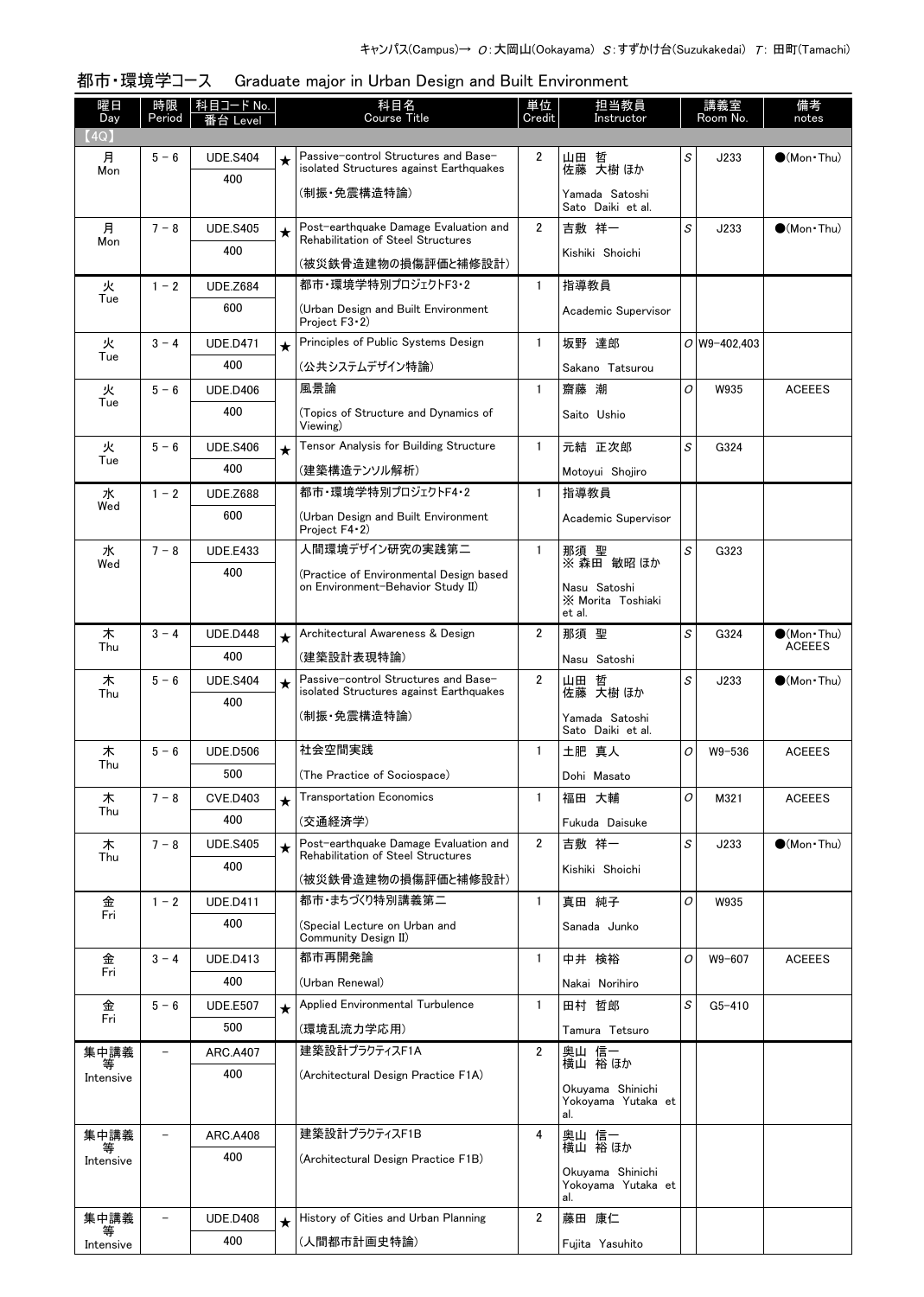キャンパス(Campus)→ O:大岡山(Ookayama) S:すずかけ台(Suzukakedai) T:田町(Tamachi)

## 都市・環境学コース　Graduate major in Urban Design and Built Environment

| 曜日 Day | 時限 Period | 科目コード No. 番台 Level | | 科目名 Course Title | 単位 Credit | 担当教員 Instructor | | 講義室 Room No. | 備考 notes |
|---|---|---|---|---|---|---|---|---|---|
| 【4Q】 | | | | | | | | | |
| 月 Mon | 5 - 6 | UDE.S404 400 | ★ | Passive-control Structures and Base-isolated Structures against Earthquakes (制振・免震構造特論) | 2 | 山田 哲 佐藤 大樹 ほか Yamada Satoshi Sato Daiki et al. | S | J233 | ●(Mon・Thu) |
| 月 Mon | 7 - 8 | UDE.S405 400 | ★ | Post-earthquake Damage Evaluation and Rehabilitation of Steel Structures (被災鉄骨造建物の損傷評価と補修設計) | 2 | 吉敷 祥一 Kishiki Shoichi | S | J233 | ●(Mon・Thu) |
| 火 Tue | 1 - 2 | UDE.Z684 600 | | 都市・環境学特別プロジェクトF3・2 (Urban Design and Built Environment Project F3・2) | 1 | 指導教員 Academic Supervisor | | | |
| 火 Tue | 3 - 4 | UDE.D471 400 | ★ | Principles of Public Systems Design (公共システムデザイン特論) | 1 | 坂野 達郎 Sakano Tatsurou | O | W9-402,403 | |
| 火 Tue | 5 - 6 | UDE.D406 400 | | 風景論 (Topics of Structure and Dynamics of Viewing) | 1 | 齋藤 潮 Saito Ushio | O | W935 | ACEEES |
| 火 Tue | 5 - 6 | UDE.S406 400 | ★ | Tensor Analysis for Building Structure (建築構造テンソル解析) | 1 | 元結 正次郎 Motoyui Shojiro | S | G324 | |
| 水 Wed | 1 - 2 | UDE.Z688 600 | | 都市・環境学特別プロジェクトF4・2 (Urban Design and Built Environment Project F4・2) | 1 | 指導教員 Academic Supervisor | | | |
| 水 Wed | 7 - 8 | UDE.E433 400 | | 人間環境デザイン研究の実践第二 (Practice of Environmental Design based on Environment-Behavior Study II) | 1 | 那須 聖 ※ 森田 敏昭 ほか Nasu Satoshi ※ Morita Toshiaki et al. | S | G323 | |
| 木 Thu | 3 - 4 | UDE.D448 400 | ★ | Architectural Awareness & Design (建築設計表現特論) | 2 | 那須 聖 Nasu Satoshi | S | G324 | ●(Mon・Thu) ACEEES |
| 木 Thu | 5 - 6 | UDE.S404 400 | ★ | Passive-control Structures and Base-isolated Structures against Earthquakes (制振・免震構造特論) | 2 | 山田 哲 佐藤 大樹 ほか Yamada Satoshi Sato Daiki et al. | S | J233 | ●(Mon・Thu) |
| 木 Thu | 5 - 6 | UDE.D506 500 | | 社会空間実践 (The Practice of Sociospace) | 1 | 土肥 真人 Dohi Masato | O | W9-536 | ACEEES |
| 木 Thu | 7 - 8 | CVE.D403 400 | ★ | Transportation Economics (交通経済学) | 1 | 福田 大輔 Fukuda Daisuke | O | M321 | ACEEES |
| 木 Thu | 7 - 8 | UDE.S405 400 | ★ | Post-earthquake Damage Evaluation and Rehabilitation of Steel Structures (被災鉄骨造建物の損傷評価と補修設計) | 2 | 吉敷 祥一 Kishiki Shoichi | S | J233 | ●(Mon・Thu) |
| 金 Fri | 1 - 2 | UDE.D411 400 | | 都市・まちづくり特別講義第二 (Special Lecture on Urban and Community Design II) | 1 | 真田 純子 Sanada Junko | O | W935 | |
| 金 Fri | 3 - 4 | UDE.D413 400 | | 都市再開発論 (Urban Renewal) | 1 | 中井 検裕 Nakai Norihiro | O | W9-607 | ACEEES |
| 金 Fri | 5 - 6 | UDE.E507 500 | ★ | Applied Environmental Turbulence (環境乱流力学応用) | 1 | 田村 哲郎 Tamura Tetsuro | S | G5-410 | |
| 集中講義等 Intensive | - | ARC.A407 400 | | 建築設計プラクティスF1A (Architectural Design Practice F1A) | 2 | 奥山 信一 横山 裕 ほか Okuyama Shinichi Yokoyama Yutaka et al. | | | |
| 集中講義等 Intensive | - | ARC.A408 400 | | 建築設計プラクティスF1B (Architectural Design Practice F1B) | 4 | 奥山 信一 横山 裕 ほか Okuyama Shinichi Yokoyama Yutaka et al. | | | |
| 集中講義等 Intensive | - | UDE.D408 400 | ★ | History of Cities and Urban Planning (人間都市計画史特論) | 2 | 藤田 康仁 Fujita Yasuhito | | | |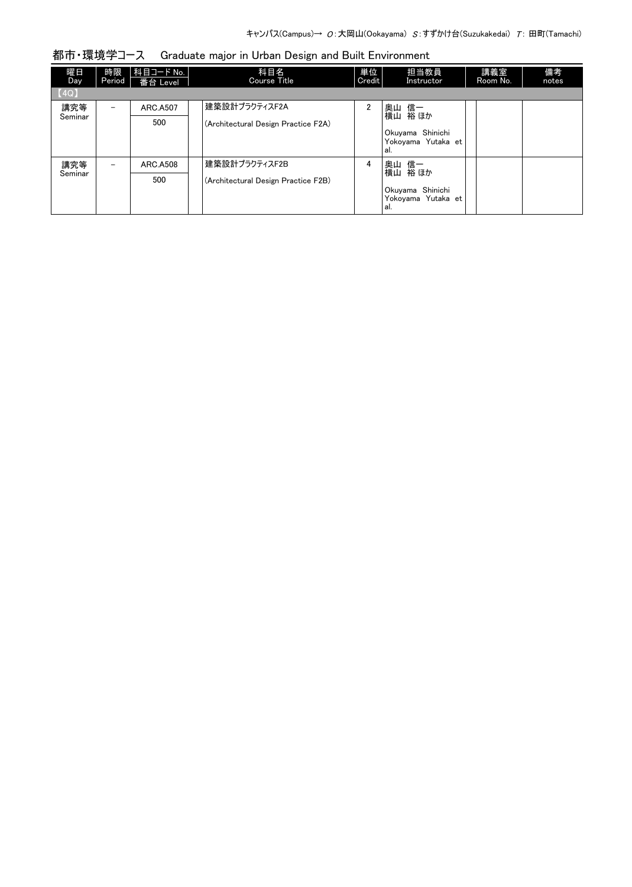キャンパス(Campus)→ O：大岡山(Ookayama)　S：すずかけ台(Suzukakedai)　T：田町(Tamachi)

## 都市・環境学コース　Graduate major in Urban Design and Built Environment

| 曜日 Day | 時限 Period | 科目コード No. 番台 Level | 科目名 Course Title | 単位 Credit | 担当教員 Instructor | 講義室 Room No. | 備考 notes |
|---|---|---|---|---|---|---|---|
| 【4Q】 | | | | | | | |
| 講究等 Seminar | － | ARC.A507 500 | 建築設計プラクティスF2A (Architectural Design Practice F2A) | 2 | 奥山 信一 横山 裕 ほか Okuyama Shinichi Yokoyama Yutaka et al. | | |
| 講究等 Seminar | － | ARC.A508 500 | 建築設計プラクティスF2B (Architectural Design Practice F2B) | 4 | 奥山 信一 横山 裕 ほか Okuyama Shinichi Yokoyama Yutaka et al. | | |